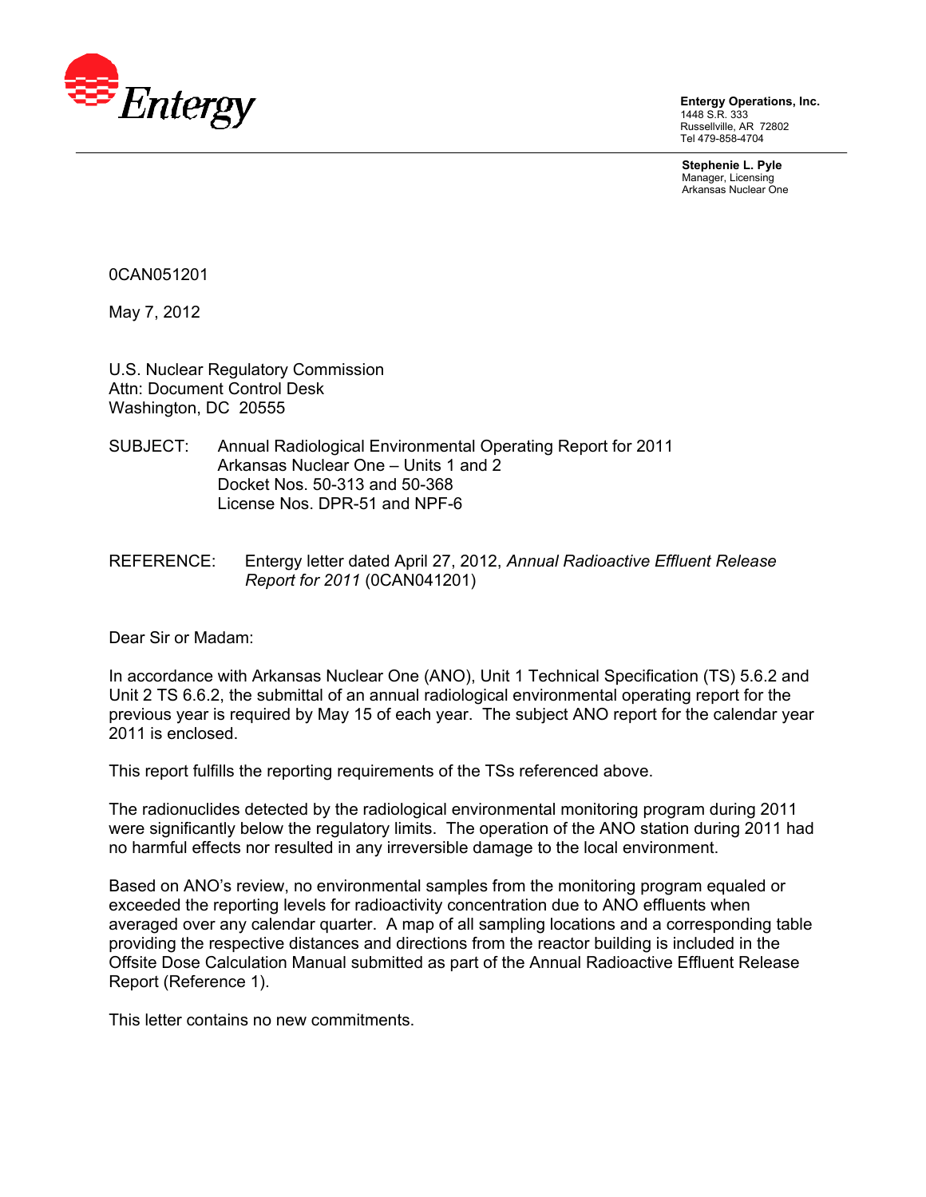Entergy

**Entergy Operations, Inc.**
1448 S.R. 333
Russellville, AR 72802
Tel 479-858-4704

**Stephenie L. Pyle**
Manager, Licensing
Arkansas Nuclear One

0CAN051201

May 7, 2012

U.S. Nuclear Regulatory Commission
Attn: Document Control Desk
Washington, DC 20555

SUBJECT: Annual Radiological Environmental Operating Report for 2011
Arkansas Nuclear One – Units 1 and 2
Docket Nos. 50-313 and 50-368
License Nos. DPR-51 and NPF-6

REFERENCE: Entergy letter dated April 27, 2012, *Annual Radioactive Effluent Release Report for 2011* (0CAN041201)

Dear Sir or Madam:

In accordance with Arkansas Nuclear One (ANO), Unit 1 Technical Specification (TS) 5.6.2 and Unit 2 TS 6.6.2, the submittal of an annual radiological environmental operating report for the previous year is required by May 15 of each year. The subject ANO report for the calendar year 2011 is enclosed.

This report fulfills the reporting requirements of the TSs referenced above.

The radionuclides detected by the radiological environmental monitoring program during 2011 were significantly below the regulatory limits. The operation of the ANO station during 2011 had no harmful effects nor resulted in any irreversible damage to the local environment.

Based on ANO's review, no environmental samples from the monitoring program equaled or exceeded the reporting levels for radioactivity concentration due to ANO effluents when averaged over any calendar quarter. A map of all sampling locations and a corresponding table providing the respective distances and directions from the reactor building is included in the Offsite Dose Calculation Manual submitted as part of the Annual Radioactive Effluent Release Report (Reference 1).

This letter contains no new commitments.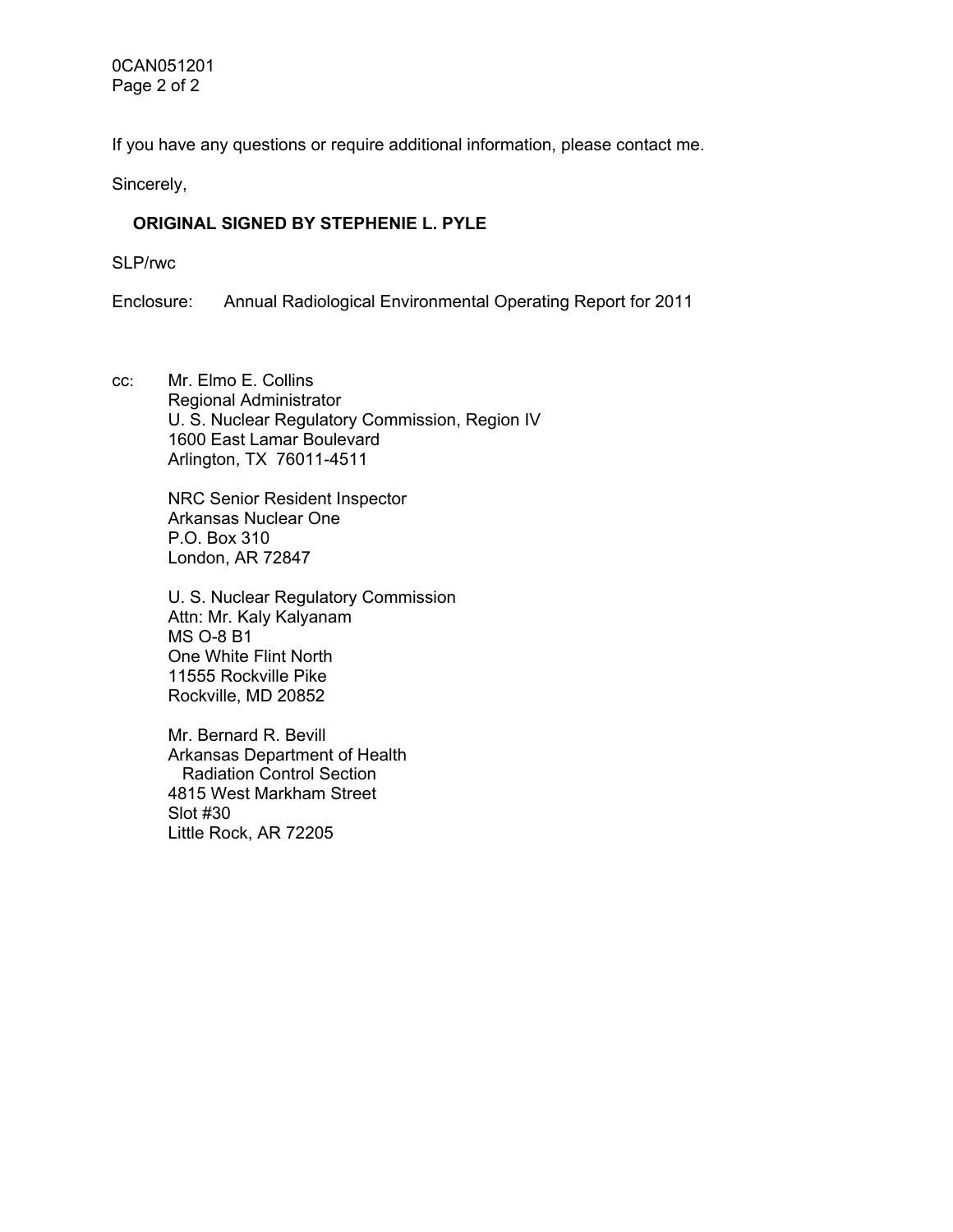If you have any questions or require additional information, please contact me.

Sincerely,

**ORIGINAL SIGNED BY STEPHENIE L. PYLE**

SLP/rwc

Enclosure: Annual Radiological Environmental Operating Report for 2011

cc: Mr. Elmo E. Collins
Regional Administrator
U. S. Nuclear Regulatory Commission, Region IV
1600 East Lamar Boulevard
Arlington, TX 76011-4511

NRC Senior Resident Inspector
Arkansas Nuclear One
P.O. Box 310
London, AR 72847

U. S. Nuclear Regulatory Commission
Attn: Mr. Kaly Kalyanam
MS O-8 B1
One White Flint North
11555 Rockville Pike
Rockville, MD 20852

Mr. Bernard R. Bevill
Arkansas Department of Health
Radiation Control Section
4815 West Markham Street
Slot #30
Little Rock, AR 72205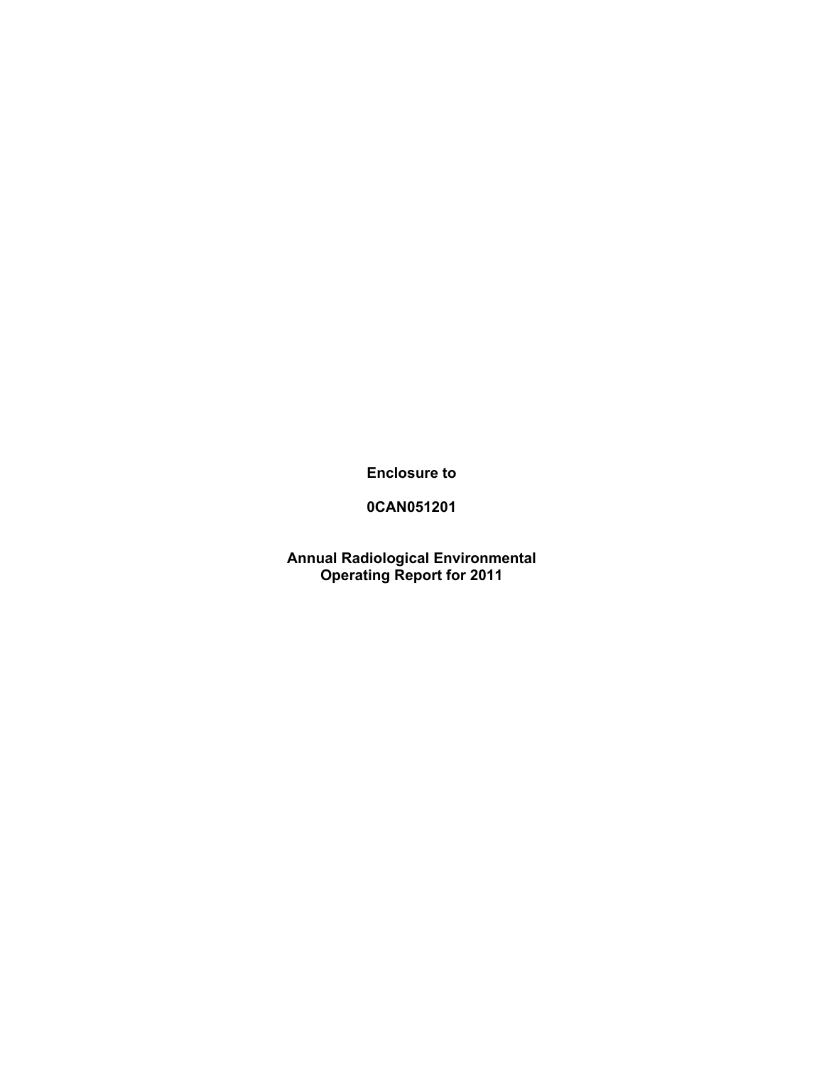**Enclosure to**

**0CAN051201**

**Annual Radiological Environmental Operating Report for 2011**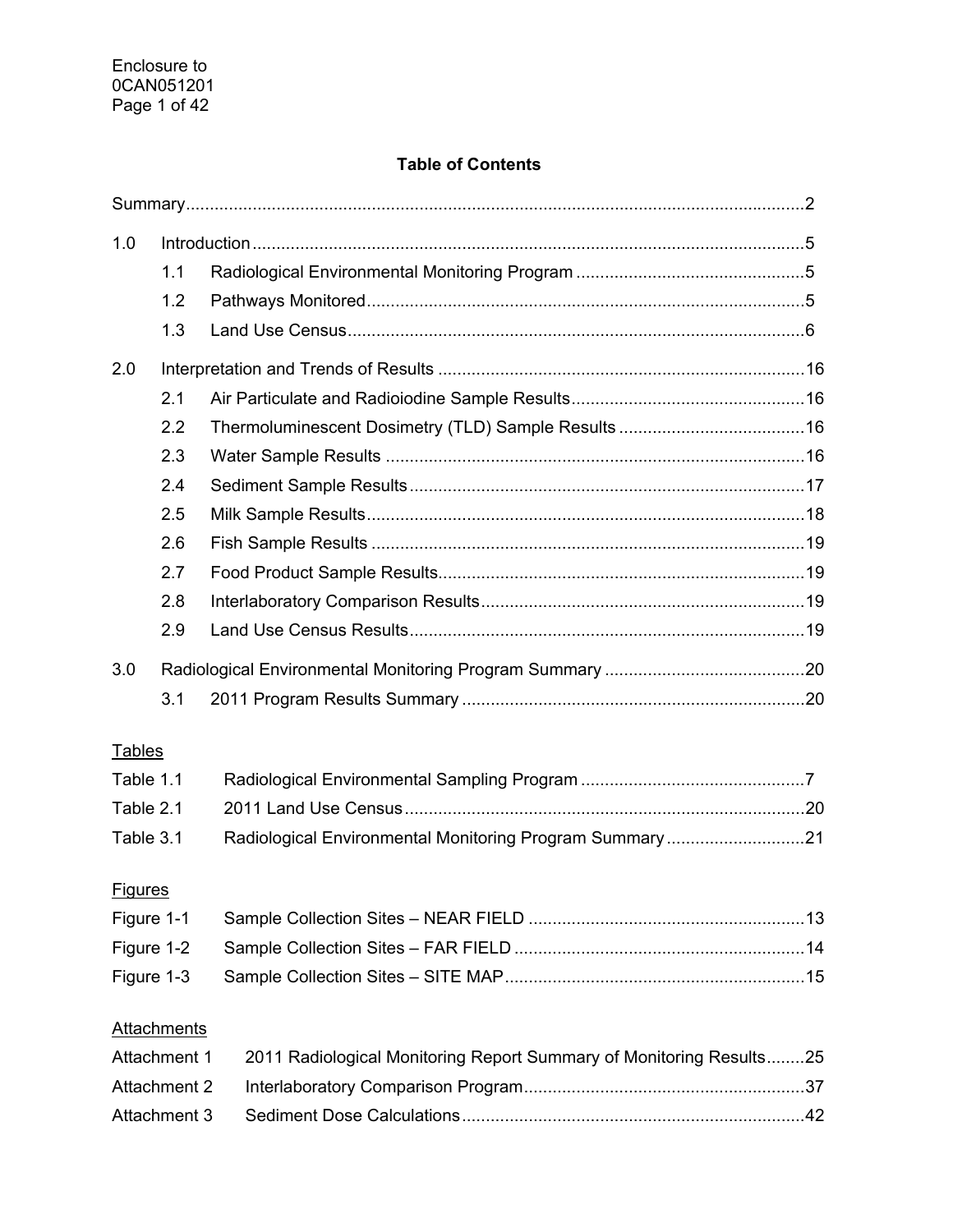## Table of Contents

| | | | |
|---|---|---|---|
| Summary | | | 2 |
| 1.0 | Introduction | | 5 |
| | 1.1 | Radiological Environmental Monitoring Program | 5 |
| | 1.2 | Pathways Monitored | 5 |
| | 1.3 | Land Use Census | 6 |
| 2.0 | Interpretation and Trends of Results | | 16 |
| | 2.1 | Air Particulate and Radioiodine Sample Results | 16 |
| | 2.2 | Thermoluminescent Dosimetry (TLD) Sample Results | 16 |
| | 2.3 | Water Sample Results | 16 |
| | 2.4 | Sediment Sample Results | 17 |
| | 2.5 | Milk Sample Results | 18 |
| | 2.6 | Fish Sample Results | 19 |
| | 2.7 | Food Product Sample Results | 19 |
| | 2.8 | Interlaboratory Comparison Results | 19 |
| | 2.9 | Land Use Census Results | 19 |
| 3.0 | Radiological Environmental Monitoring Program Summary | | 20 |
| | 3.1 | 2011 Program Results Summary | 20 |

**Tables**

| | | |
|---|---|---|
| Table 1.1 | Radiological Environmental Sampling Program | 7 |
| Table 2.1 | 2011 Land Use Census | 20 |
| Table 3.1 | Radiological Environmental Monitoring Program Summary | 21 |

**Figures**

| | | |
|---|---|---|
| Figure 1-1 | Sample Collection Sites – NEAR FIELD | 13 |
| Figure 1-2 | Sample Collection Sites – FAR FIELD | 14 |
| Figure 1-3 | Sample Collection Sites – SITE MAP | 15 |

**Attachments**

| | | |
|---|---|---|
| Attachment 1 | 2011 Radiological Monitoring Report Summary of Monitoring Results | 25 |
| Attachment 2 | Interlaboratory Comparison Program | 37 |
| Attachment 3 | Sediment Dose Calculations | 42 |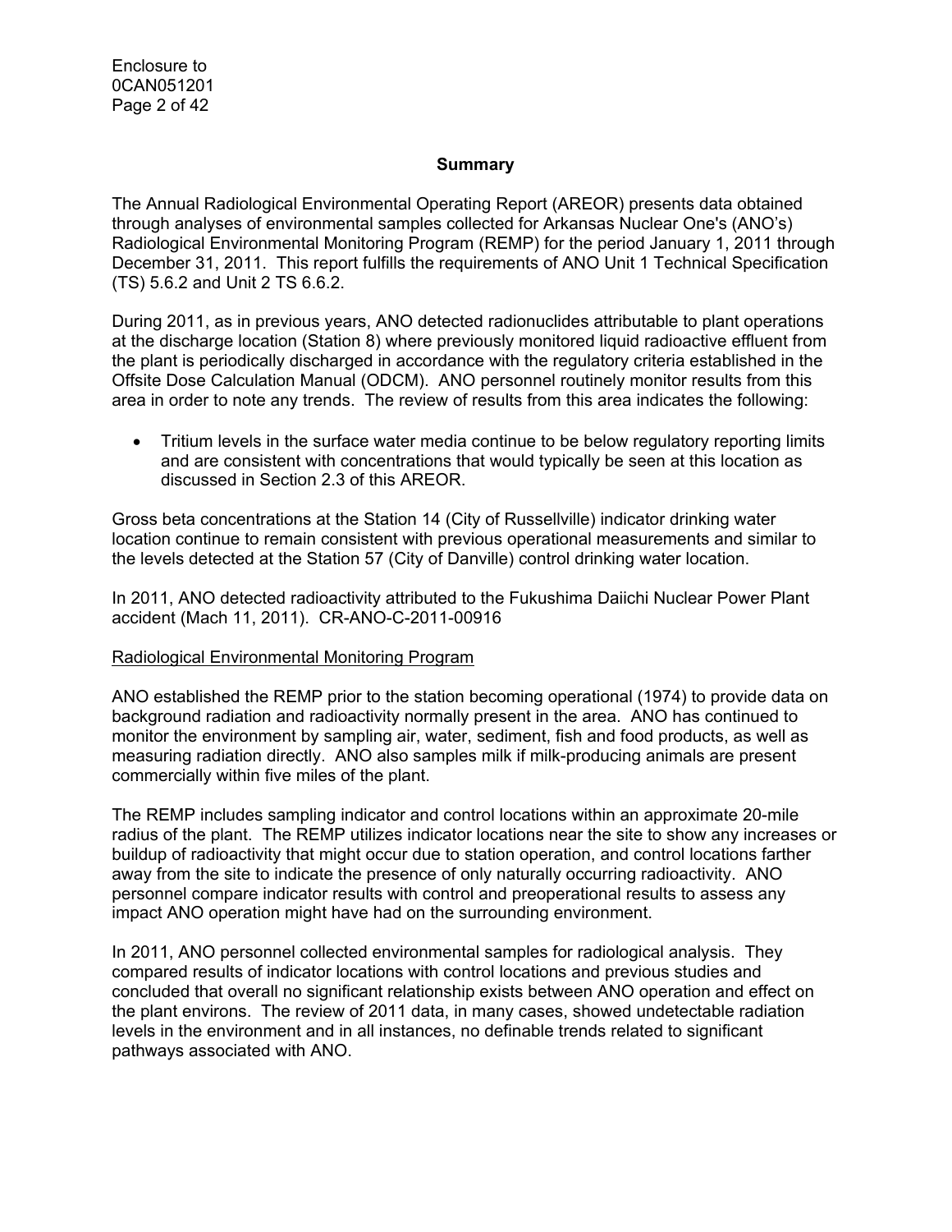## Summary

The Annual Radiological Environmental Operating Report (AREOR) presents data obtained through analyses of environmental samples collected for Arkansas Nuclear One's (ANO's) Radiological Environmental Monitoring Program (REMP) for the period January 1, 2011 through December 31, 2011. This report fulfills the requirements of ANO Unit 1 Technical Specification (TS) 5.6.2 and Unit 2 TS 6.6.2.

During 2011, as in previous years, ANO detected radionuclides attributable to plant operations at the discharge location (Station 8) where previously monitored liquid radioactive effluent from the plant is periodically discharged in accordance with the regulatory criteria established in the Offsite Dose Calculation Manual (ODCM). ANO personnel routinely monitor results from this area in order to note any trends. The review of results from this area indicates the following:

- Tritium levels in the surface water media continue to be below regulatory reporting limits and are consistent with concentrations that would typically be seen at this location as discussed in Section 2.3 of this AREOR.

Gross beta concentrations at the Station 14 (City of Russellville) indicator drinking water location continue to remain consistent with previous operational measurements and similar to the levels detected at the Station 57 (City of Danville) control drinking water location.

In 2011, ANO detected radioactivity attributed to the Fukushima Daiichi Nuclear Power Plant accident (Mach 11, 2011). CR-ANO-C-2011-00916

Radiological Environmental Monitoring Program

ANO established the REMP prior to the station becoming operational (1974) to provide data on background radiation and radioactivity normally present in the area. ANO has continued to monitor the environment by sampling air, water, sediment, fish and food products, as well as measuring radiation directly. ANO also samples milk if milk-producing animals are present commercially within five miles of the plant.

The REMP includes sampling indicator and control locations within an approximate 20-mile radius of the plant. The REMP utilizes indicator locations near the site to show any increases or buildup of radioactivity that might occur due to station operation, and control locations farther away from the site to indicate the presence of only naturally occurring radioactivity. ANO personnel compare indicator results with control and preoperational results to assess any impact ANO operation might have had on the surrounding environment.

In 2011, ANO personnel collected environmental samples for radiological analysis. They compared results of indicator locations with control locations and previous studies and concluded that overall no significant relationship exists between ANO operation and effect on the plant environs. The review of 2011 data, in many cases, showed undetectable radiation levels in the environment and in all instances, no definable trends related to significant pathways associated with ANO.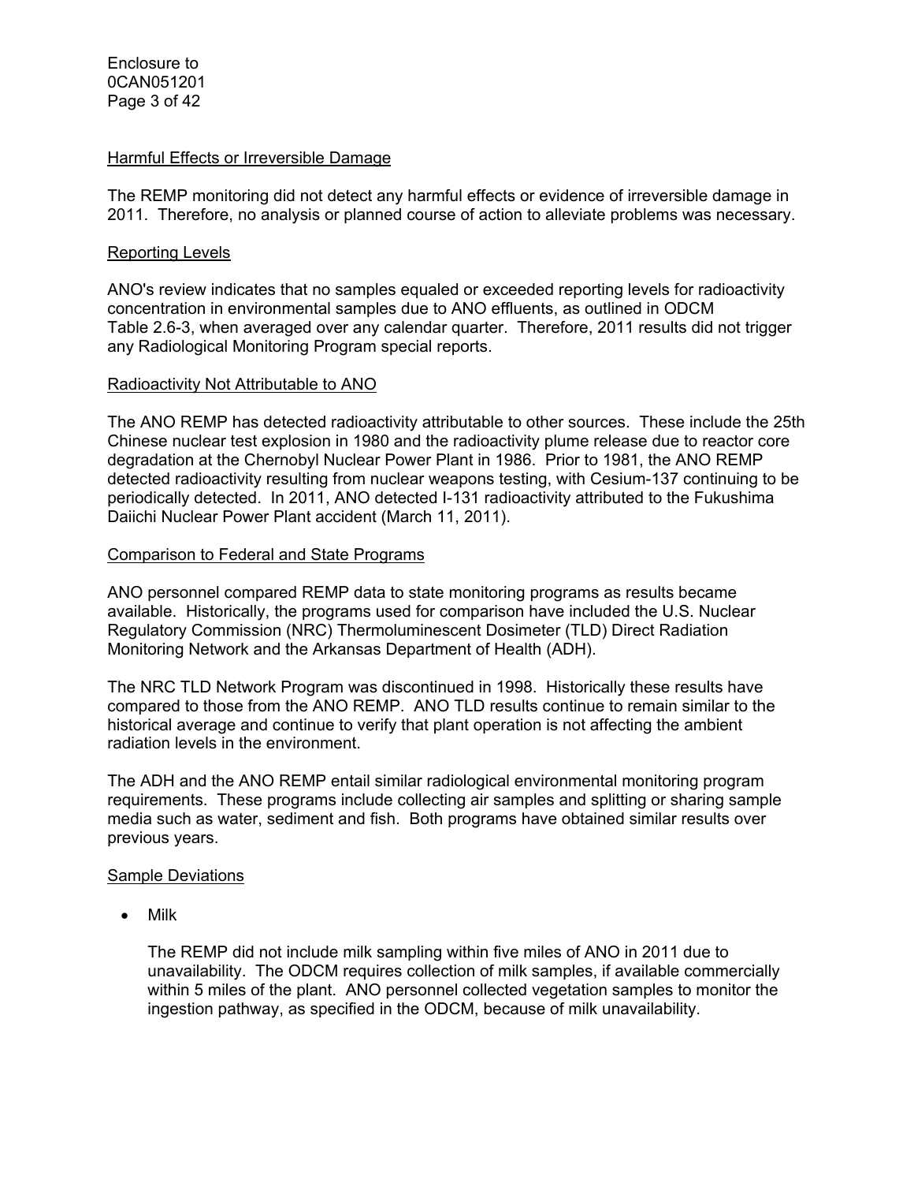### Harmful Effects or Irreversible Damage

The REMP monitoring did not detect any harmful effects or evidence of irreversible damage in 2011. Therefore, no analysis or planned course of action to alleviate problems was necessary.

### Reporting Levels

ANO's review indicates that no samples equaled or exceeded reporting levels for radioactivity concentration in environmental samples due to ANO effluents, as outlined in ODCM Table 2.6-3, when averaged over any calendar quarter. Therefore, 2011 results did not trigger any Radiological Monitoring Program special reports.

### Radioactivity Not Attributable to ANO

The ANO REMP has detected radioactivity attributable to other sources. These include the 25th Chinese nuclear test explosion in 1980 and the radioactivity plume release due to reactor core degradation at the Chernobyl Nuclear Power Plant in 1986. Prior to 1981, the ANO REMP detected radioactivity resulting from nuclear weapons testing, with Cesium-137 continuing to be periodically detected. In 2011, ANO detected I-131 radioactivity attributed to the Fukushima Daiichi Nuclear Power Plant accident (March 11, 2011).

### Comparison to Federal and State Programs

ANO personnel compared REMP data to state monitoring programs as results became available. Historically, the programs used for comparison have included the U.S. Nuclear Regulatory Commission (NRC) Thermoluminescent Dosimeter (TLD) Direct Radiation Monitoring Network and the Arkansas Department of Health (ADH).

The NRC TLD Network Program was discontinued in 1998. Historically these results have compared to those from the ANO REMP. ANO TLD results continue to remain similar to the historical average and continue to verify that plant operation is not affecting the ambient radiation levels in the environment.

The ADH and the ANO REMP entail similar radiological environmental monitoring program requirements. These programs include collecting air samples and splitting or sharing sample media such as water, sediment and fish. Both programs have obtained similar results over previous years.

### Sample Deviations

- Milk

  The REMP did not include milk sampling within five miles of ANO in 2011 due to unavailability. The ODCM requires collection of milk samples, if available commercially within 5 miles of the plant. ANO personnel collected vegetation samples to monitor the ingestion pathway, as specified in the ODCM, because of milk unavailability.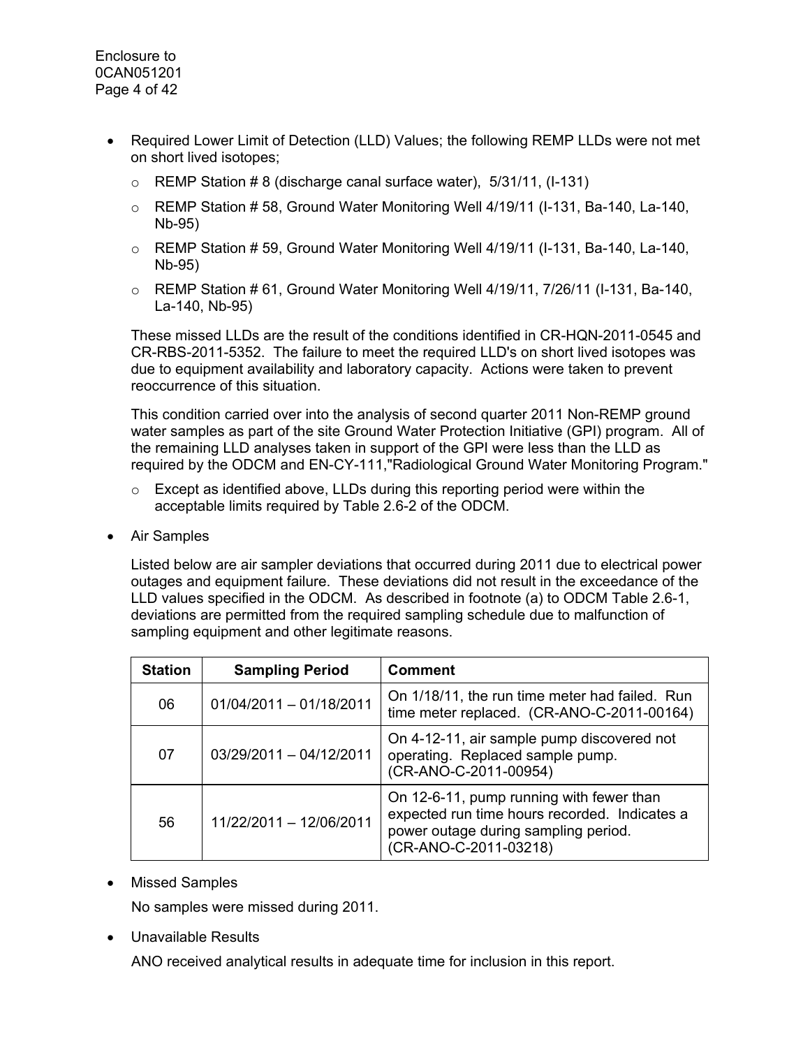- Required Lower Limit of Detection (LLD) Values; the following REMP LLDs were not met on short lived isotopes;
  - REMP Station # 8 (discharge canal surface water), 5/31/11, (I-131)
  - REMP Station # 58, Ground Water Monitoring Well 4/19/11 (I-131, Ba-140, La-140, Nb-95)
  - REMP Station # 59, Ground Water Monitoring Well 4/19/11 (I-131, Ba-140, La-140, Nb-95)
  - REMP Station # 61, Ground Water Monitoring Well 4/19/11, 7/26/11 (I-131, Ba-140, La-140, Nb-95)

  These missed LLDs are the result of the conditions identified in CR-HQN-2011-0545 and CR-RBS-2011-5352. The failure to meet the required LLD's on short lived isotopes was due to equipment availability and laboratory capacity. Actions were taken to prevent reoccurrence of this situation.

  This condition carried over into the analysis of second quarter 2011 Non-REMP ground water samples as part of the site Ground Water Protection Initiative (GPI) program. All of the remaining LLD analyses taken in support of the GPI were less than the LLD as required by the ODCM and EN-CY-111,"Radiological Ground Water Monitoring Program."

  - Except as identified above, LLDs during this reporting period were within the acceptable limits required by Table 2.6-2 of the ODCM.

- Air Samples

  Listed below are air sampler deviations that occurred during 2011 due to electrical power outages and equipment failure. These deviations did not result in the exceedance of the LLD values specified in the ODCM. As described in footnote (a) to ODCM Table 2.6-1, deviations are permitted from the required sampling schedule due to malfunction of sampling equipment and other legitimate reasons.

| Station | Sampling Period | Comment |
|---|---|---|
| 06 | 01/04/2011 – 01/18/2011 | On 1/18/11, the run time meter had failed. Run time meter replaced. (CR-ANO-C-2011-00164) |
| 07 | 03/29/2011 – 04/12/2011 | On 4-12-11, air sample pump discovered not operating. Replaced sample pump. (CR-ANO-C-2011-00954) |
| 56 | 11/22/2011 – 12/06/2011 | On 12-6-11, pump running with fewer than expected run time hours recorded. Indicates a power outage during sampling period. (CR-ANO-C-2011-03218) |

- Missed Samples

  No samples were missed during 2011.

- Unavailable Results

  ANO received analytical results in adequate time for inclusion in this report.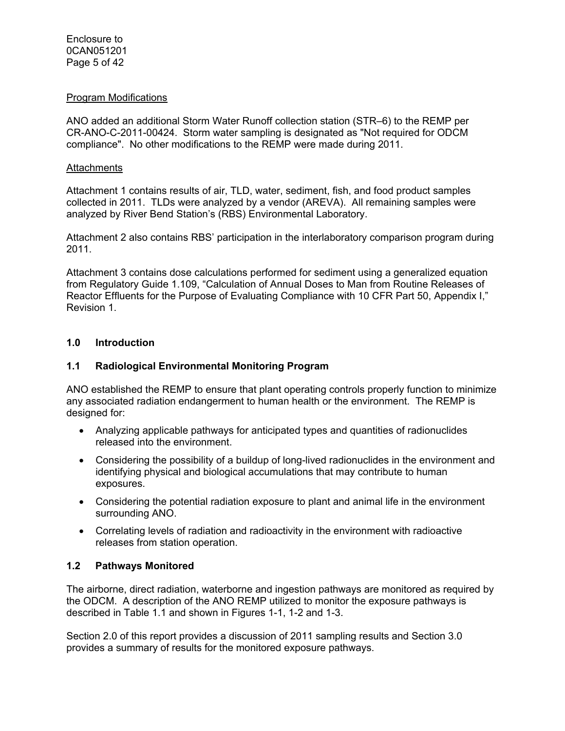Program Modifications

ANO added an additional Storm Water Runoff collection station (STR–6) to the REMP per CR-ANO-C-2011-00424. Storm water sampling is designated as "Not required for ODCM compliance". No other modifications to the REMP were made during 2011.

Attachments

Attachment 1 contains results of air, TLD, water, sediment, fish, and food product samples collected in 2011. TLDs were analyzed by a vendor (AREVA). All remaining samples were analyzed by River Bend Station's (RBS) Environmental Laboratory.

Attachment 2 also contains RBS' participation in the interlaboratory comparison program during 2011.

Attachment 3 contains dose calculations performed for sediment using a generalized equation from Regulatory Guide 1.109, "Calculation of Annual Doses to Man from Routine Releases of Reactor Effluents for the Purpose of Evaluating Compliance with 10 CFR Part 50, Appendix I," Revision 1.

## 1.0 Introduction

### 1.1 Radiological Environmental Monitoring Program

ANO established the REMP to ensure that plant operating controls properly function to minimize any associated radiation endangerment to human health or the environment. The REMP is designed for:

- Analyzing applicable pathways for anticipated types and quantities of radionuclides released into the environment.
- Considering the possibility of a buildup of long-lived radionuclides in the environment and identifying physical and biological accumulations that may contribute to human exposures.
- Considering the potential radiation exposure to plant and animal life in the environment surrounding ANO.
- Correlating levels of radiation and radioactivity in the environment with radioactive releases from station operation.

### 1.2 Pathways Monitored

The airborne, direct radiation, waterborne and ingestion pathways are monitored as required by the ODCM. A description of the ANO REMP utilized to monitor the exposure pathways is described in Table 1.1 and shown in Figures 1-1, 1-2 and 1-3.

Section 2.0 of this report provides a discussion of 2011 sampling results and Section 3.0 provides a summary of results for the monitored exposure pathways.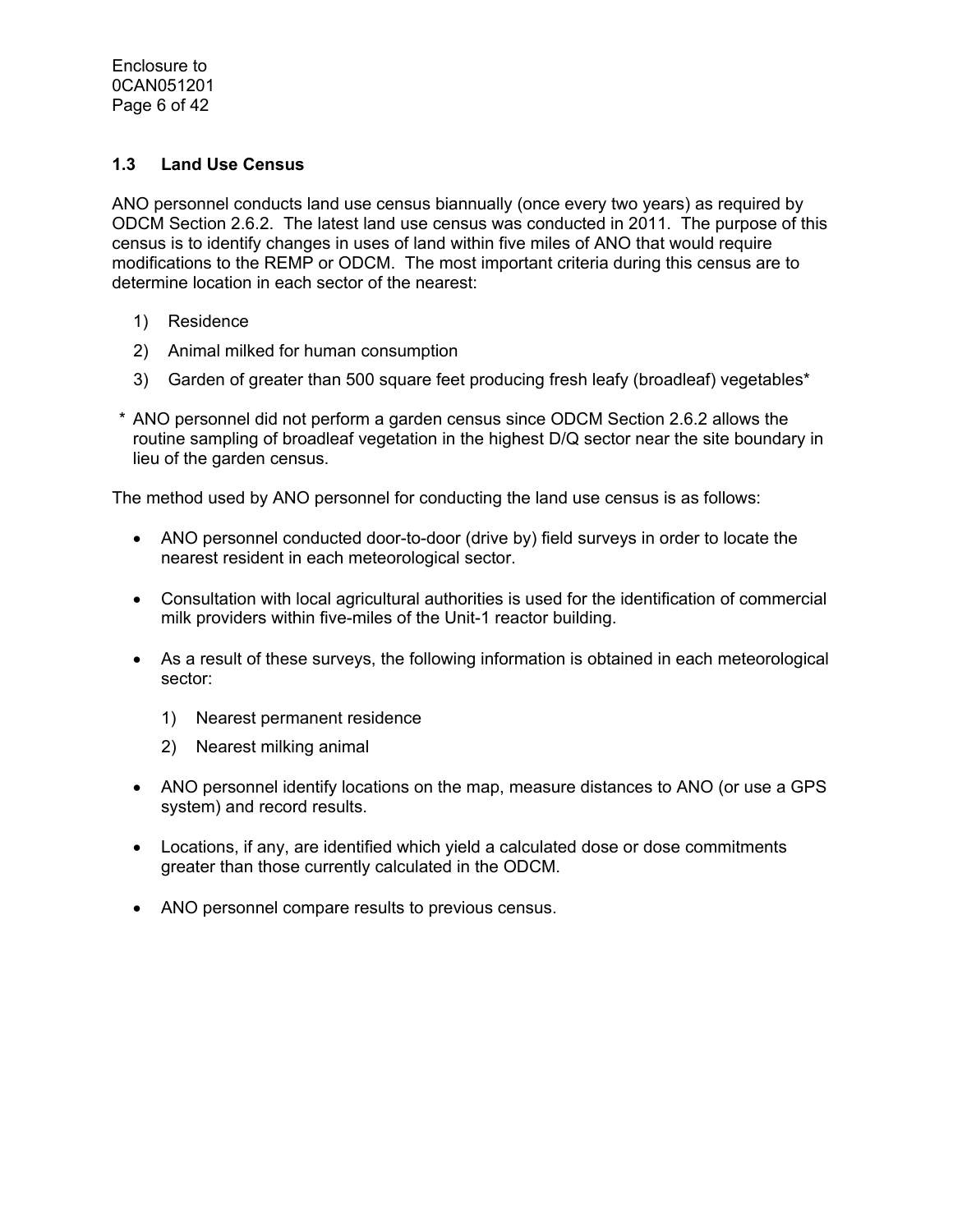## 1.3 Land Use Census

ANO personnel conducts land use census biannually (once every two years) as required by ODCM Section 2.6.2. The latest land use census was conducted in 2011. The purpose of this census is to identify changes in uses of land within five miles of ANO that would require modifications to the REMP or ODCM. The most important criteria during this census are to determine location in each sector of the nearest:

1) Residence
2) Animal milked for human consumption
3) Garden of greater than 500 square feet producing fresh leafy (broadleaf) vegetables*

\* ANO personnel did not perform a garden census since ODCM Section 2.6.2 allows the routine sampling of broadleaf vegetation in the highest D/Q sector near the site boundary in lieu of the garden census.

The method used by ANO personnel for conducting the land use census is as follows:

- ANO personnel conducted door-to-door (drive by) field surveys in order to locate the nearest resident in each meteorological sector.
- Consultation with local agricultural authorities is used for the identification of commercial milk providers within five-miles of the Unit-1 reactor building.
- As a result of these surveys, the following information is obtained in each meteorological sector:
  1) Nearest permanent residence
  2) Nearest milking animal
- ANO personnel identify locations on the map, measure distances to ANO (or use a GPS system) and record results.
- Locations, if any, are identified which yield a calculated dose or dose commitments greater than those currently calculated in the ODCM.
- ANO personnel compare results to previous census.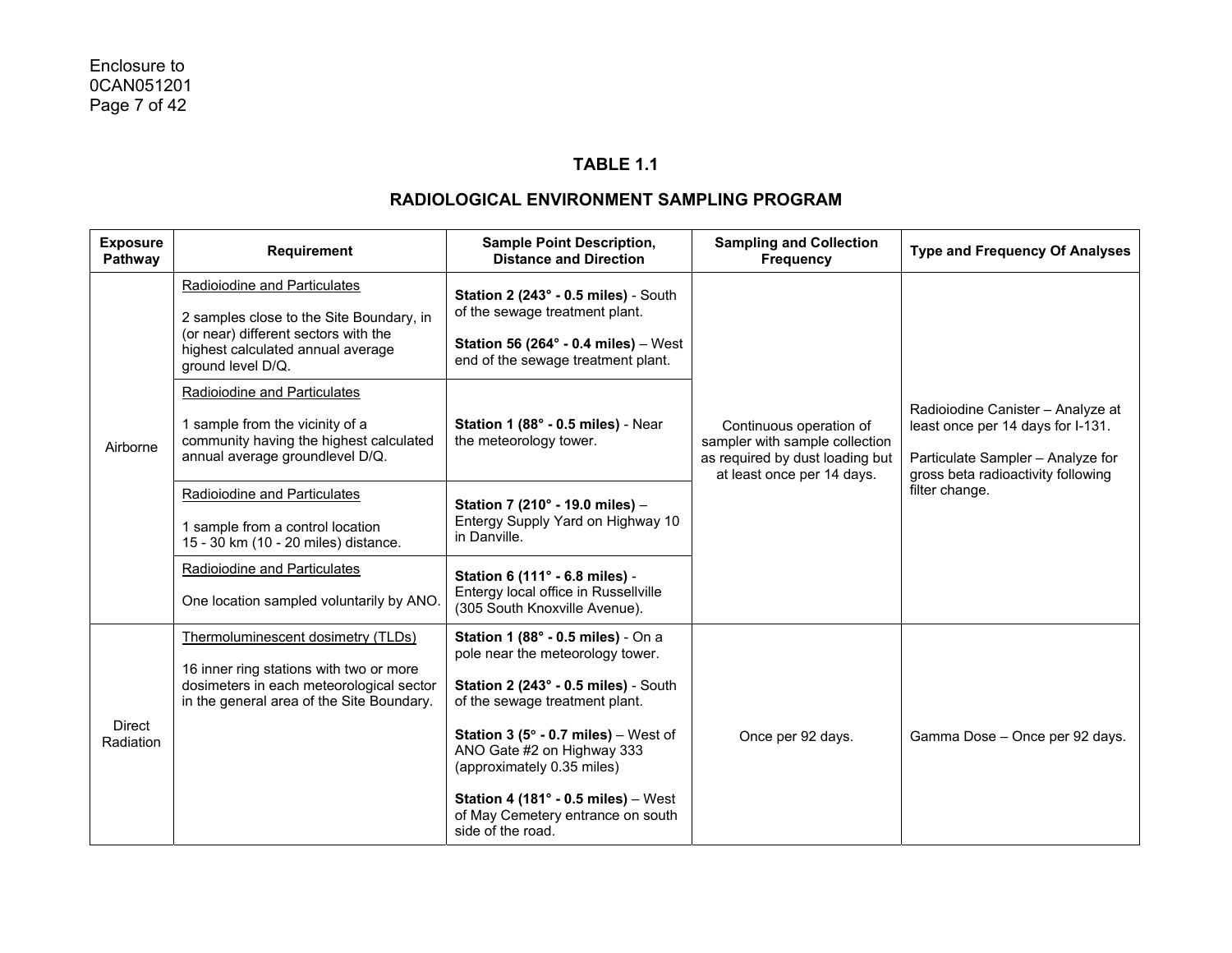Enclosure to
0CAN051201

## TABLE 1.1

## RADIOLOGICAL ENVIRONMENT SAMPLING PROGRAM

| Exposure Pathway | Requirement | Sample Point Description, Distance and Direction | Sampling and Collection Frequency | Type and Frequency Of Analyses |
|---|---|---|---|---|
| Airborne | Radioiodine and Particulates<br><br>2 samples close to the Site Boundary, in (or near) different sectors with the highest calculated annual average ground level D/Q. | **Station 2 (243° - 0.5 miles)** - South of the sewage treatment plant.<br><br>**Station 56 (264° - 0.4 miles)** – West end of the sewage treatment plant. | Continuous operation of sampler with sample collection as required by dust loading but at least once per 14 days. | Radioiodine Canister – Analyze at least once per 14 days for I-131.<br><br>Particulate Sampler – Analyze for gross beta radioactivity following filter change. |
| | Radioiodine and Particulates<br><br>1 sample from the vicinity of a community having the highest calculated annual average groundlevel D/Q. | **Station 1 (88° - 0.5 miles)** - Near the meteorology tower. | | |
| | Radioiodine and Particulates<br><br>1 sample from a control location 15 - 30 km (10 - 20 miles) distance. | **Station 7 (210° - 19.0 miles)** – Entergy Supply Yard on Highway 10 in Danville. | | |
| | Radioiodine and Particulates<br><br>One location sampled voluntarily by ANO. | **Station 6 (111° - 6.8 miles)** - Entergy local office in Russellville (305 South Knoxville Avenue). | | |
| Direct Radiation | Thermoluminescent dosimetry (TLDs)<br><br>16 inner ring stations with two or more dosimeters in each meteorological sector in the general area of the Site Boundary. | **Station 1 (88° - 0.5 miles)** - On a pole near the meteorology tower.<br><br>**Station 2 (243° - 0.5 miles)** - South of the sewage treatment plant.<br><br>**Station 3 (5° - 0.7 miles)** – West of ANO Gate #2 on Highway 333 (approximately 0.35 miles)<br><br>**Station 4 (181° - 0.5 miles)** – West of May Cemetery entrance on south side of the road. | Once per 92 days. | Gamma Dose – Once per 92 days. |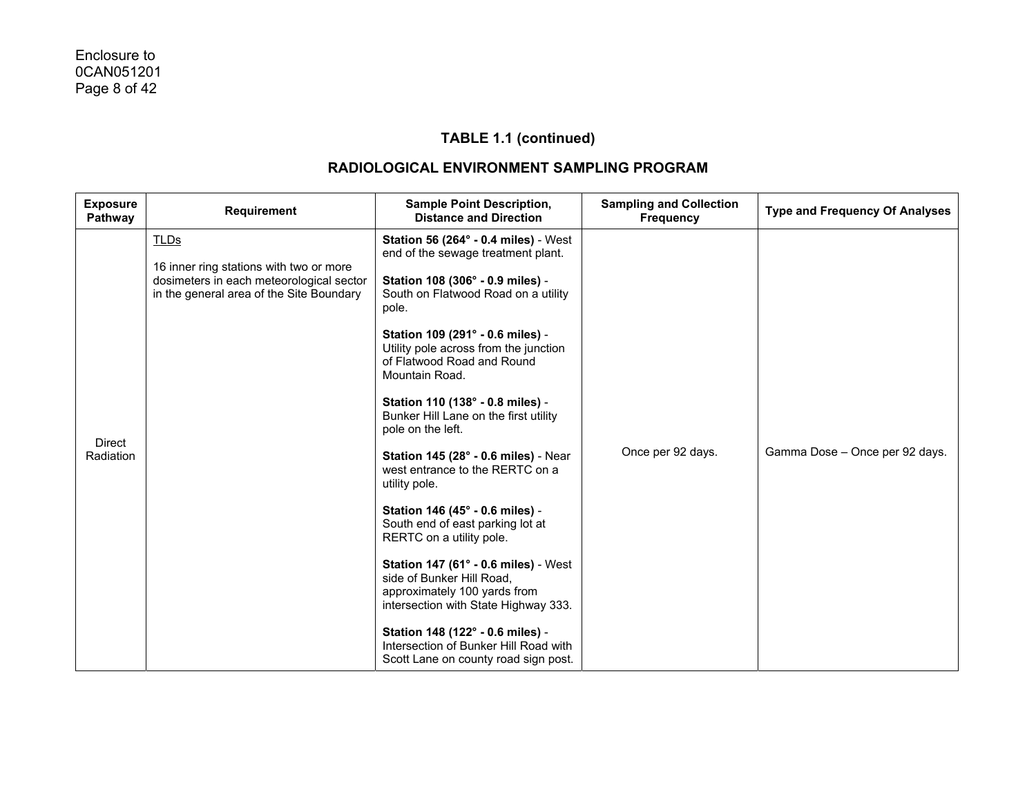Enclosure to
0CAN051201

## TABLE 1.1 (continued)

## RADIOLOGICAL ENVIRONMENT SAMPLING PROGRAM

| Exposure Pathway | Requirement | Sample Point Description, Distance and Direction | Sampling and Collection Frequency | Type and Frequency Of Analyses |
|---|---|---|---|---|
| Direct Radiation | <u>TLDs</u><br><br>16 inner ring stations with two or more dosimeters in each meteorological sector in the general area of the Site Boundary | **Station 56 (264° - 0.4 miles)** - West end of the sewage treatment plant.<br><br>**Station 108 (306° - 0.9 miles)** - South on Flatwood Road on a utility pole.<br><br>**Station 109 (291° - 0.6 miles)** - Utility pole across from the junction of Flatwood Road and Round Mountain Road.<br><br>**Station 110 (138° - 0.8 miles)** - Bunker Hill Lane on the first utility pole on the left.<br><br>**Station 145 (28° - 0.6 miles)** - Near west entrance to the RERTC on a utility pole.<br><br>**Station 146 (45° - 0.6 miles)** - South end of east parking lot at RERTC on a utility pole.<br><br>**Station 147 (61° - 0.6 miles)** - West side of Bunker Hill Road, approximately 100 yards from intersection with State Highway 333.<br><br>**Station 148 (122° - 0.6 miles)** - Intersection of Bunker Hill Road with Scott Lane on county road sign post. | Once per 92 days. | Gamma Dose – Once per 92 days. |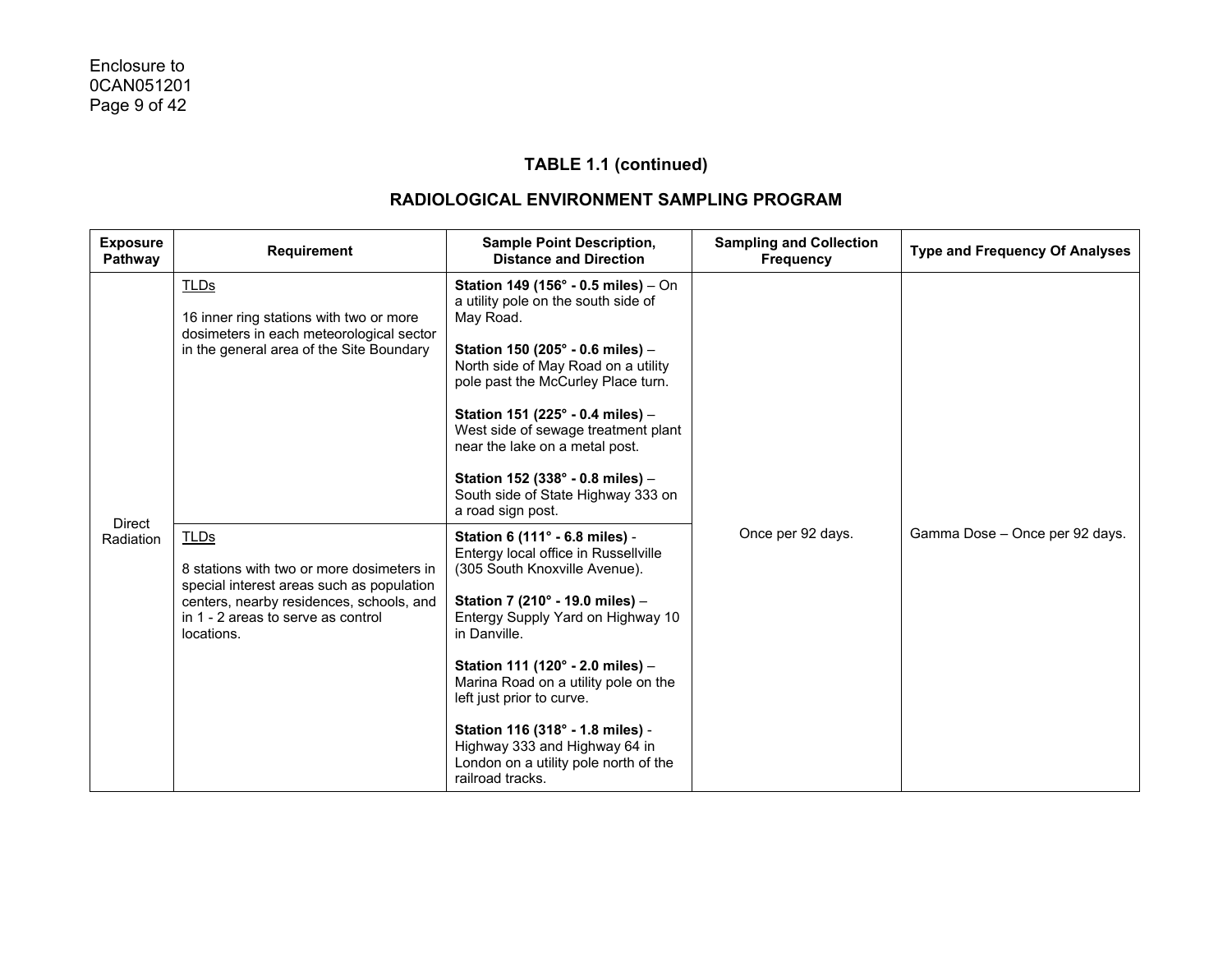## TABLE 1.1 (continued)

## RADIOLOGICAL ENVIRONMENT SAMPLING PROGRAM

| Exposure Pathway | Requirement | Sample Point Description, Distance and Direction | Sampling and Collection Frequency | Type and Frequency Of Analyses |
|---|---|---|---|---|
| Direct Radiation | TLDs<br><br>16 inner ring stations with two or more dosimeters in each meteorological sector in the general area of the Site Boundary | **Station 149 (156° - 0.5 miles)** – On a utility pole on the south side of May Road.<br><br>**Station 150 (205° - 0.6 miles)** – North side of May Road on a utility pole past the McCurley Place turn.<br><br>**Station 151 (225° - 0.4 miles)** – West side of sewage treatment plant near the lake on a metal post.<br><br>**Station 152 (338° - 0.8 miles)** – South side of State Highway 333 on a road sign post. | Once per 92 days. | Gamma Dose – Once per 92 days. |
| | TLDs<br><br>8 stations with two or more dosimeters in special interest areas such as population centers, nearby residences, schools, and in 1 - 2 areas to serve as control locations. | **Station 6 (111° - 6.8 miles)** - Entergy local office in Russellville (305 South Knoxville Avenue).<br><br>**Station 7 (210° - 19.0 miles)** – Entergy Supply Yard on Highway 10 in Danville.<br><br>**Station 111 (120° - 2.0 miles)** – Marina Road on a utility pole on the left just prior to curve.<br><br>**Station 116 (318° - 1.8 miles)** - Highway 333 and Highway 64 in London on a utility pole north of the railroad tracks. | | |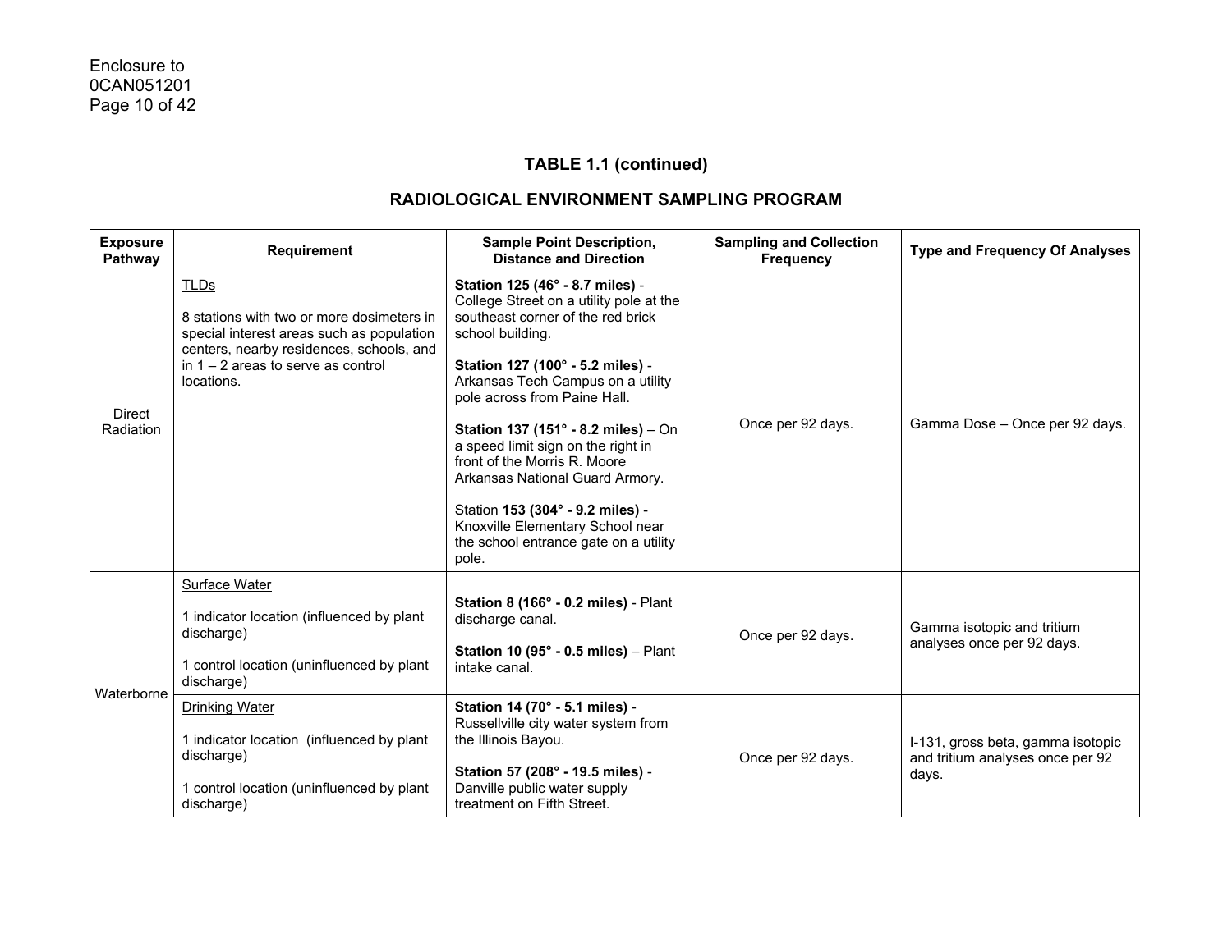## TABLE 1.1 (continued)

## RADIOLOGICAL ENVIRONMENT SAMPLING PROGRAM

| Exposure Pathway | Requirement | Sample Point Description, Distance and Direction | Sampling and Collection Frequency | Type and Frequency Of Analyses |
|---|---|---|---|---|
| Direct Radiation | TLDs<br><br>8 stations with two or more dosimeters in special interest areas such as population centers, nearby residences, schools, and in 1 – 2 areas to serve as control locations. | **Station 125 (46° - 8.7 miles)** - College Street on a utility pole at the southeast corner of the red brick school building.<br><br>**Station 127 (100° - 5.2 miles)** - Arkansas Tech Campus on a utility pole across from Paine Hall.<br><br>**Station 137 (151° - 8.2 miles)** – On a speed limit sign on the right in front of the Morris R. Moore Arkansas National Guard Armory.<br><br>Station **153 (304° - 9.2 miles)** - Knoxville Elementary School near the school entrance gate on a utility pole. | Once per 92 days. | Gamma Dose – Once per 92 days. |
| Waterborne | Surface Water<br><br>1 indicator location (influenced by plant discharge)<br><br>1 control location (uninfluenced by plant discharge) | **Station 8 (166° - 0.2 miles)** - Plant discharge canal.<br><br>**Station 10 (95° - 0.5 miles)** – Plant intake canal. | Once per 92 days. | Gamma isotopic and tritium analyses once per 92 days. |
| | Drinking Water<br><br>1 indicator location (influenced by plant discharge)<br><br>1 control location (uninfluenced by plant discharge) | **Station 14 (70° - 5.1 miles)** - Russellville city water system from the Illinois Bayou.<br><br>**Station 57 (208° - 19.5 miles)** - Danville public water supply treatment on Fifth Street. | Once per 92 days. | I-131, gross beta, gamma isotopic and tritium analyses once per 92 days. |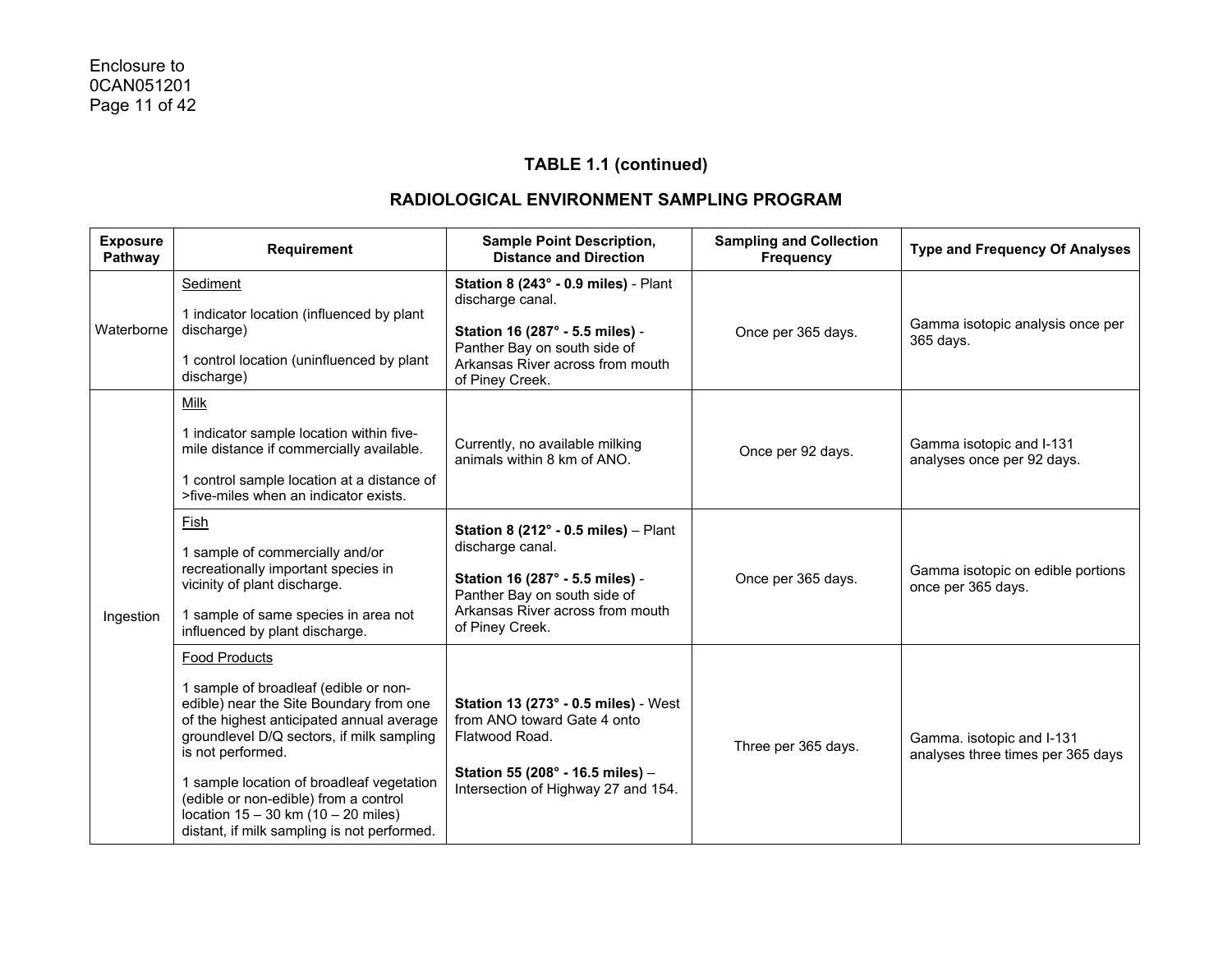### TABLE 1.1 (continued)

### RADIOLOGICAL ENVIRONMENT SAMPLING PROGRAM

| Exposure Pathway | Requirement | Sample Point Description, Distance and Direction | Sampling and Collection Frequency | Type and Frequency Of Analyses |
|---|---|---|---|---|
| Waterborne | Sediment<br><br>1 indicator location (influenced by plant discharge)<br><br>1 control location (uninfluenced by plant discharge) | **Station 8 (243° - 0.9 miles)** - Plant discharge canal.<br><br>**Station 16 (287° - 5.5 miles)** - Panther Bay on south side of Arkansas River across from mouth of Piney Creek. | Once per 365 days. | Gamma isotopic analysis once per 365 days. |
| Ingestion | Milk<br><br>1 indicator sample location within five-mile distance if commercially available.<br><br>1 control sample location at a distance of >five-miles when an indicator exists. | Currently, no available milking animals within 8 km of ANO. | Once per 92 days. | Gamma isotopic and I-131 analyses once per 92 days. |
| | Fish<br><br>1 sample of commercially and/or recreationally important species in vicinity of plant discharge.<br><br>1 sample of same species in area not influenced by plant discharge. | **Station 8 (212° - 0.5 miles)** – Plant discharge canal.<br><br>**Station 16 (287° - 5.5 miles)** - Panther Bay on south side of Arkansas River across from mouth of Piney Creek. | Once per 365 days. | Gamma isotopic on edible portions once per 365 days. |
| | Food Products<br><br>1 sample of broadleaf (edible or non-edible) near the Site Boundary from one of the highest anticipated annual average groundlevel D/Q sectors, if milk sampling is not performed.<br><br>1 sample location of broadleaf vegetation (edible or non-edible) from a control location 15 – 30 km (10 – 20 miles) distant, if milk sampling is not performed. | **Station 13 (273° - 0.5 miles)** - West from ANO toward Gate 4 onto Flatwood Road.<br><br>**Station 55 (208° - 16.5 miles)** – Intersection of Highway 27 and 154. | Three per 365 days. | Gamma. isotopic and I-131 analyses three times per 365 days |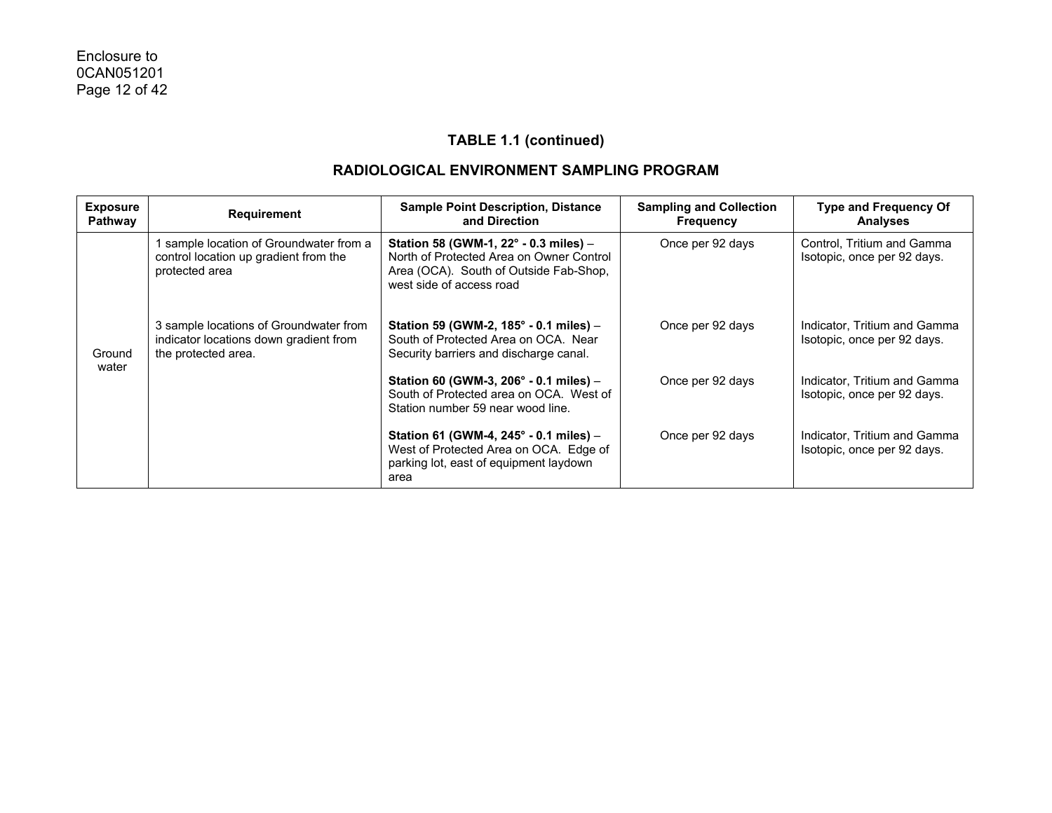## TABLE 1.1 (continued)

## RADIOLOGICAL ENVIRONMENT SAMPLING PROGRAM

| Exposure Pathway | Requirement | Sample Point Description, Distance and Direction | Sampling and Collection Frequency | Type and Frequency Of Analyses |
|---|---|---|---|---|
| Ground water | 1 sample location of Groundwater from a control location up gradient from the protected area | **Station 58 (GWM-1, 22° - 0.3 miles)** – North of Protected Area on Owner Control Area (OCA). South of Outside Fab-Shop, west side of access road | Once per 92 days | Control, Tritium and Gamma Isotopic, once per 92 days. |
| | 3 sample locations of Groundwater from indicator locations down gradient from the protected area. | **Station 59 (GWM-2, 185° - 0.1 miles)** – South of Protected Area on OCA. Near Security barriers and discharge canal. | Once per 92 days | Indicator, Tritium and Gamma Isotopic, once per 92 days. |
| | | **Station 60 (GWM-3, 206° - 0.1 miles)** – South of Protected area on OCA. West of Station number 59 near wood line. | Once per 92 days | Indicator, Tritium and Gamma Isotopic, once per 92 days. |
| | | **Station 61 (GWM-4, 245° - 0.1 miles)** – West of Protected Area on OCA. Edge of parking lot, east of equipment laydown area | Once per 92 days | Indicator, Tritium and Gamma Isotopic, once per 92 days. |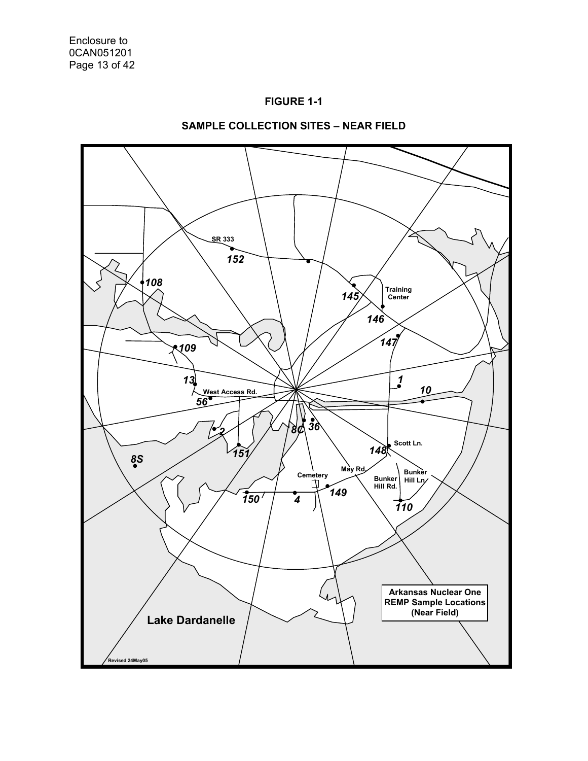**FIGURE 1-1**

**SAMPLE COLLECTION SITES – NEAR FIELD**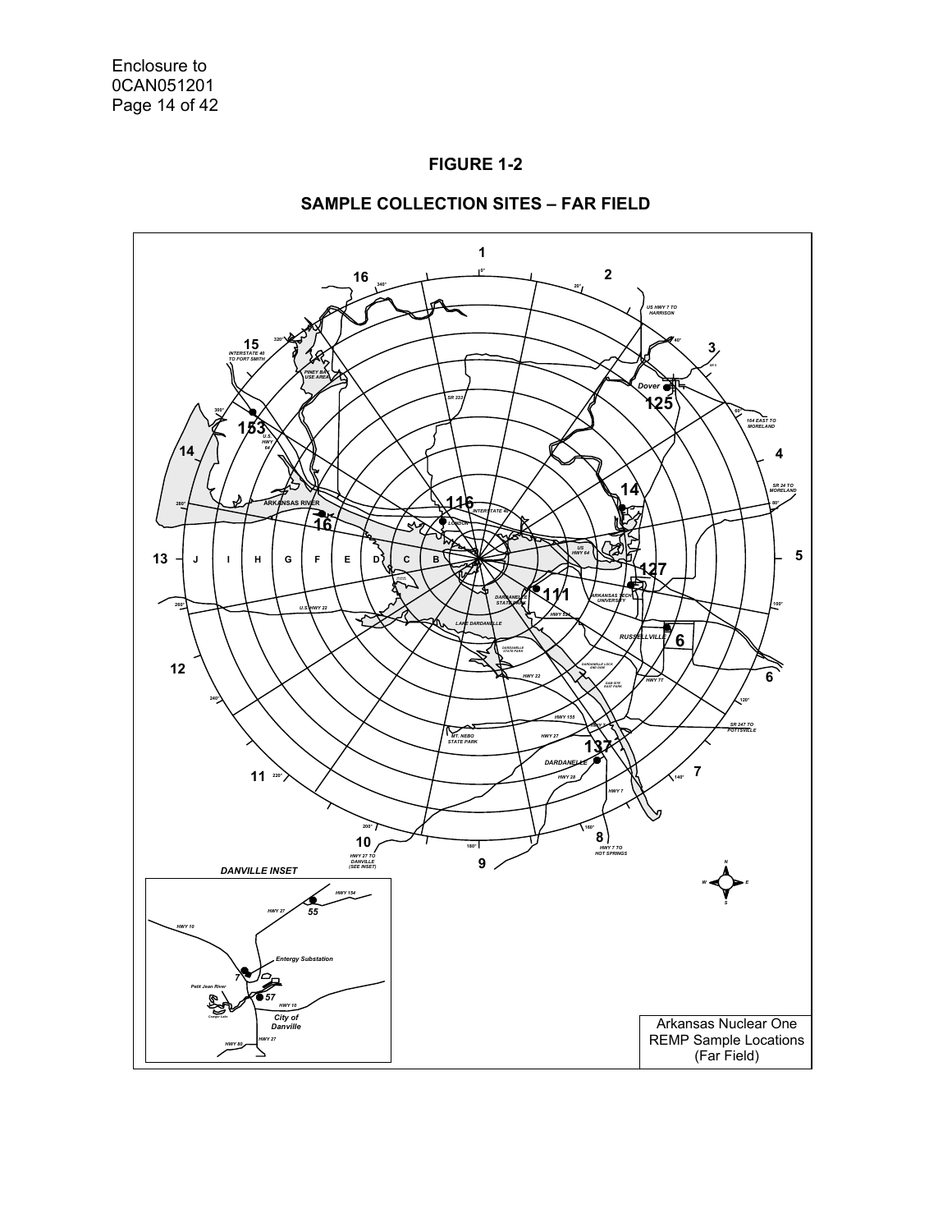**FIGURE 1-2**

**SAMPLE COLLECTION SITES – FAR FIELD**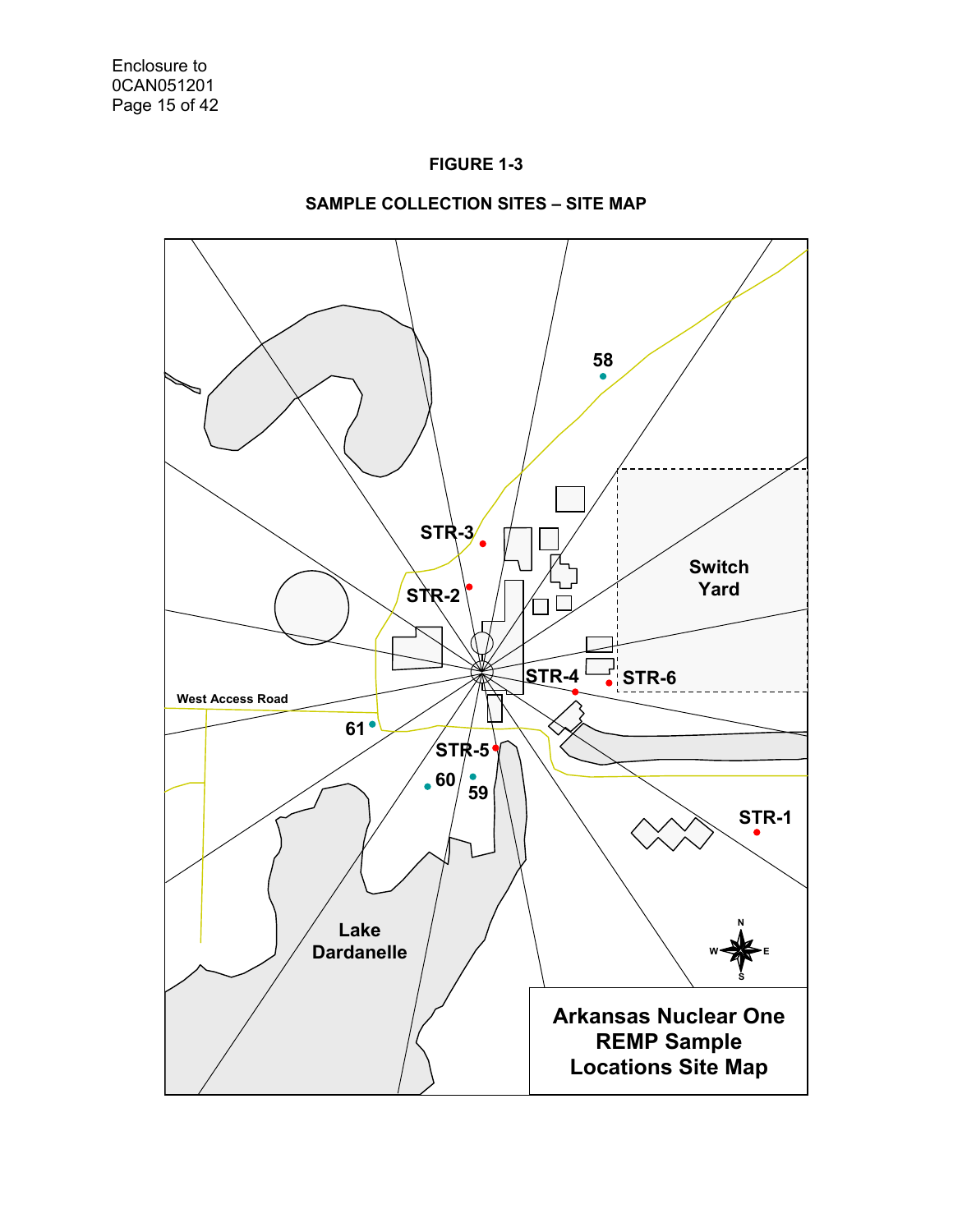Enclosure to
0CAN051201

**FIGURE 1-3**

**SAMPLE COLLECTION SITES – SITE MAP**

58

STR-3

STR-2

Switch Yard

STR-4

STR-6

West Access Road

61

STR-5

60

59

STR-1

Lake Dardanelle

N W E S

**Arkansas Nuclear One REMP Sample Locations Site Map**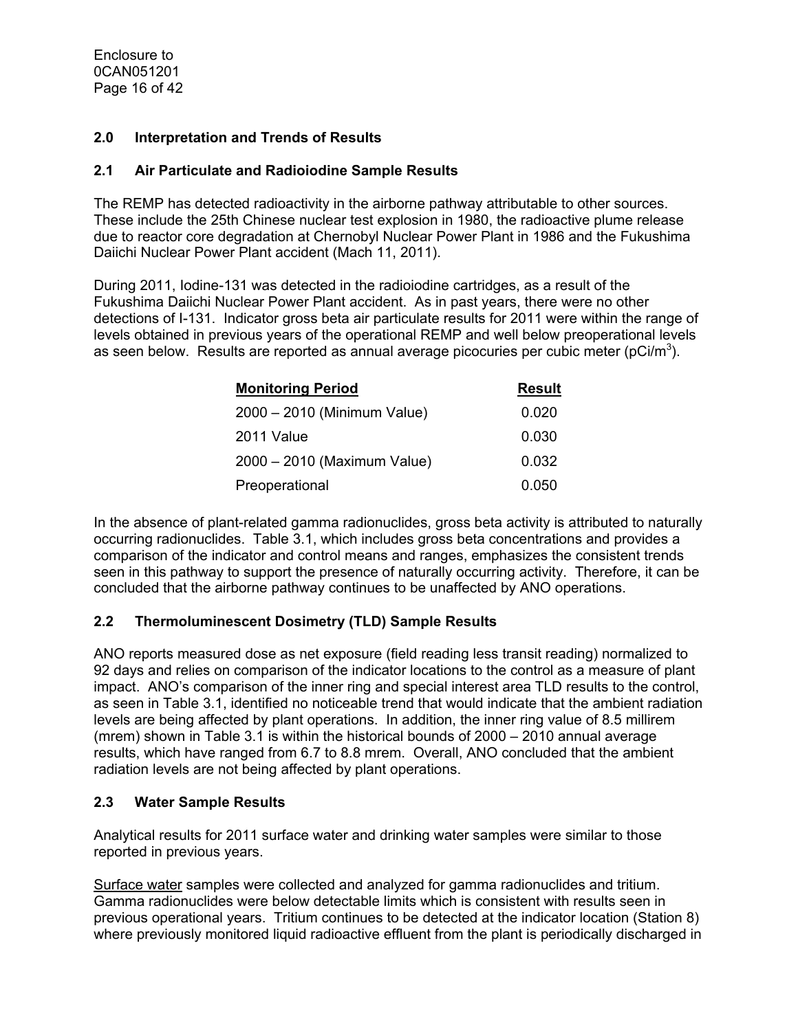## 2.0 Interpretation and Trends of Results

### 2.1 Air Particulate and Radioiodine Sample Results

The REMP has detected radioactivity in the airborne pathway attributable to other sources. These include the 25th Chinese nuclear test explosion in 1980, the radioactive plume release due to reactor core degradation at Chernobyl Nuclear Power Plant in 1986 and the Fukushima Daiichi Nuclear Power Plant accident (Mach 11, 2011).

During 2011, Iodine-131 was detected in the radioiodine cartridges, as a result of the Fukushima Daiichi Nuclear Power Plant accident. As in past years, there were no other detections of I-131. Indicator gross beta air particulate results for 2011 were within the range of levels obtained in previous years of the operational REMP and well below preoperational levels as seen below. Results are reported as annual average picocuries per cubic meter ($pCi/m^3$).

| Monitoring Period | Result |
|---|---|
| 2000 – 2010 (Minimum Value) | 0.020 |
| 2011 Value | 0.030 |
| 2000 – 2010 (Maximum Value) | 0.032 |
| Preoperational | 0.050 |

In the absence of plant-related gamma radionuclides, gross beta activity is attributed to naturally occurring radionuclides. Table 3.1, which includes gross beta concentrations and provides a comparison of the indicator and control means and ranges, emphasizes the consistent trends seen in this pathway to support the presence of naturally occurring activity. Therefore, it can be concluded that the airborne pathway continues to be unaffected by ANO operations.

### 2.2 Thermoluminescent Dosimetry (TLD) Sample Results

ANO reports measured dose as net exposure (field reading less transit reading) normalized to 92 days and relies on comparison of the indicator locations to the control as a measure of plant impact. ANO's comparison of the inner ring and special interest area TLD results to the control, as seen in Table 3.1, identified no noticeable trend that would indicate that the ambient radiation levels are being affected by plant operations. In addition, the inner ring value of 8.5 millirem (mrem) shown in Table 3.1 is within the historical bounds of 2000 – 2010 annual average results, which have ranged from 6.7 to 8.8 mrem. Overall, ANO concluded that the ambient radiation levels are not being affected by plant operations.

### 2.3 Water Sample Results

Analytical results for 2011 surface water and drinking water samples were similar to those reported in previous years.

Surface water samples were collected and analyzed for gamma radionuclides and tritium. Gamma radionuclides were below detectable limits which is consistent with results seen in previous operational years. Tritium continues to be detected at the indicator location (Station 8) where previously monitored liquid radioactive effluent from the plant is periodically discharged in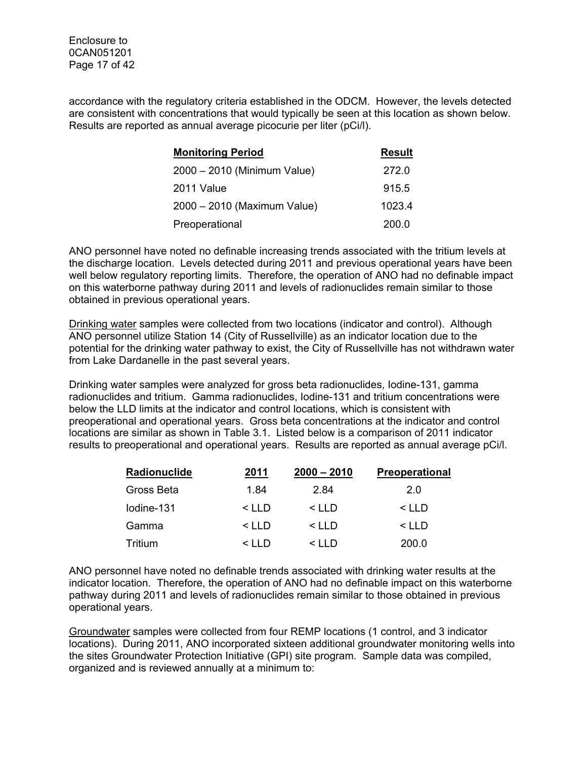accordance with the regulatory criteria established in the ODCM. However, the levels detected are consistent with concentrations that would typically be seen at this location as shown below. Results are reported as annual average picocurie per liter (pCi/l).

| Monitoring Period | Result |
|---|---|
| 2000 – 2010 (Minimum Value) | 272.0 |
| 2011 Value | 915.5 |
| 2000 – 2010 (Maximum Value) | 1023.4 |
| Preoperational | 200.0 |

ANO personnel have noted no definable increasing trends associated with the tritium levels at the discharge location. Levels detected during 2011 and previous operational years have been well below regulatory reporting limits. Therefore, the operation of ANO had no definable impact on this waterborne pathway during 2011 and levels of radionuclides remain similar to those obtained in previous operational years.

Drinking water samples were collected from two locations (indicator and control). Although ANO personnel utilize Station 14 (City of Russellville) as an indicator location due to the potential for the drinking water pathway to exist, the City of Russellville has not withdrawn water from Lake Dardanelle in the past several years.

Drinking water samples were analyzed for gross beta radionuclides, Iodine-131, gamma radionuclides and tritium. Gamma radionuclides, Iodine-131 and tritium concentrations were below the LLD limits at the indicator and control locations, which is consistent with preoperational and operational years. Gross beta concentrations at the indicator and control locations are similar as shown in Table 3.1. Listed below is a comparison of 2011 indicator results to preoperational and operational years. Results are reported as annual average pCi/l.

| Radionuclide | 2011 | 2000 – 2010 | Preoperational |
|---|---|---|---|
| Gross Beta | 1.84 | 2.84 | 2.0 |
| Iodine-131 | < LLD | < LLD | < LLD |
| Gamma | < LLD | < LLD | < LLD |
| Tritium | < LLD | < LLD | 200.0 |

ANO personnel have noted no definable trends associated with drinking water results at the indicator location. Therefore, the operation of ANO had no definable impact on this waterborne pathway during 2011 and levels of radionuclides remain similar to those obtained in previous operational years.

Groundwater samples were collected from four REMP locations (1 control, and 3 indicator locations). During 2011, ANO incorporated sixteen additional groundwater monitoring wells into the sites Groundwater Protection Initiative (GPI) site program. Sample data was compiled, organized and is reviewed annually at a minimum to: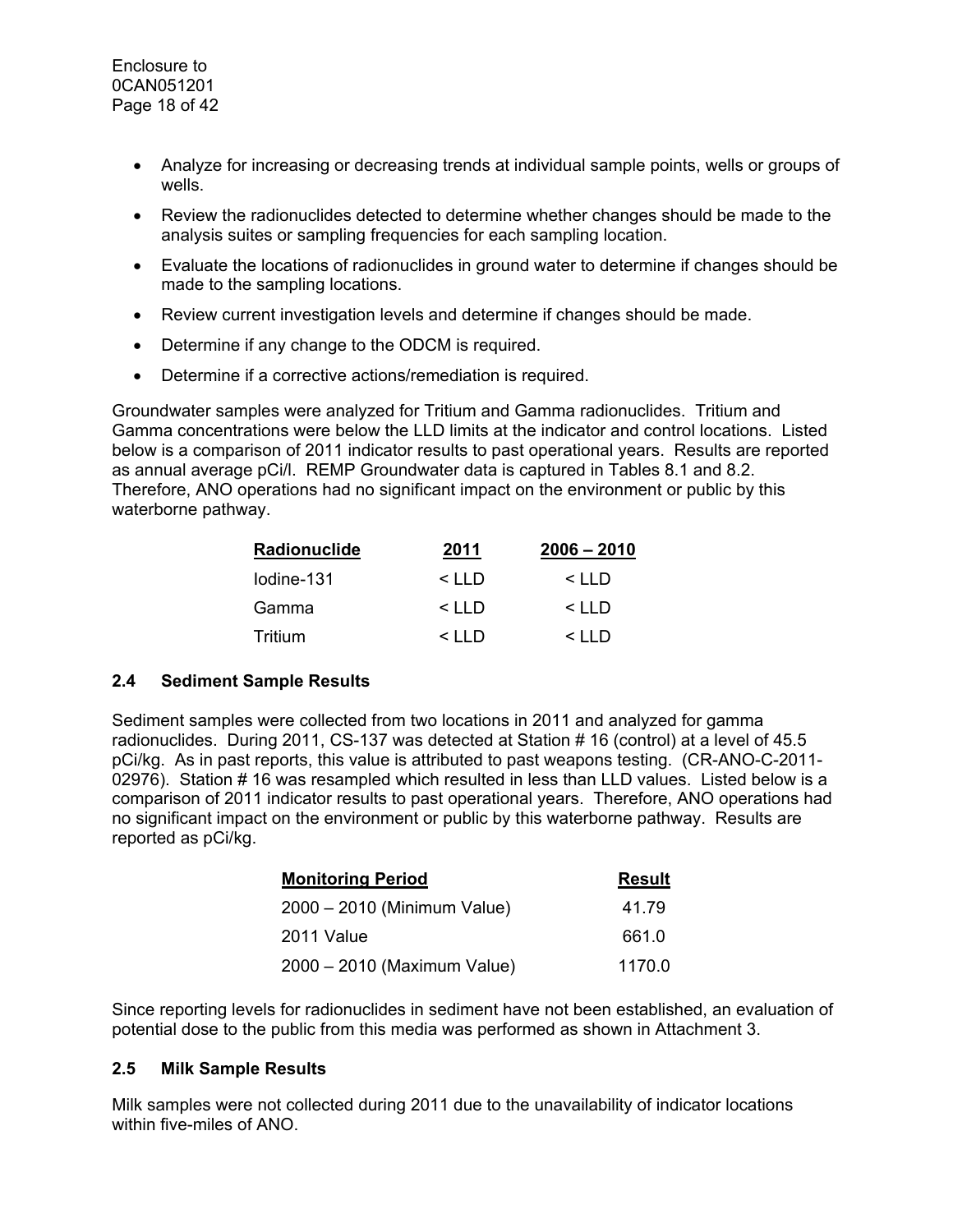- Analyze for increasing or decreasing trends at individual sample points, wells or groups of wells.
- Review the radionuclides detected to determine whether changes should be made to the analysis suites or sampling frequencies for each sampling location.
- Evaluate the locations of radionuclides in ground water to determine if changes should be made to the sampling locations.
- Review current investigation levels and determine if changes should be made.
- Determine if any change to the ODCM is required.
- Determine if a corrective actions/remediation is required.

Groundwater samples were analyzed for Tritium and Gamma radionuclides. Tritium and Gamma concentrations were below the LLD limits at the indicator and control locations. Listed below is a comparison of 2011 indicator results to past operational years. Results are reported as annual average pCi/l. REMP Groundwater data is captured in Tables 8.1 and 8.2. Therefore, ANO operations had no significant impact on the environment or public by this waterborne pathway.

| Radionuclide | 2011 | 2006 – 2010 |
|---|---|---|
| Iodine-131 | < LLD | < LLD |
| Gamma | < LLD | < LLD |
| Tritium | < LLD | < LLD |

## 2.4 Sediment Sample Results

Sediment samples were collected from two locations in 2011 and analyzed for gamma radionuclides. During 2011, CS-137 was detected at Station # 16 (control) at a level of 45.5 pCi/kg. As in past reports, this value is attributed to past weapons testing. (CR-ANO-C-2011-02976). Station # 16 was resampled which resulted in less than LLD values. Listed below is a comparison of 2011 indicator results to past operational years. Therefore, ANO operations had no significant impact on the environment or public by this waterborne pathway. Results are reported as pCi/kg.

| Monitoring Period | Result |
|---|---|
| 2000 – 2010 (Minimum Value) | 41.79 |
| 2011 Value | 661.0 |
| 2000 – 2010 (Maximum Value) | 1170.0 |

Since reporting levels for radionuclides in sediment have not been established, an evaluation of potential dose to the public from this media was performed as shown in Attachment 3.

## 2.5 Milk Sample Results

Milk samples were not collected during 2011 due to the unavailability of indicator locations within five-miles of ANO.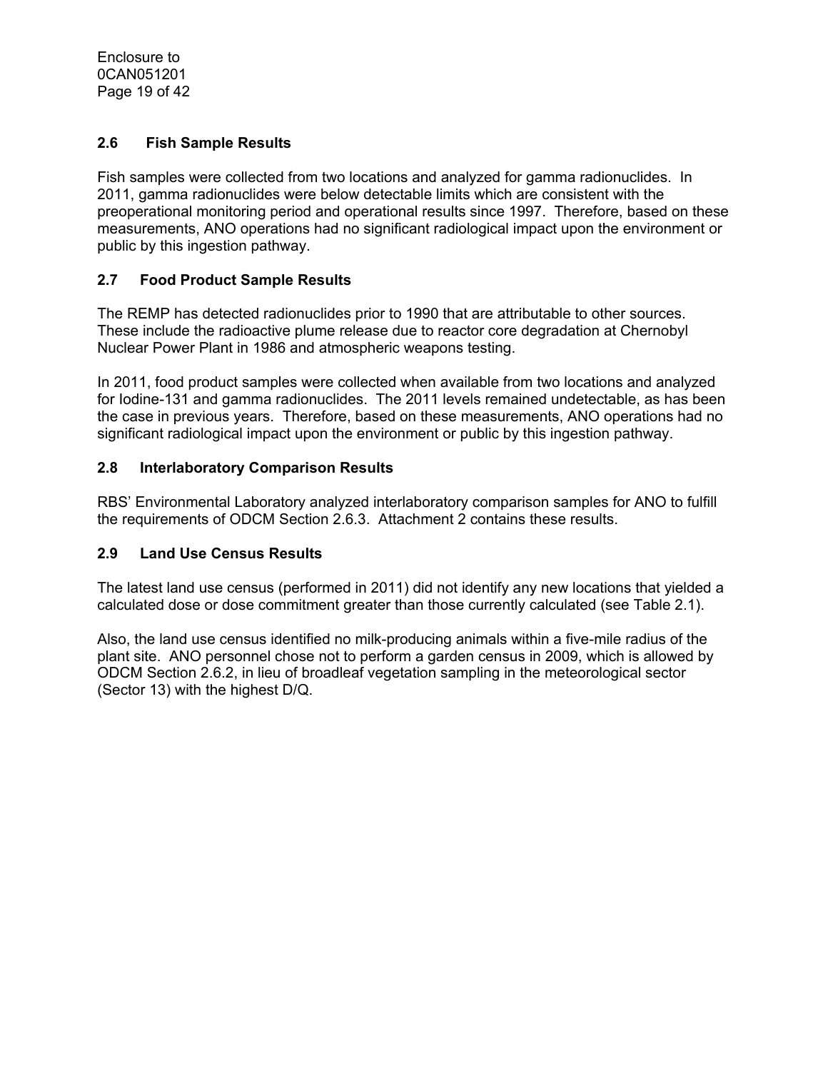## 2.6 Fish Sample Results

Fish samples were collected from two locations and analyzed for gamma radionuclides. In 2011, gamma radionuclides were below detectable limits which are consistent with the preoperational monitoring period and operational results since 1997. Therefore, based on these measurements, ANO operations had no significant radiological impact upon the environment or public by this ingestion pathway.

## 2.7 Food Product Sample Results

The REMP has detected radionuclides prior to 1990 that are attributable to other sources. These include the radioactive plume release due to reactor core degradation at Chernobyl Nuclear Power Plant in 1986 and atmospheric weapons testing.

In 2011, food product samples were collected when available from two locations and analyzed for Iodine-131 and gamma radionuclides. The 2011 levels remained undetectable, as has been the case in previous years. Therefore, based on these measurements, ANO operations had no significant radiological impact upon the environment or public by this ingestion pathway.

## 2.8 Interlaboratory Comparison Results

RBS' Environmental Laboratory analyzed interlaboratory comparison samples for ANO to fulfill the requirements of ODCM Section 2.6.3. Attachment 2 contains these results.

## 2.9 Land Use Census Results

The latest land use census (performed in 2011) did not identify any new locations that yielded a calculated dose or dose commitment greater than those currently calculated (see Table 2.1).

Also, the land use census identified no milk-producing animals within a five-mile radius of the plant site. ANO personnel chose not to perform a garden census in 2009, which is allowed by ODCM Section 2.6.2, in lieu of broadleaf vegetation sampling in the meteorological sector (Sector 13) with the highest D/Q.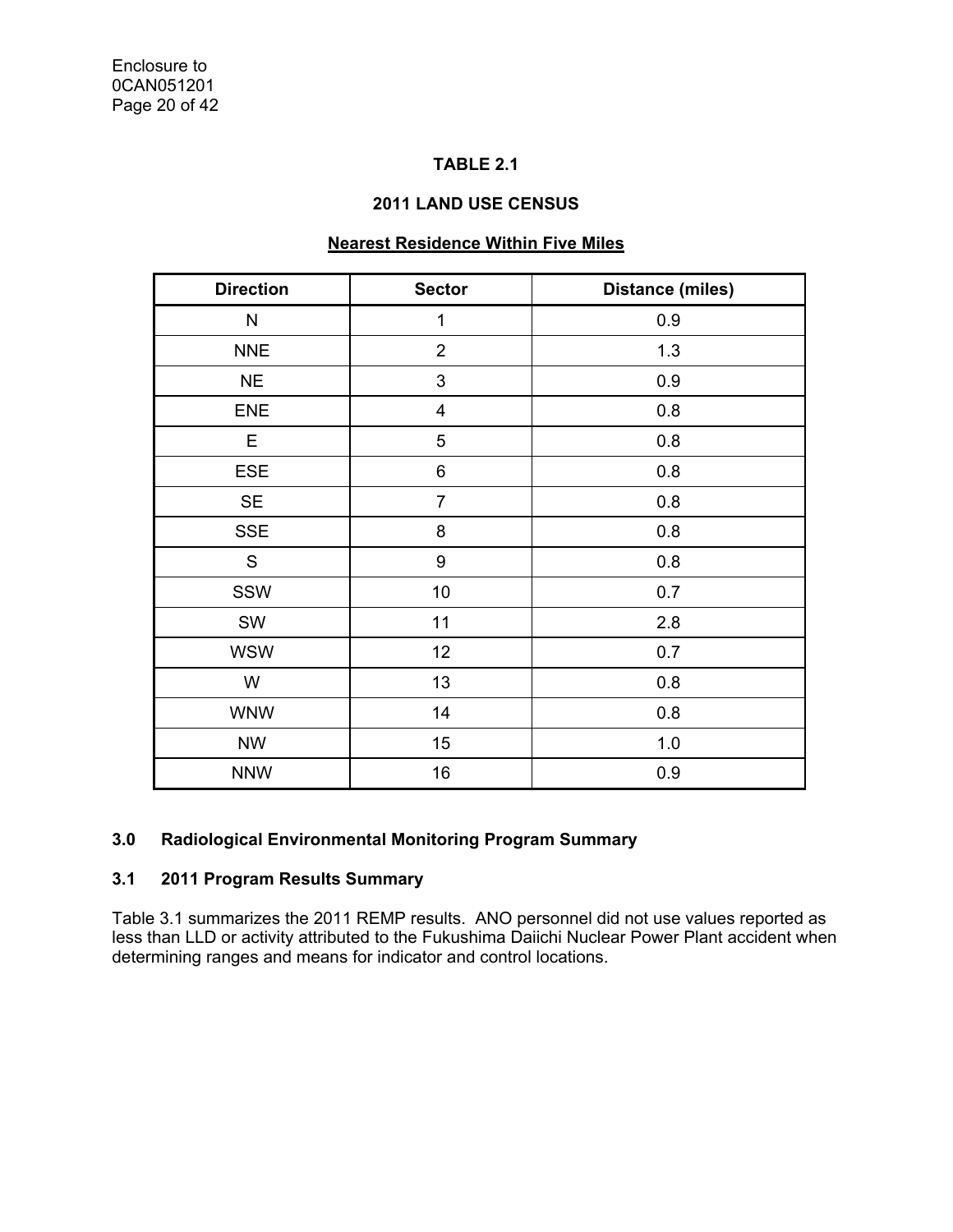**TABLE 2.1**

**2011 LAND USE CENSUS**

**Nearest Residence Within Five Miles**

| Direction | Sector | Distance (miles) |
|---|---|---|
| N | 1 | 0.9 |
| NNE | 2 | 1.3 |
| NE | 3 | 0.9 |
| ENE | 4 | 0.8 |
| E | 5 | 0.8 |
| ESE | 6 | 0.8 |
| SE | 7 | 0.8 |
| SSE | 8 | 0.8 |
| S | 9 | 0.8 |
| SSW | 10 | 0.7 |
| SW | 11 | 2.8 |
| WSW | 12 | 0.7 |
| W | 13 | 0.8 |
| WNW | 14 | 0.8 |
| NW | 15 | 1.0 |
| NNW | 16 | 0.9 |

## 3.0 Radiological Environmental Monitoring Program Summary

### 3.1 2011 Program Results Summary

Table 3.1 summarizes the 2011 REMP results. ANO personnel did not use values reported as less than LLD or activity attributed to the Fukushima Daiichi Nuclear Power Plant accident when determining ranges and means for indicator and control locations.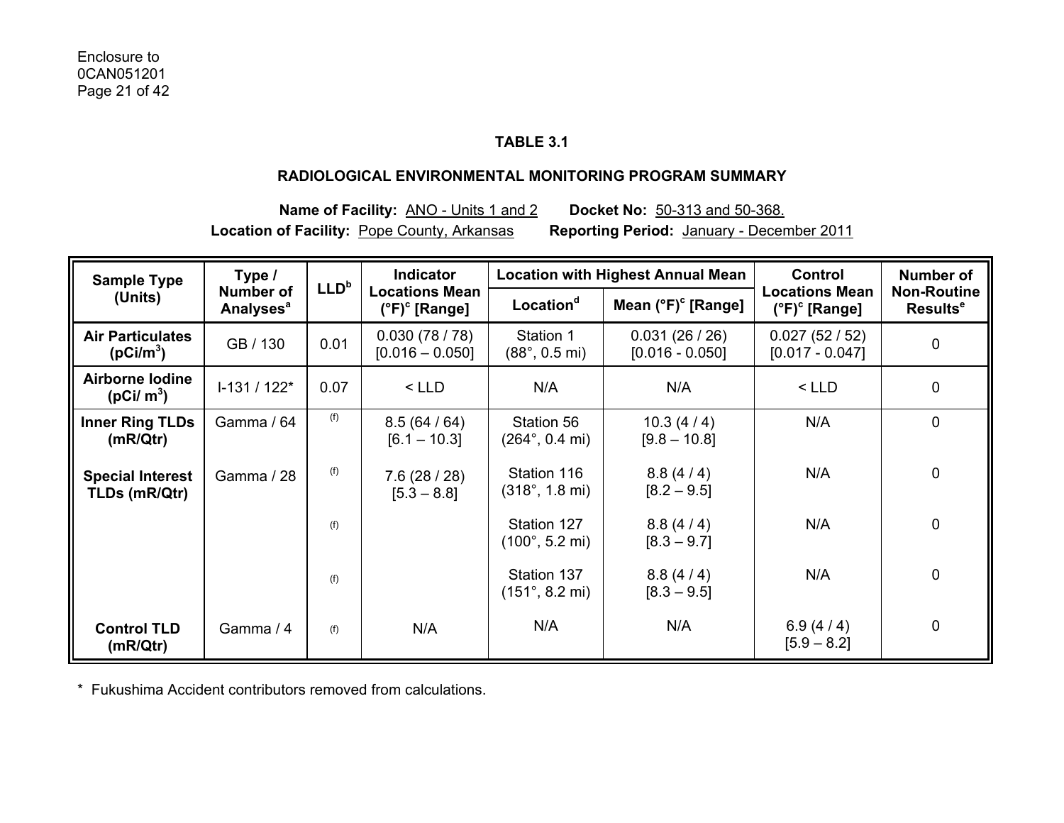Enclosure to
0CAN051201

**TABLE 3.1**

**RADIOLOGICAL ENVIRONMENTAL MONITORING PROGRAM SUMMARY**

**Name of Facility:** ANO - Units 1 and 2 **Docket No:** 50-313 and 50-368.
**Location of Facility:** Pope County, Arkansas **Reporting Period:** January - December 2011

| Sample Type (Units) | Type / Number of Analyses[a] | LLD[b] | Indicator Locations Mean (°F)[c] [Range] | Location with Highest Annual Mean | | Control Locations Mean (°F)[c] [Range] | Number of Non-Routine Results[e] |
|---|---|---|---|---|---|---|---|
| | | | | Location[d] | Mean (°F)[c] [Range] | | |
| **Air Particulates ($pCi/m^3$)** | GB / 130 | 0.01 | 0.030 (78 / 78) [0.016 – 0.050] | Station 1 (88°, 0.5 mi) | 0.031 (26 / 26) [0.016 - 0.050] | 0.027 (52 / 52) [0.017 - 0.047] | 0 |
| **Airborne Iodine ($pCi/m^3$)** | I-131 / 122* | 0.07 | < LLD | N/A | N/A | < LLD | 0 |
| **Inner Ring TLDs (mR/Qtr)** | Gamma / 64 | (f) | 8.5 (64 / 64) [6.1 – 10.3] | Station 56 (264°, 0.4 mi) | 10.3 (4 / 4) [9.8 – 10.8] | N/A | 0 |
| **Special Interest TLDs (mR/Qtr)** | Gamma / 28 | (f) | 7.6 (28 / 28) [5.3 – 8.8] | Station 116 (318°, 1.8 mi) | 8.8 (4 / 4) [8.2 – 9.5] | N/A | 0 |
| | | (f) | | Station 127 (100°, 5.2 mi) | 8.8 (4 / 4) [8.3 – 9.7] | N/A | 0 |
| | | (f) | | Station 137 (151°, 8.2 mi) | 8.8 (4 / 4) [8.3 – 9.5] | N/A | 0 |
| **Control TLD (mR/Qtr)** | Gamma / 4 | (f) | N/A | N/A | N/A | 6.9 (4 / 4) [5.9 – 8.2] | 0 |

\* Fukushima Accident contributors removed from calculations.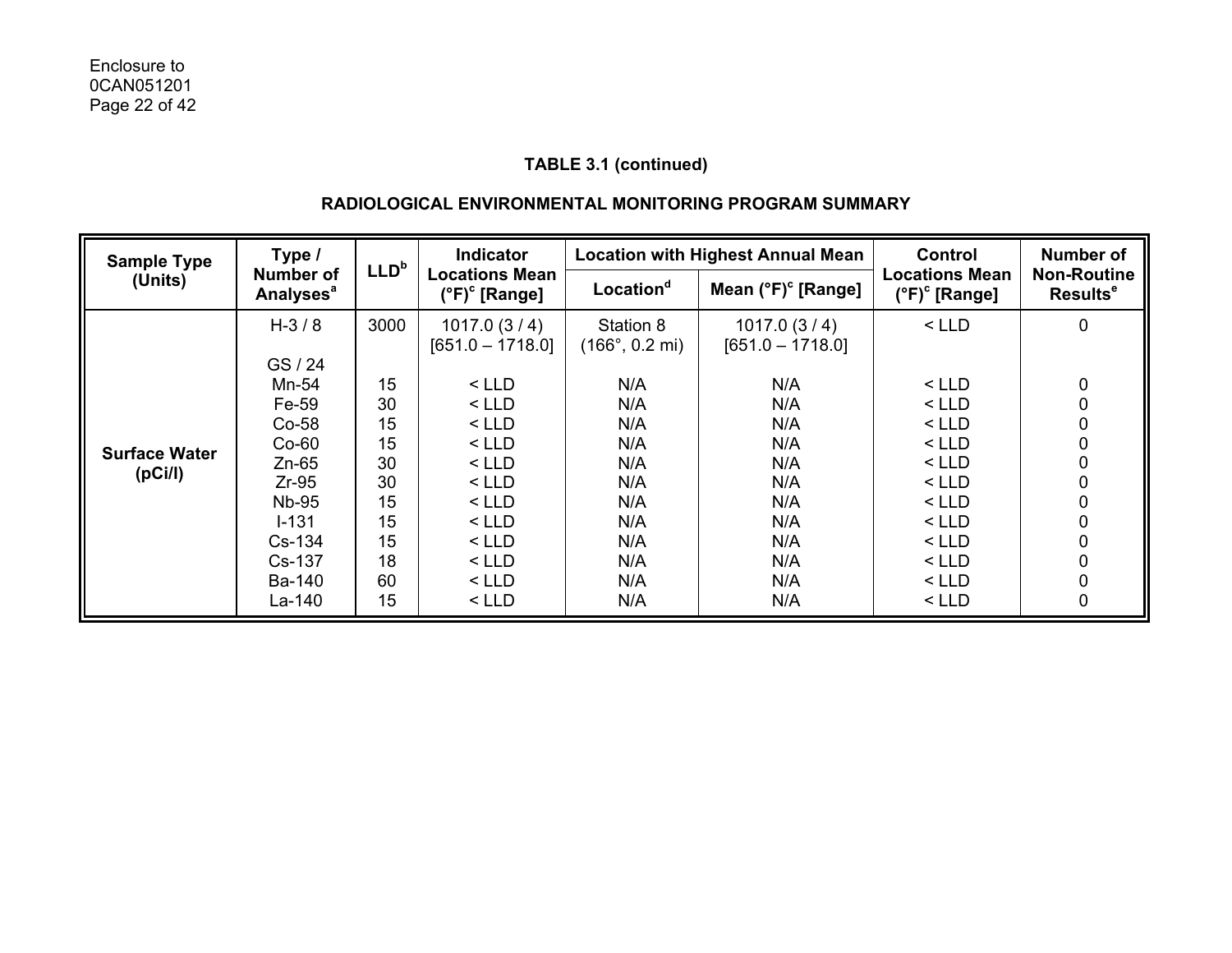Enclosure to
0CAN051201

**TABLE 3.1 (continued)**

**RADIOLOGICAL ENVIRONMENTAL MONITORING PROGRAM SUMMARY**

| Sample Type (Units) | Type / Number of Analyses[a] | LLD[b] | Indicator Locations Mean (°F)[c] [Range] | Location with Highest Annual Mean | | Control Locations Mean (°F)[c] [Range] | Number of Non-Routine Results[e] |
|---|---|---|---|---|---|---|---|
| | | | | Location[d] | Mean (°F)[c] [Range] | | |
| Surface Water (pCi/l) | H-3 / 8 | 3000 | 1017.0 (3 / 4) [651.0 – 1718.0] | Station 8 (166°, 0.2 mi) | 1017.0 (3 / 4) [651.0 – 1718.0] | < LLD | 0 |
| | GS / 24 | | | | | | |
| | Mn-54 | 15 | < LLD | N/A | N/A | < LLD | 0 |
| | Fe-59 | 30 | < LLD | N/A | N/A | < LLD | 0 |
| | Co-58 | 15 | < LLD | N/A | N/A | < LLD | 0 |
| | Co-60 | 15 | < LLD | N/A | N/A | < LLD | 0 |
| | Zn-65 | 30 | < LLD | N/A | N/A | < LLD | 0 |
| | Zr-95 | 30 | < LLD | N/A | N/A | < LLD | 0 |
| | Nb-95 | 15 | < LLD | N/A | N/A | < LLD | 0 |
| | I-131 | 15 | < LLD | N/A | N/A | < LLD | 0 |
| | Cs-134 | 15 | < LLD | N/A | N/A | < LLD | 0 |
| | Cs-137 | 18 | < LLD | N/A | N/A | < LLD | 0 |
| | Ba-140 | 60 | < LLD | N/A | N/A | < LLD | 0 |
| | La-140 | 15 | < LLD | N/A | N/A | < LLD | 0 |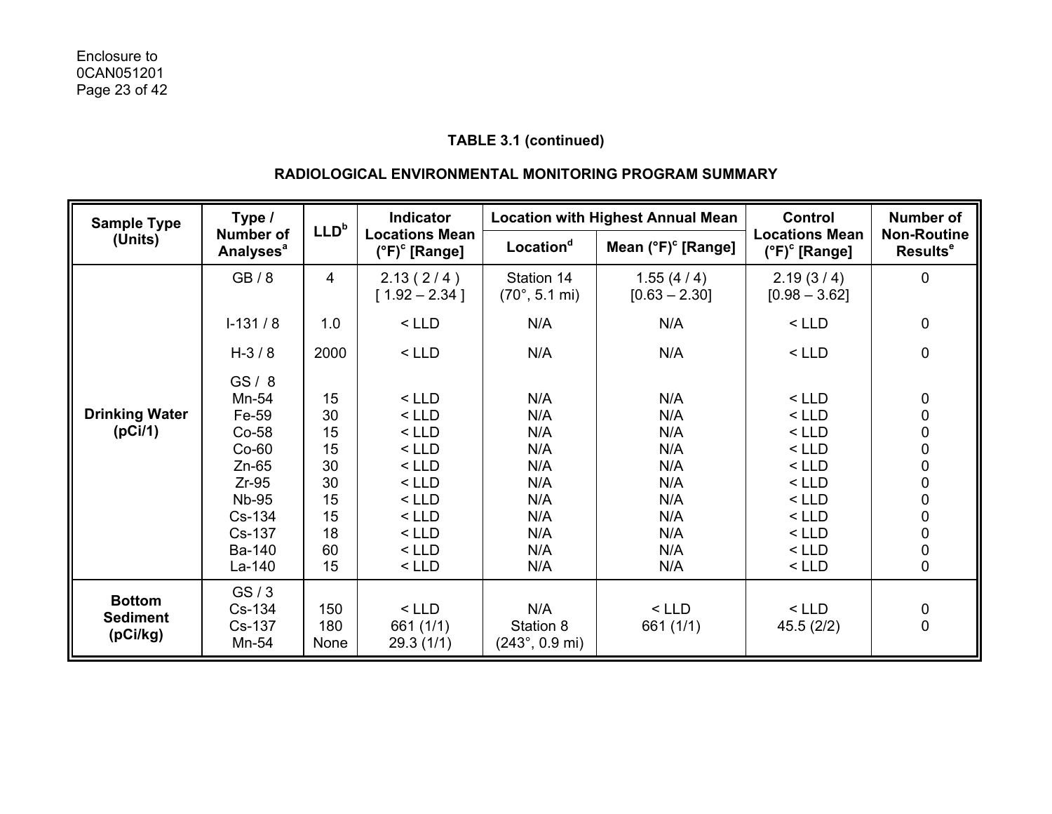Enclosure to
0CAN051201

**TABLE 3.1 (continued)**

**RADIOLOGICAL ENVIRONMENTAL MONITORING PROGRAM SUMMARY**

| Sample Type (Units) | Type / Number of Analyses[a] | LLD[b] | Indicator Locations Mean (°F)[c] [Range] | Location with Highest Annual Mean | | Control Locations Mean (°F)[c] [Range] | Number of Non-Routine Results[e] |
|---|---|---|---|---|---|---|---|
| | | | | Location[d] | Mean (°F)[c] [Range] | | |
| Drinking Water (pCi/1) | GB / 8 | 4 | 2.13 ( 2 / 4 ) [ 1.92 – 2.34 ] | Station 14 (70°, 5.1 mi) | 1.55 (4 / 4) [0.63 – 2.30] | 2.19 (3 / 4) [0.98 – 3.62] | 0 |
| | I-131 / 8 | 1.0 | < LLD | N/A | N/A | < LLD | 0 |
| | H-3 / 8 | 2000 | < LLD | N/A | N/A | < LLD | 0 |
| | GS / 8 | | | | | | |
| | Mn-54 | 15 | < LLD | N/A | N/A | < LLD | 0 |
| | Fe-59 | 30 | < LLD | N/A | N/A | < LLD | 0 |
| | Co-58 | 15 | < LLD | N/A | N/A | < LLD | 0 |
| | Co-60 | 15 | < LLD | N/A | N/A | < LLD | 0 |
| | Zn-65 | 30 | < LLD | N/A | N/A | < LLD | 0 |
| | Zr-95 | 30 | < LLD | N/A | N/A | < LLD | 0 |
| | Nb-95 | 15 | < LLD | N/A | N/A | < LLD | 0 |
| | Cs-134 | 15 | < LLD | N/A | N/A | < LLD | 0 |
| | Cs-137 | 18 | < LLD | N/A | N/A | < LLD | 0 |
| | Ba-140 | 60 | < LLD | N/A | N/A | < LLD | 0 |
| | La-140 | 15 | < LLD | N/A | N/A | < LLD | 0 |
| Bottom Sediment (pCi/kg) | GS / 3 | | | | | | |
| | Cs-134 | 150 | < LLD | N/A | < LLD | < LLD | 0 |
| | Cs-137 | 180 | 661 (1/1) | Station 8 (243°, 0.9 mi) | 661 (1/1) | 45.5 (2/2) | 0 |
| | Mn-54 | None | 29.3 (1/1) | | | | |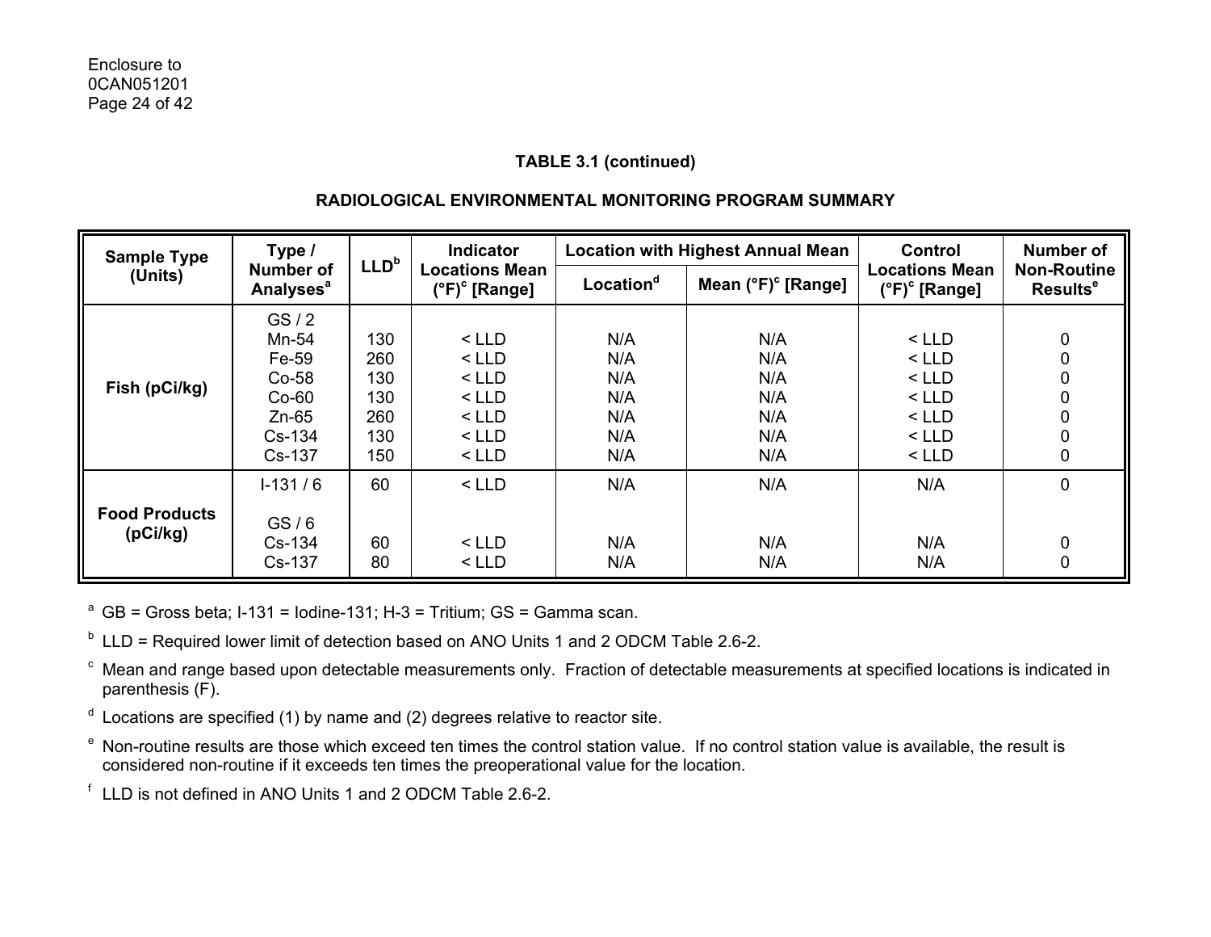**TABLE 3.1 (continued)**

**RADIOLOGICAL ENVIRONMENTAL MONITORING PROGRAM SUMMARY**

| Sample Type (Units) | Type / Number of Analyses[a] | LLD[b] | Indicator Locations Mean (°F)[c] [Range] | Location with Highest Annual Mean | | Control Locations Mean (°F)[c] [Range] | Number of Non-Routine Results[e] |
|---|---|---|---|---|---|---|---|
| | | | | Location[d] | Mean (°F)[c] [Range] | | |
| Fish (pCi/kg) | GS / 2 | | | | | | |
| | Mn-54 | 130 | < LLD | N/A | N/A | < LLD | 0 |
| | Fe-59 | 260 | < LLD | N/A | N/A | < LLD | 0 |
| | Co-58 | 130 | < LLD | N/A | N/A | < LLD | 0 |
| | Co-60 | 130 | < LLD | N/A | N/A | < LLD | 0 |
| | Zn-65 | 260 | < LLD | N/A | N/A | < LLD | 0 |
| | Cs-134 | 130 | < LLD | N/A | N/A | < LLD | 0 |
| | Cs-137 | 150 | < LLD | N/A | N/A | < LLD | 0 |
| Food Products (pCi/kg) | I-131 / 6 | 60 | < LLD | N/A | N/A | N/A | 0 |
| | GS / 6 | | | | | | |
| | Cs-134 | 60 | < LLD | N/A | N/A | N/A | 0 |
| | Cs-137 | 80 | < LLD | N/A | N/A | N/A | 0 |

[a] GB = Gross beta; I-131 = Iodine-131; H-3 = Tritium; GS = Gamma scan.

[b] LLD = Required lower limit of detection based on ANO Units 1 and 2 ODCM Table 2.6-2.

[c] Mean and range based upon detectable measurements only. Fraction of detectable measurements at specified locations is indicated in parenthesis (F).

[d] Locations are specified (1) by name and (2) degrees relative to reactor site.

[e] Non-routine results are those which exceed ten times the control station value. If no control station value is available, the result is considered non-routine if it exceeds ten times the preoperational value for the location.

[f] LLD is not defined in ANO Units 1 and 2 ODCM Table 2.6-2.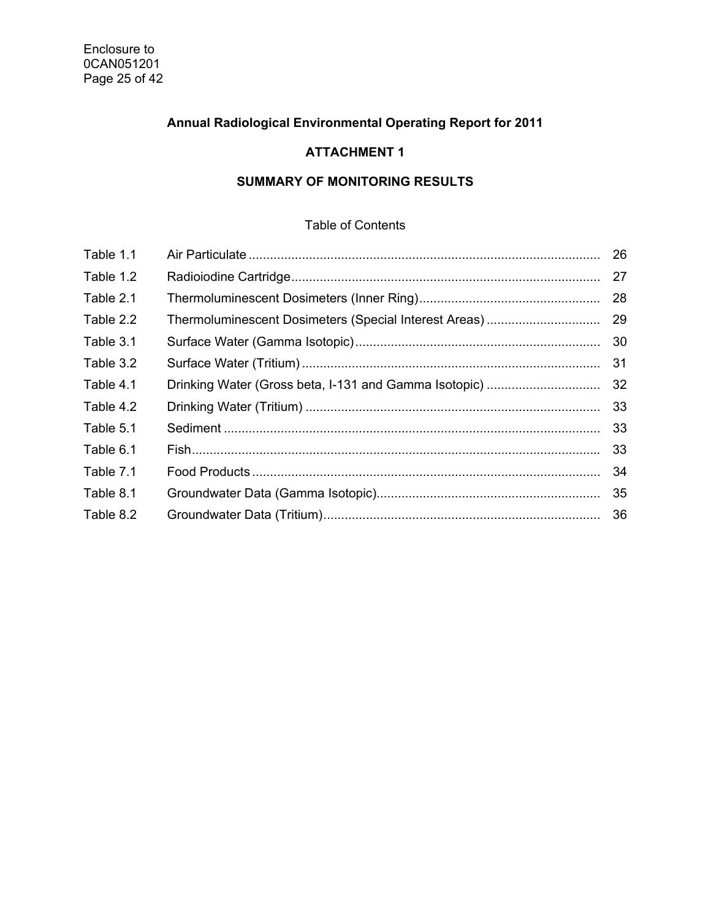**Annual Radiological Environmental Operating Report for 2011**

**ATTACHMENT 1**

**SUMMARY OF MONITORING RESULTS**

Table of Contents

| | | |
|---|---|---|
| Table 1.1 | Air Particulate | 26 |
| Table 1.2 | Radioiodine Cartridge | 27 |
| Table 2.1 | Thermoluminescent Dosimeters (Inner Ring) | 28 |
| Table 2.2 | Thermoluminescent Dosimeters (Special Interest Areas) | 29 |
| Table 3.1 | Surface Water (Gamma Isotopic) | 30 |
| Table 3.2 | Surface Water (Tritium) | 31 |
| Table 4.1 | Drinking Water (Gross beta, I-131 and Gamma Isotopic) | 32 |
| Table 4.2 | Drinking Water (Tritium) | 33 |
| Table 5.1 | Sediment | 33 |
| Table 6.1 | Fish | 33 |
| Table 7.1 | Food Products | 34 |
| Table 8.1 | Groundwater Data (Gamma Isotopic) | 35 |
| Table 8.2 | Groundwater Data (Tritium) | 36 |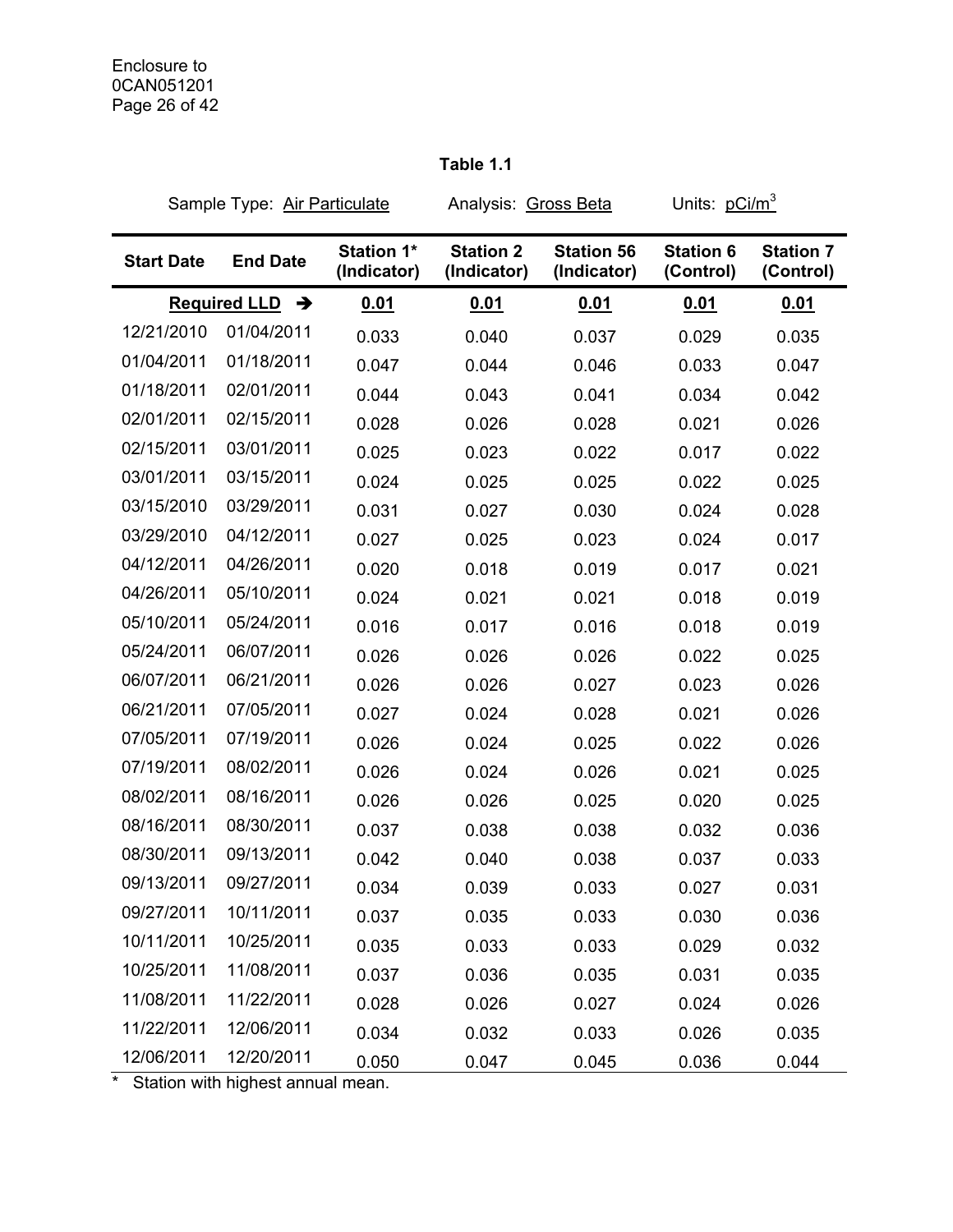**Table 1.1**

Sample Type: Air Particulate    Analysis: Gross Beta    Units: pCi/m$^3$

| Start Date | End Date | Station 1* (Indicator) | Station 2 (Indicator) | Station 56 (Indicator) | Station 6 (Control) | Station 7 (Control) |
|---|---|---|---|---|---|---|
| **Required LLD** → | | **0.01** | **0.01** | **0.01** | **0.01** | **0.01** |
| 12/21/2010 | 01/04/2011 | 0.033 | 0.040 | 0.037 | 0.029 | 0.035 |
| 01/04/2011 | 01/18/2011 | 0.047 | 0.044 | 0.046 | 0.033 | 0.047 |
| 01/18/2011 | 02/01/2011 | 0.044 | 0.043 | 0.041 | 0.034 | 0.042 |
| 02/01/2011 | 02/15/2011 | 0.028 | 0.026 | 0.028 | 0.021 | 0.026 |
| 02/15/2011 | 03/01/2011 | 0.025 | 0.023 | 0.022 | 0.017 | 0.022 |
| 03/01/2011 | 03/15/2011 | 0.024 | 0.025 | 0.025 | 0.022 | 0.025 |
| 03/15/2010 | 03/29/2011 | 0.031 | 0.027 | 0.030 | 0.024 | 0.028 |
| 03/29/2010 | 04/12/2011 | 0.027 | 0.025 | 0.023 | 0.024 | 0.017 |
| 04/12/2011 | 04/26/2011 | 0.020 | 0.018 | 0.019 | 0.017 | 0.021 |
| 04/26/2011 | 05/10/2011 | 0.024 | 0.021 | 0.021 | 0.018 | 0.019 |
| 05/10/2011 | 05/24/2011 | 0.016 | 0.017 | 0.016 | 0.018 | 0.019 |
| 05/24/2011 | 06/07/2011 | 0.026 | 0.026 | 0.026 | 0.022 | 0.025 |
| 06/07/2011 | 06/21/2011 | 0.026 | 0.026 | 0.027 | 0.023 | 0.026 |
| 06/21/2011 | 07/05/2011 | 0.027 | 0.024 | 0.028 | 0.021 | 0.026 |
| 07/05/2011 | 07/19/2011 | 0.026 | 0.024 | 0.025 | 0.022 | 0.026 |
| 07/19/2011 | 08/02/2011 | 0.026 | 0.024 | 0.026 | 0.021 | 0.025 |
| 08/02/2011 | 08/16/2011 | 0.026 | 0.026 | 0.025 | 0.020 | 0.025 |
| 08/16/2011 | 08/30/2011 | 0.037 | 0.038 | 0.038 | 0.032 | 0.036 |
| 08/30/2011 | 09/13/2011 | 0.042 | 0.040 | 0.038 | 0.037 | 0.033 |
| 09/13/2011 | 09/27/2011 | 0.034 | 0.039 | 0.033 | 0.027 | 0.031 |
| 09/27/2011 | 10/11/2011 | 0.037 | 0.035 | 0.033 | 0.030 | 0.036 |
| 10/11/2011 | 10/25/2011 | 0.035 | 0.033 | 0.033 | 0.029 | 0.032 |
| 10/25/2011 | 11/08/2011 | 0.037 | 0.036 | 0.035 | 0.031 | 0.035 |
| 11/08/2011 | 11/22/2011 | 0.028 | 0.026 | 0.027 | 0.024 | 0.026 |
| 11/22/2011 | 12/06/2011 | 0.034 | 0.032 | 0.033 | 0.026 | 0.035 |
| 12/06/2011 | 12/20/2011 | 0.050 | 0.047 | 0.045 | 0.036 | 0.044 |

* Station with highest annual mean.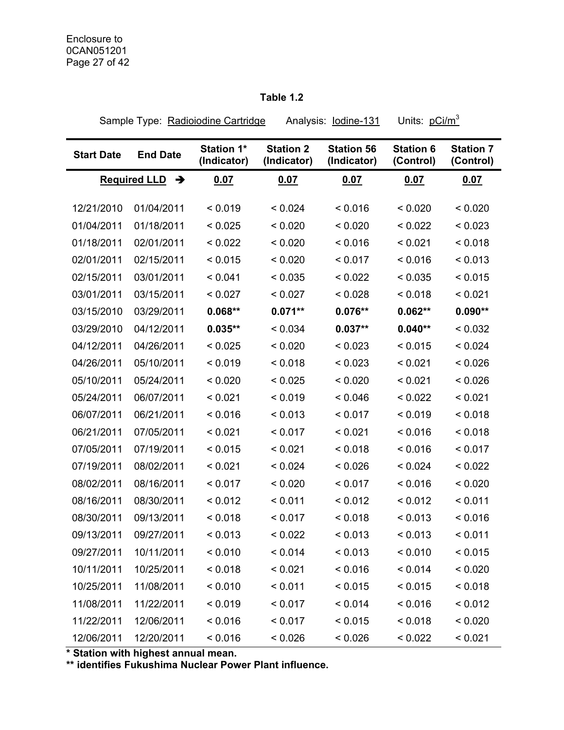**Table 1.2**

Sample Type: Radioiodine Cartridge Analysis: Iodine-131 Units: $pCi/m^3$

| Start Date | End Date | Station 1* (Indicator) | Station 2 (Indicator) | Station 56 (Indicator) | Station 6 (Control) | Station 7 (Control) |
|---|---|---|---|---|---|---|
| **Required LLD →** | | **0.07** | **0.07** | **0.07** | **0.07** | **0.07** |
| 12/21/2010 | 01/04/2011 | < 0.019 | < 0.024 | < 0.016 | < 0.020 | < 0.020 |
| 01/04/2011 | 01/18/2011 | < 0.025 | < 0.020 | < 0.020 | < 0.022 | < 0.023 |
| 01/18/2011 | 02/01/2011 | < 0.022 | < 0.020 | < 0.016 | < 0.021 | < 0.018 |
| 02/01/2011 | 02/15/2011 | < 0.015 | < 0.020 | < 0.017 | < 0.016 | < 0.013 |
| 02/15/2011 | 03/01/2011 | < 0.041 | < 0.035 | < 0.022 | < 0.035 | < 0.015 |
| 03/01/2011 | 03/15/2011 | < 0.027 | < 0.027 | < 0.028 | < 0.018 | < 0.021 |
| 03/15/2010 | 03/29/2011 | **0.068**** | **0.071**** | **0.076**** | **0.062**** | **0.090**** |
| 03/29/2010 | 04/12/2011 | **0.035**** | < 0.034 | **0.037**** | **0.040**** | < 0.032 |
| 04/12/2011 | 04/26/2011 | < 0.025 | < 0.020 | < 0.023 | < 0.015 | < 0.024 |
| 04/26/2011 | 05/10/2011 | < 0.019 | < 0.018 | < 0.023 | < 0.021 | < 0.026 |
| 05/10/2011 | 05/24/2011 | < 0.020 | < 0.025 | < 0.020 | < 0.021 | < 0.026 |
| 05/24/2011 | 06/07/2011 | < 0.021 | < 0.019 | < 0.046 | < 0.022 | < 0.021 |
| 06/07/2011 | 06/21/2011 | < 0.016 | < 0.013 | < 0.017 | < 0.019 | < 0.018 |
| 06/21/2011 | 07/05/2011 | < 0.021 | < 0.017 | < 0.021 | < 0.016 | < 0.018 |
| 07/05/2011 | 07/19/2011 | < 0.015 | < 0.021 | < 0.018 | < 0.016 | < 0.017 |
| 07/19/2011 | 08/02/2011 | < 0.021 | < 0.024 | < 0.026 | < 0.024 | < 0.022 |
| 08/02/2011 | 08/16/2011 | < 0.017 | < 0.020 | < 0.017 | < 0.016 | < 0.020 |
| 08/16/2011 | 08/30/2011 | < 0.012 | < 0.011 | < 0.012 | < 0.012 | < 0.011 |
| 08/30/2011 | 09/13/2011 | < 0.018 | < 0.017 | < 0.018 | < 0.013 | < 0.016 |
| 09/13/2011 | 09/27/2011 | < 0.013 | < 0.022 | < 0.013 | < 0.013 | < 0.011 |
| 09/27/2011 | 10/11/2011 | < 0.010 | < 0.014 | < 0.013 | < 0.010 | < 0.015 |
| 10/11/2011 | 10/25/2011 | < 0.018 | < 0.021 | < 0.016 | < 0.014 | < 0.020 |
| 10/25/2011 | 11/08/2011 | < 0.010 | < 0.011 | < 0.015 | < 0.015 | < 0.018 |
| 11/08/2011 | 11/22/2011 | < 0.019 | < 0.017 | < 0.014 | < 0.016 | < 0.012 |
| 11/22/2011 | 12/06/2011 | < 0.016 | < 0.017 | < 0.015 | < 0.018 | < 0.020 |
| 12/06/2011 | 12/20/2011 | < 0.016 | < 0.026 | < 0.026 | < 0.022 | < 0.021 |

**\* Station with highest annual mean.**

**\*\* identifies Fukushima Nuclear Power Plant influence.**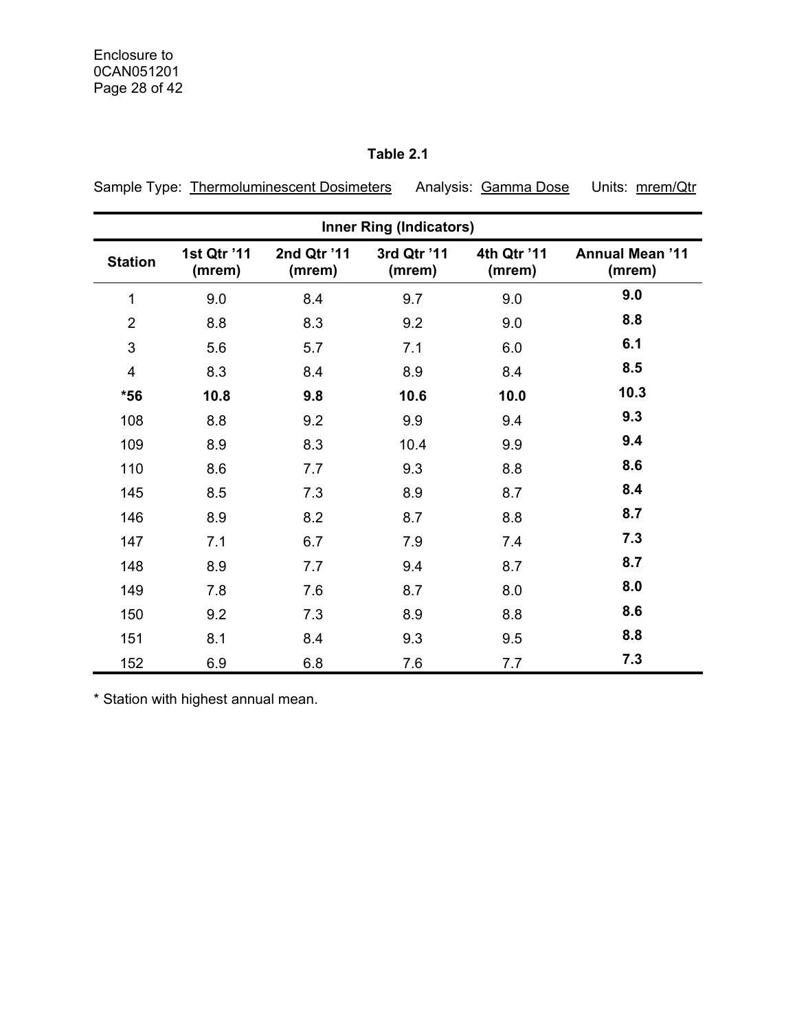**Table 2.1**

Sample Type: Thermoluminescent Dosimeters Analysis: Gamma Dose Units: mrem/Qtr

| Inner Ring (Indicators) | | | | | |
|---|---|---|---|---|---|
| **Station** | **1st Qtr '11 (mrem)** | **2nd Qtr '11 (mrem)** | **3rd Qtr '11 (mrem)** | **4th Qtr '11 (mrem)** | **Annual Mean '11 (mrem)** |
| 1 | 9.0 | 8.4 | 9.7 | 9.0 | **9.0** |
| 2 | 8.8 | 8.3 | 9.2 | 9.0 | **8.8** |
| 3 | 5.6 | 5.7 | 7.1 | 6.0 | **6.1** |
| 4 | 8.3 | 8.4 | 8.9 | 8.4 | **8.5** |
| ***56** | **10.8** | **9.8** | **10.6** | **10.0** | **10.3** |
| 108 | 8.8 | 9.2 | 9.9 | 9.4 | **9.3** |
| 109 | 8.9 | 8.3 | 10.4 | 9.9 | **9.4** |
| 110 | 8.6 | 7.7 | 9.3 | 8.8 | **8.6** |
| 145 | 8.5 | 7.3 | 8.9 | 8.7 | **8.4** |
| 146 | 8.9 | 8.2 | 8.7 | 8.8 | **8.7** |
| 147 | 7.1 | 6.7 | 7.9 | 7.4 | **7.3** |
| 148 | 8.9 | 7.7 | 9.4 | 8.7 | **8.7** |
| 149 | 7.8 | 7.6 | 8.7 | 8.0 | **8.0** |
| 150 | 9.2 | 7.3 | 8.9 | 8.8 | **8.6** |
| 151 | 8.1 | 8.4 | 9.3 | 9.5 | **8.8** |
| 152 | 6.9 | 6.8 | 7.6 | 7.7 | **7.3** |

* Station with highest annual mean.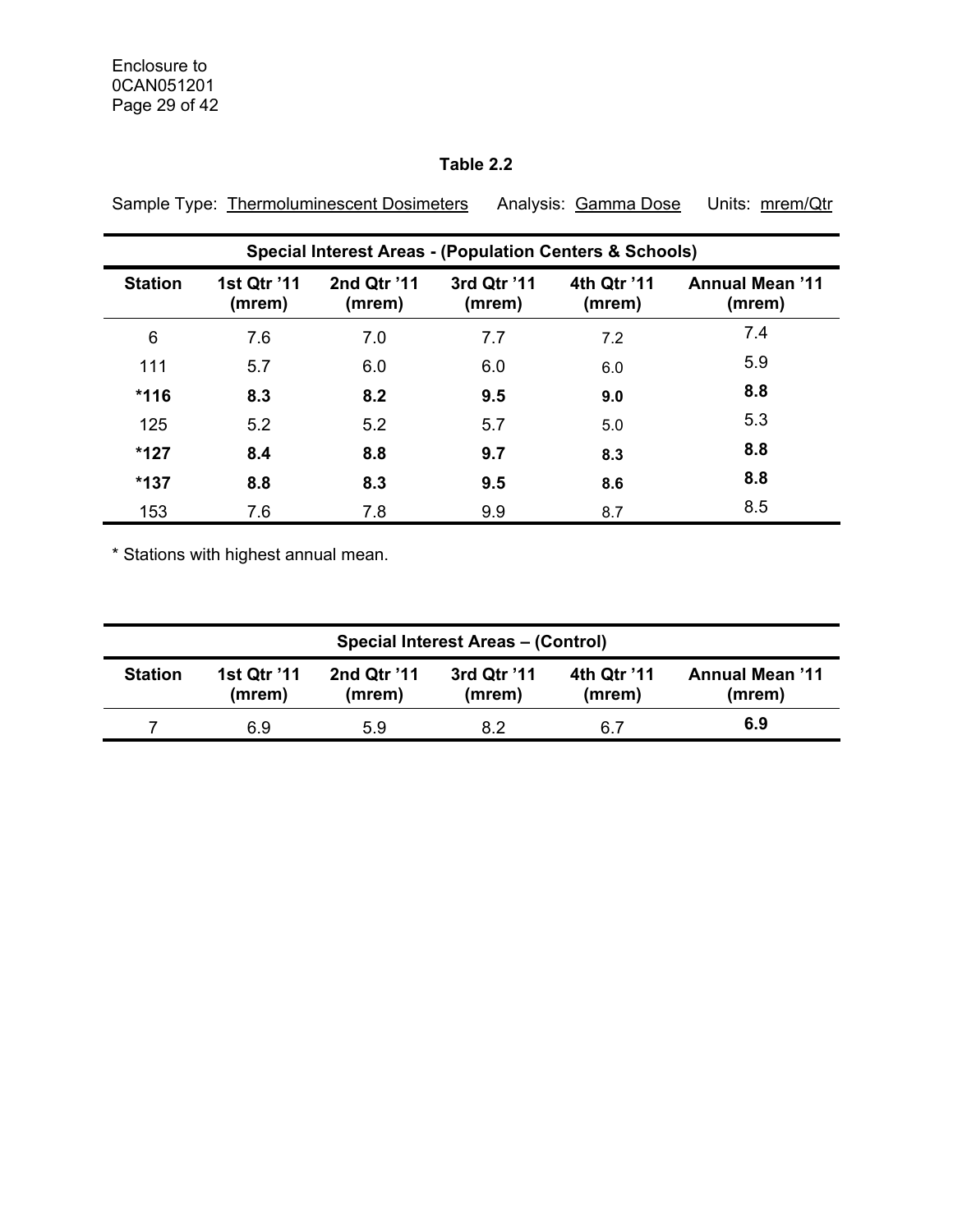**Table 2.2**

Sample Type: Thermoluminescent Dosimeters Analysis: Gamma Dose Units: mrem/Qtr

| Special Interest Areas - (Population Centers & Schools) | | | | | |
|---|---|---|---|---|---|
| **Station** | **1st Qtr '11 (mrem)** | **2nd Qtr '11 (mrem)** | **3rd Qtr '11 (mrem)** | **4th Qtr '11 (mrem)** | **Annual Mean '11 (mrem)** |
| 6 | 7.6 | 7.0 | 7.7 | 7.2 | 7.4 |
| 111 | 5.7 | 6.0 | 6.0 | 6.0 | 5.9 |
| ***116** | **8.3** | **8.2** | **9.5** | **9.0** | **8.8** |
| 125 | 5.2 | 5.2 | 5.7 | 5.0 | 5.3 |
| ***127** | **8.4** | **8.8** | **9.7** | **8.3** | **8.8** |
| ***137** | **8.8** | **8.3** | **9.5** | **8.6** | **8.8** |
| 153 | 7.6 | 7.8 | 9.9 | 8.7 | 8.5 |

* Stations with highest annual mean.

| Special Interest Areas – (Control) | | | | | |
|---|---|---|---|---|---|
| **Station** | **1st Qtr '11 (mrem)** | **2nd Qtr '11 (mrem)** | **3rd Qtr '11 (mrem)** | **4th Qtr '11 (mrem)** | **Annual Mean '11 (mrem)** |
| 7 | 6.9 | 5.9 | 8.2 | 6.7 | **6.9** |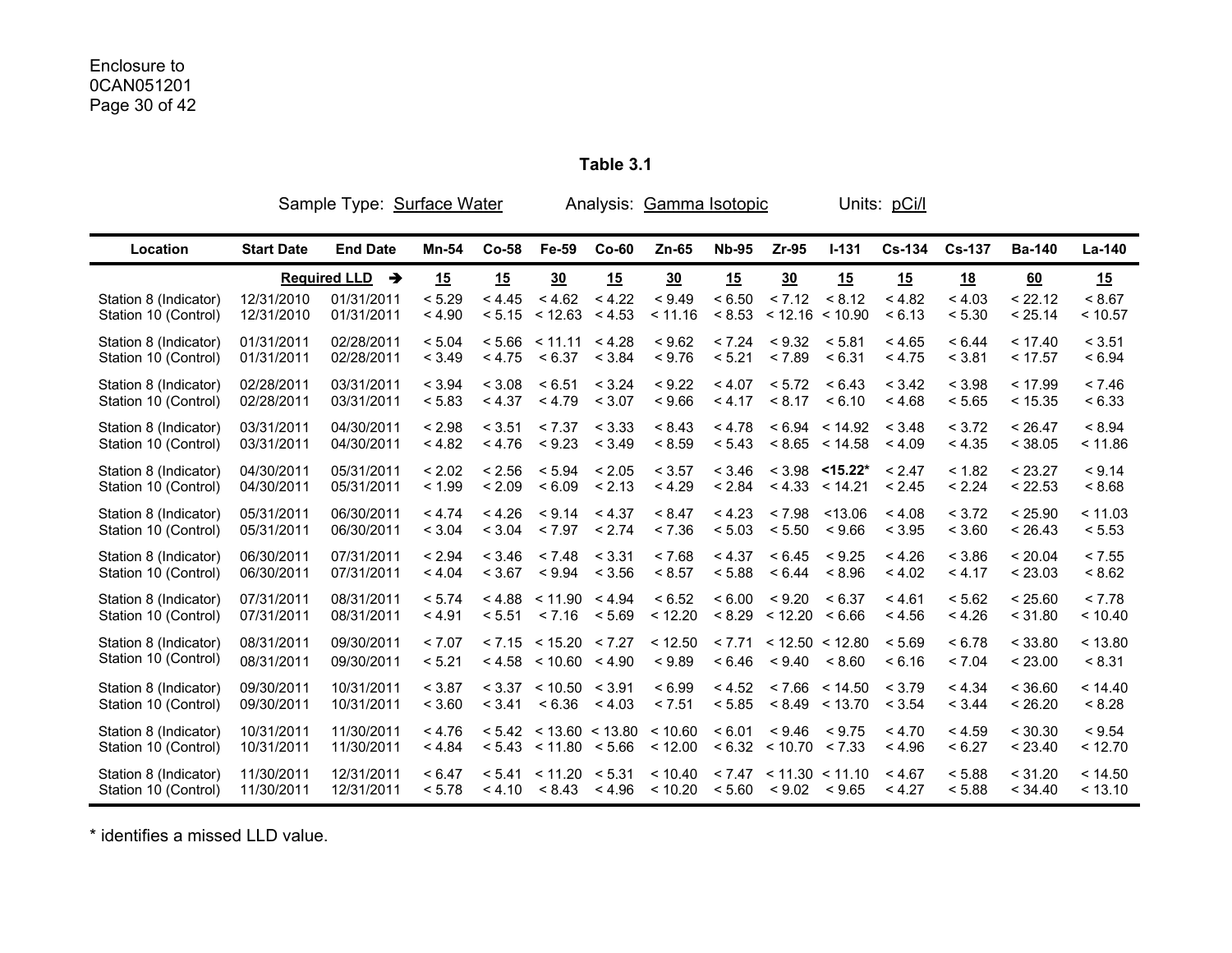Enclosure to
0CAN051201

## Table 3.1

Sample Type: Surface Water Analysis: Gamma Isotopic Units: pCi/l

| Location | Start Date | End Date | Mn-54 | Co-58 | Fe-59 | Co-60 | Zn-65 | Nb-95 | Zr-95 | I-131 | Cs-134 | Cs-137 | Ba-140 | La-140 |
|---|---|---|---|---|---|---|---|---|---|---|---|---|---|---|
| | | **Required LLD** → | **15** | **15** | **30** | **15** | **30** | **15** | **30** | **15** | **15** | **18** | **60** | **15** |
| Station 8 (Indicator) | 12/31/2010 | 01/31/2011 | < 5.29 | < 4.45 | < 4.62 | < 4.22 | < 9.49 | < 6.50 | < 7.12 | < 8.12 | < 4.82 | < 4.03 | < 22.12 | < 8.67 |
| Station 10 (Control) | 12/31/2010 | 01/31/2011 | < 4.90 | < 5.15 | < 12.63 | < 4.53 | < 11.16 | < 8.53 | < 12.16 | < 10.90 | < 6.13 | < 5.30 | < 25.14 | < 10.57 |
| Station 8 (Indicator) | 01/31/2011 | 02/28/2011 | < 5.04 | < 5.66 | < 11.11 | < 4.28 | < 9.62 | < 7.24 | < 9.32 | < 5.81 | < 4.65 | < 6.44 | < 17.40 | < 3.51 |
| Station 10 (Control) | 01/31/2011 | 02/28/2011 | < 3.49 | < 4.75 | < 6.37 | < 3.84 | < 9.76 | < 5.21 | < 7.89 | < 6.31 | < 4.75 | < 3.81 | < 17.57 | < 6.94 |
| Station 8 (Indicator) | 02/28/2011 | 03/31/2011 | < 3.94 | < 3.08 | < 6.51 | < 3.24 | < 9.22 | < 4.07 | < 5.72 | < 6.43 | < 3.42 | < 3.98 | < 17.99 | < 7.46 |
| Station 10 (Control) | 02/28/2011 | 03/31/2011 | < 5.83 | < 4.37 | < 4.79 | < 3.07 | < 9.66 | < 4.17 | < 8.17 | < 6.10 | < 4.68 | < 5.65 | < 15.35 | < 6.33 |
| Station 8 (Indicator) | 03/31/2011 | 04/30/2011 | < 2.98 | < 3.51 | < 7.37 | < 3.33 | < 8.43 | < 4.78 | < 6.94 | < 14.92 | < 3.48 | < 3.72 | < 26.47 | < 8.94 |
| Station 10 (Control) | 03/31/2011 | 04/30/2011 | < 4.82 | < 4.76 | < 9.23 | < 3.49 | < 8.59 | < 5.43 | < 8.65 | < 14.58 | < 4.09 | < 4.35 | < 38.05 | < 11.86 |
| Station 8 (Indicator) | 04/30/2011 | 05/31/2011 | < 2.02 | < 2.56 | < 5.94 | < 2.05 | < 3.57 | < 3.46 | < 3.98 | **<15.22*** | < 2.47 | < 1.82 | < 23.27 | < 9.14 |
| Station 10 (Control) | 04/30/2011 | 05/31/2011 | < 1.99 | < 2.09 | < 6.09 | < 2.13 | < 4.29 | < 2.84 | < 4.33 | < 14.21 | < 2.45 | < 2.24 | < 22.53 | < 8.68 |
| Station 8 (Indicator) | 05/31/2011 | 06/30/2011 | < 4.74 | < 4.26 | < 9.14 | < 4.37 | < 8.47 | < 4.23 | < 7.98 | <13.06 | < 4.08 | < 3.72 | < 25.90 | < 11.03 |
| Station 10 (Control) | 05/31/2011 | 06/30/2011 | < 3.04 | < 3.04 | < 7.97 | < 2.74 | < 7.36 | < 5.03 | < 5.50 | < 9.66 | < 3.95 | < 3.60 | < 26.43 | < 5.53 |
| Station 8 (Indicator) | 06/30/2011 | 07/31/2011 | < 2.94 | < 3.46 | < 7.48 | < 3.31 | < 7.68 | < 4.37 | < 6.45 | < 9.25 | < 4.26 | < 3.86 | < 20.04 | < 7.55 |
| Station 10 (Control) | 06/30/2011 | 07/31/2011 | < 4.04 | < 3.67 | < 9.94 | < 3.56 | < 8.57 | < 5.88 | < 6.44 | < 8.96 | < 4.02 | < 4.17 | < 23.03 | < 8.62 |
| Station 8 (Indicator) | 07/31/2011 | 08/31/2011 | < 5.74 | < 4.88 | < 11.90 | < 4.94 | < 6.52 | < 6.00 | < 9.20 | < 6.37 | < 4.61 | < 5.62 | < 25.60 | < 7.78 |
| Station 10 (Control) | 07/31/2011 | 08/31/2011 | < 4.91 | < 5.51 | < 7.16 | < 5.69 | < 12.20 | < 8.29 | < 12.20 | < 6.66 | < 4.56 | < 4.26 | < 31.80 | < 10.40 |
| Station 8 (Indicator) | 08/31/2011 | 09/30/2011 | < 7.07 | < 7.15 | < 15.20 | < 7.27 | < 12.50 | < 7.71 | < 12.50 | < 12.80 | < 5.69 | < 6.78 | < 33.80 | < 13.80 |
| Station 10 (Control) | 08/31/2011 | 09/30/2011 | < 5.21 | < 4.58 | < 10.60 | < 4.90 | < 9.89 | < 6.46 | < 9.40 | < 8.60 | < 6.16 | < 7.04 | < 23.00 | < 8.31 |
| Station 8 (Indicator) | 09/30/2011 | 10/31/2011 | < 3.87 | < 3.37 | < 10.50 | < 3.91 | < 6.99 | < 4.52 | < 7.66 | < 14.50 | < 3.79 | < 4.34 | < 36.60 | < 14.40 |
| Station 10 (Control) | 09/30/2011 | 10/31/2011 | < 3.60 | < 3.41 | < 6.36 | < 4.03 | < 7.51 | < 5.85 | < 8.49 | < 13.70 | < 3.54 | < 3.44 | < 26.20 | < 8.28 |
| Station 8 (Indicator) | 10/31/2011 | 11/30/2011 | < 4.76 | < 5.42 | < 13.60 | < 13.80 | < 10.60 | < 6.01 | < 9.46 | < 9.75 | < 4.70 | < 4.59 | < 30.30 | < 9.54 |
| Station 10 (Control) | 10/31/2011 | 11/30/2011 | < 4.84 | < 5.43 | < 11.80 | < 5.66 | < 12.00 | < 6.32 | < 10.70 | < 7.33 | < 4.96 | < 6.27 | < 23.40 | < 12.70 |
| Station 8 (Indicator) | 11/30/2011 | 12/31/2011 | < 6.47 | < 5.41 | < 11.20 | < 5.31 | < 10.40 | < 7.47 | < 11.30 | < 11.10 | < 4.67 | < 5.88 | < 31.20 | < 14.50 |
| Station 10 (Control) | 11/30/2011 | 12/31/2011 | < 5.78 | < 4.10 | < 8.43 | < 4.96 | < 10.20 | < 5.60 | < 9.02 | < 9.65 | < 4.27 | < 5.88 | < 34.40 | < 13.10 |

\* identifies a missed LLD value.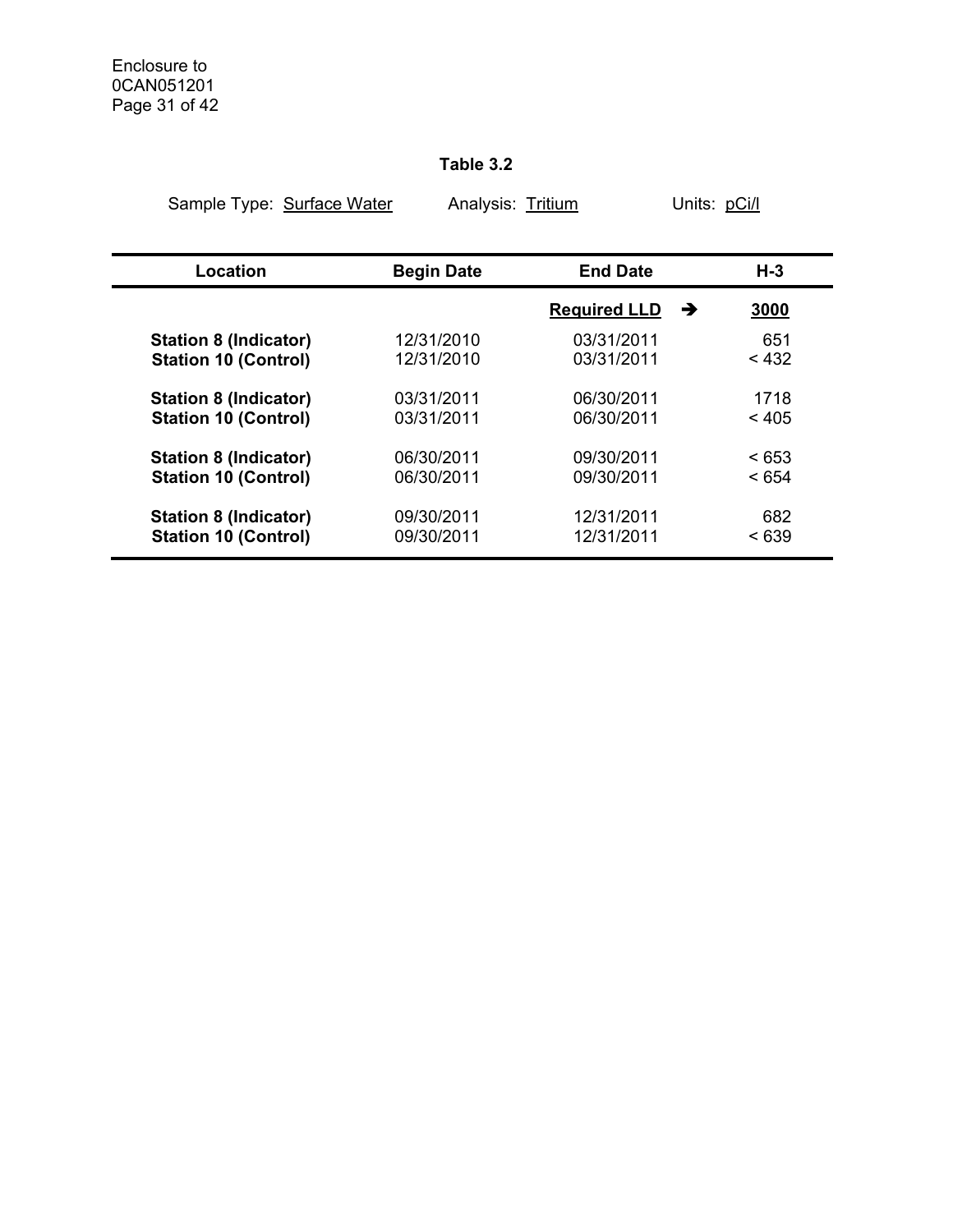## Table 3.2

Sample Type: Surface Water Analysis: Tritium Units: pCi/l

| Location | Begin Date | End Date | H-3 |
|---|---|---|---|
| | | **Required LLD** ➔ | **3000** |
| **Station 8 (Indicator)** | 12/31/2010 | 03/31/2011 | 651 |
| **Station 10 (Control)** | 12/31/2010 | 03/31/2011 | < 432 |
| **Station 8 (Indicator)** | 03/31/2011 | 06/30/2011 | 1718 |
| **Station 10 (Control)** | 03/31/2011 | 06/30/2011 | < 405 |
| **Station 8 (Indicator)** | 06/30/2011 | 09/30/2011 | < 653 |
| **Station 10 (Control)** | 06/30/2011 | 09/30/2011 | < 654 |
| **Station 8 (Indicator)** | 09/30/2011 | 12/31/2011 | 682 |
| **Station 10 (Control)** | 09/30/2011 | 12/31/2011 | < 639 |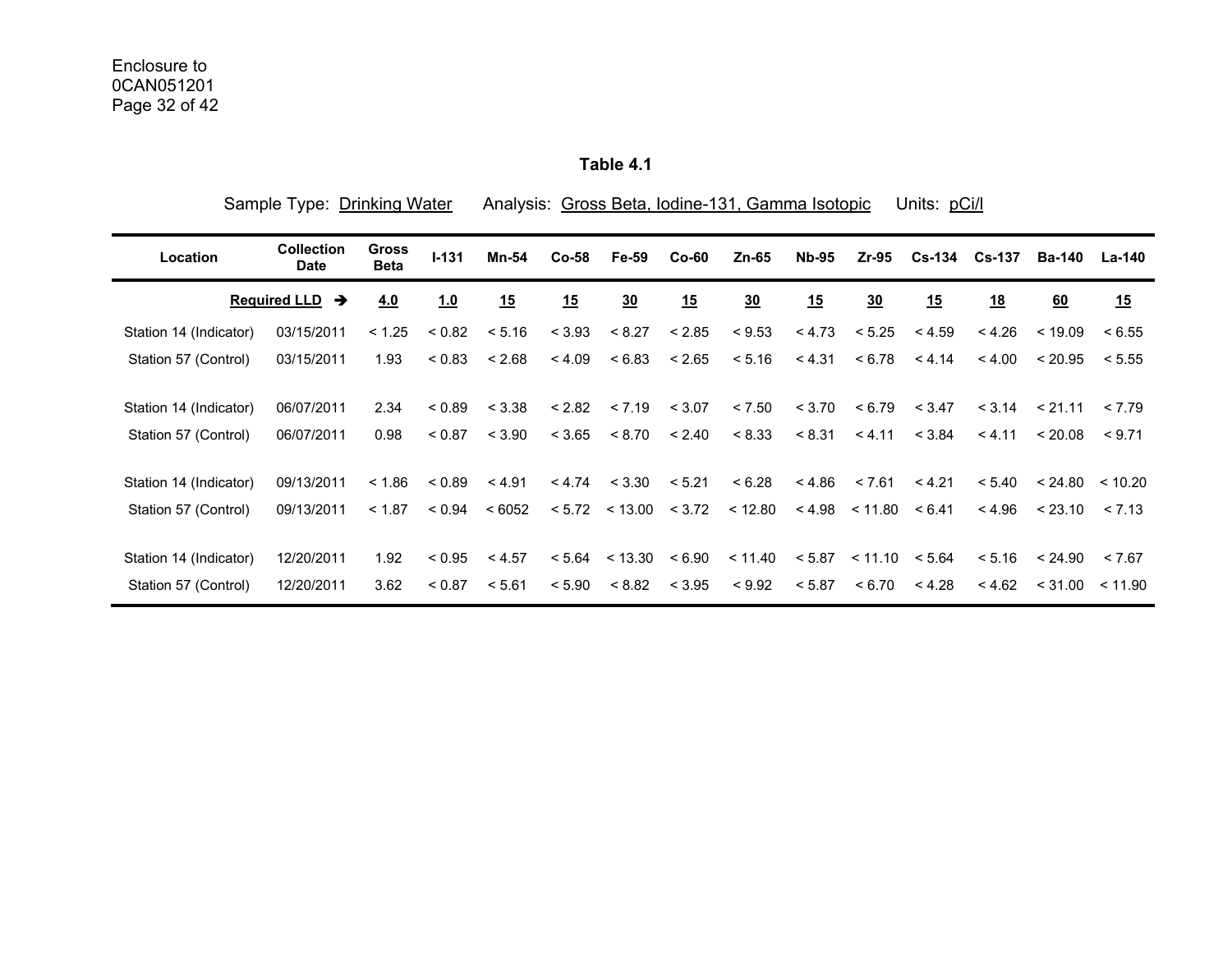Enclosure to
0CAN051201

**Table 4.1**

Sample Type: Drinking Water     Analysis: Gross Beta, Iodine-131, Gamma Isotopic     Units: pCi/l

| Location | Collection Date | Gross Beta | I-131 | Mn-54 | Co-58 | Fe-59 | Co-60 | Zn-65 | Nb-95 | Zr-95 | Cs-134 | Cs-137 | Ba-140 | La-140 |
|---|---|---|---|---|---|---|---|---|---|---|---|---|---|---|
| | **Required LLD →** | **4.0** | **1.0** | **15** | **15** | **30** | **15** | **30** | **15** | **30** | **15** | **18** | **60** | **15** |
| Station 14 (Indicator) | 03/15/2011 | < 1.25 | < 0.82 | < 5.16 | < 3.93 | < 8.27 | < 2.85 | < 9.53 | < 4.73 | < 5.25 | < 4.59 | < 4.26 | < 19.09 | < 6.55 |
| Station 57 (Control) | 03/15/2011 | 1.93 | < 0.83 | < 2.68 | < 4.09 | < 6.83 | < 2.65 | < 5.16 | < 4.31 | < 6.78 | < 4.14 | < 4.00 | < 20.95 | < 5.55 |
| Station 14 (Indicator) | 06/07/2011 | 2.34 | < 0.89 | < 3.38 | < 2.82 | < 7.19 | < 3.07 | < 7.50 | < 3.70 | < 6.79 | < 3.47 | < 3.14 | < 21.11 | < 7.79 |
| Station 57 (Control) | 06/07/2011 | 0.98 | < 0.87 | < 3.90 | < 3.65 | < 8.70 | < 2.40 | < 8.33 | < 8.31 | < 4.11 | < 3.84 | < 4.11 | < 20.08 | < 9.71 |
| Station 14 (Indicator) | 09/13/2011 | < 1.86 | < 0.89 | < 4.91 | < 4.74 | < 3.30 | < 5.21 | < 6.28 | < 4.86 | < 7.61 | < 4.21 | < 5.40 | < 24.80 | < 10.20 |
| Station 57 (Control) | 09/13/2011 | < 1.87 | < 0.94 | < 6052 | < 5.72 | < 13.00 | < 3.72 | < 12.80 | < 4.98 | < 11.80 | < 6.41 | < 4.96 | < 23.10 | < 7.13 |
| Station 14 (Indicator) | 12/20/2011 | 1.92 | < 0.95 | < 4.57 | < 5.64 | < 13.30 | < 6.90 | < 11.40 | < 5.87 | < 11.10 | < 5.64 | < 5.16 | < 24.90 | < 7.67 |
| Station 57 (Control) | 12/20/2011 | 3.62 | < 0.87 | < 5.61 | < 5.90 | < 8.82 | < 3.95 | < 9.92 | < 5.87 | < 6.70 | < 4.28 | < 4.62 | < 31.00 | < 11.90 |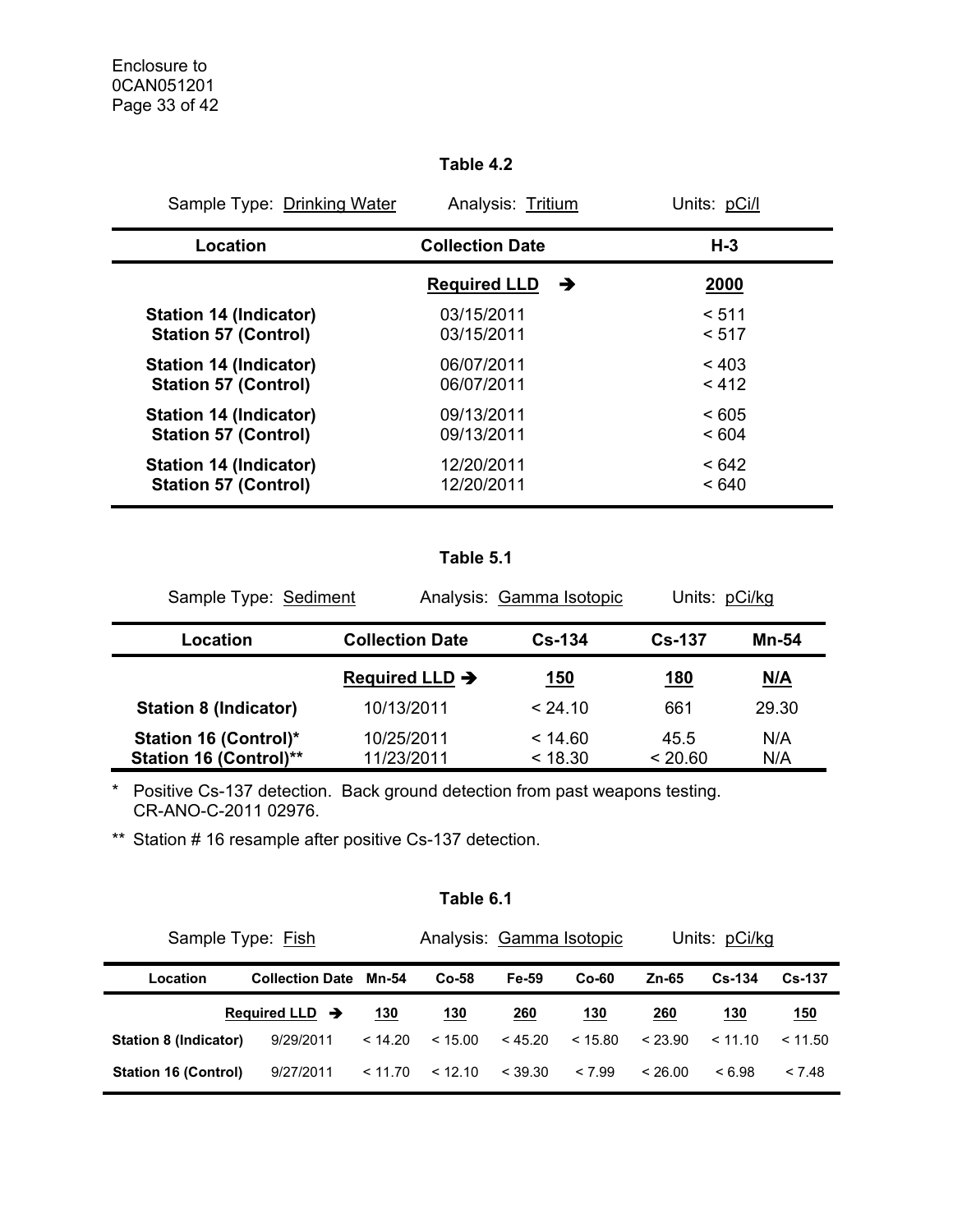### Table 4.2

Sample Type: Drinking Water | Analysis: Tritium | Units: pCi/l

| Location | Collection Date | H-3 |
|---|---|---|
| | **Required LLD →** | **2000** |
| **Station 14 (Indicator)** | 03/15/2011 | < 511 |
| **Station 57 (Control)** | 03/15/2011 | < 517 |
| **Station 14 (Indicator)** | 06/07/2011 | < 403 |
| **Station 57 (Control)** | 06/07/2011 | < 412 |
| **Station 14 (Indicator)** | 09/13/2011 | < 605 |
| **Station 57 (Control)** | 09/13/2011 | < 604 |
| **Station 14 (Indicator)** | 12/20/2011 | < 642 |
| **Station 57 (Control)** | 12/20/2011 | < 640 |

### Table 5.1

Sample Type: Sediment | Analysis: Gamma Isotopic | Units: pCi/kg

| Location | Collection Date | Cs-134 | Cs-137 | Mn-54 |
|---|---|---|---|---|
| | **Required LLD →** | **150** | **180** | **N/A** |
| **Station 8 (Indicator)** | 10/13/2011 | < 24.10 | 661 | 29.30 |
| **Station 16 (Control)*** | 10/25/2011 | < 14.60 | 45.5 | N/A |
| **Station 16 (Control)**** | 11/23/2011 | < 18.30 | < 20.60 | N/A |

\* Positive Cs-137 detection. Back ground detection from past weapons testing. CR-ANO-C-2011 02976.

\*\* Station # 16 resample after positive Cs-137 detection.

### Table 6.1

Sample Type: Fish | Analysis: Gamma Isotopic | Units: pCi/kg

| Location | Collection Date | Mn-54 | Co-58 | Fe-59 | Co-60 | Zn-65 | Cs-134 | Cs-137 |
|---|---|---|---|---|---|---|---|---|
| | **Required LLD →** | **130** | **130** | **260** | **130** | **260** | **130** | **150** |
| **Station 8 (Indicator)** | 9/29/2011 | < 14.20 | < 15.00 | < 45.20 | < 15.80 | < 23.90 | < 11.10 | < 11.50 |
| **Station 16 (Control)** | 9/27/2011 | < 11.70 | < 12.10 | < 39.30 | < 7.99 | < 26.00 | < 6.98 | < 7.48 |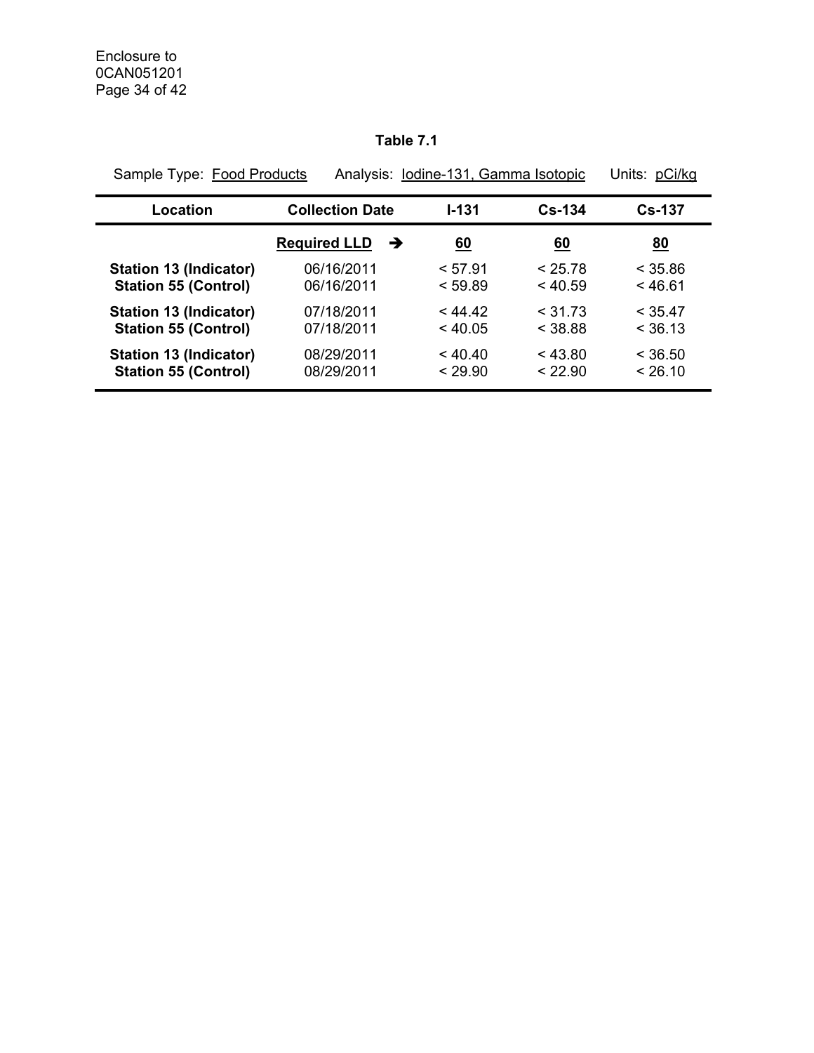**Table 7.1**

Sample Type: Food Products Analysis: Iodine-131, Gamma Isotopic Units: pCi/kg

| Location | Collection Date | I-131 | Cs-134 | Cs-137 |
|---|---|---|---|---|
| | **Required LLD** ➔ | **60** | **60** | **80** |
| **Station 13 (Indicator)** | 06/16/2011 | < 57.91 | < 25.78 | < 35.86 |
| **Station 55 (Control)** | 06/16/2011 | < 59.89 | < 40.59 | < 46.61 |
| **Station 13 (Indicator)** | 07/18/2011 | < 44.42 | < 31.73 | < 35.47 |
| **Station 55 (Control)** | 07/18/2011 | < 40.05 | < 38.88 | < 36.13 |
| **Station 13 (Indicator)** | 08/29/2011 | < 40.40 | < 43.80 | < 36.50 |
| **Station 55 (Control)** | 08/29/2011 | < 29.90 | < 22.90 | < 26.10 |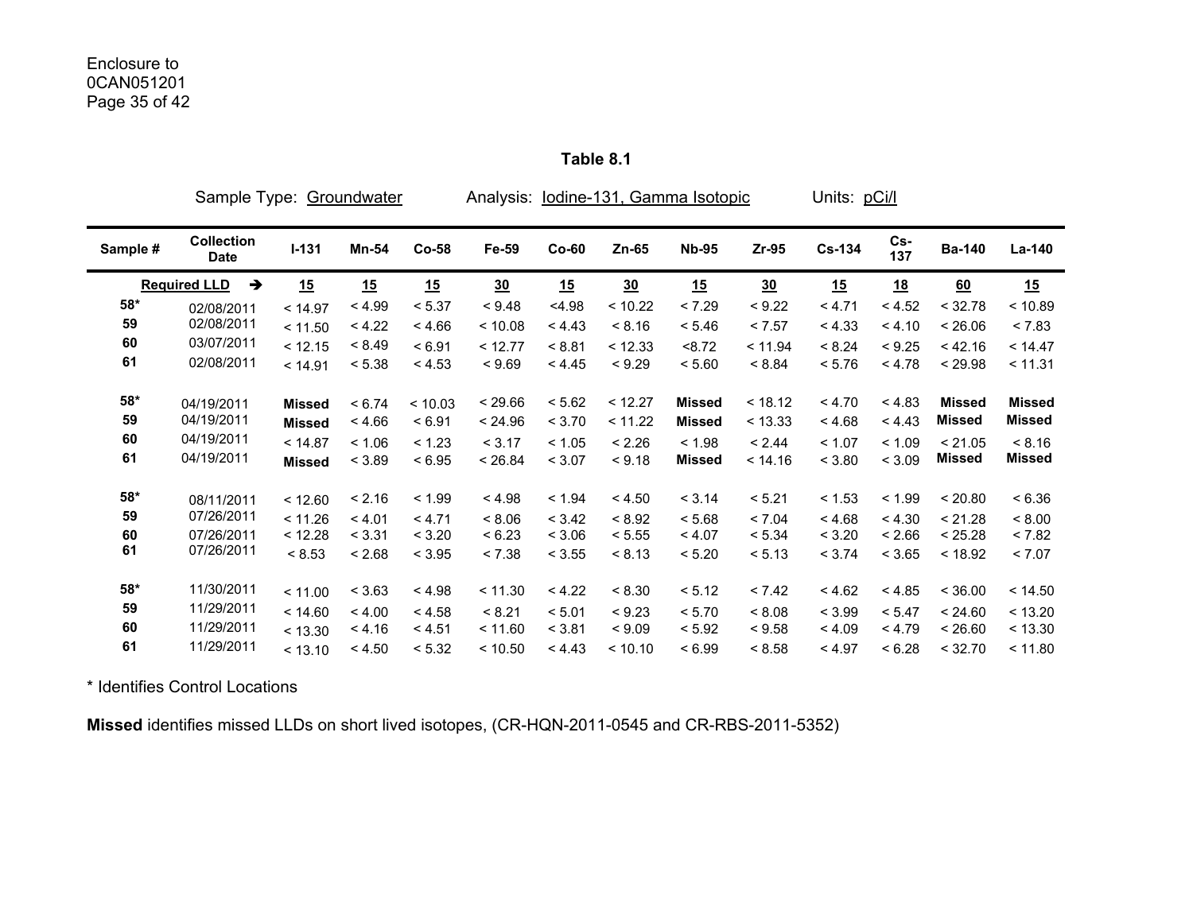## Table 8.1

Sample Type: Groundwater Analysis: Iodine-131, Gamma Isotopic Units: pCi/l

| Sample # | Collection Date | I-131 | Mn-54 | Co-58 | Fe-59 | Co-60 | Zn-65 | Nb-95 | Zr-95 | Cs-134 | Cs-137 | Ba-140 | La-140 |
|---|---|---|---|---|---|---|---|---|---|---|---|---|---|
| **Required LLD →** | | **15** | **15** | **15** | **30** | **15** | **30** | **15** | **30** | **15** | **18** | **60** | **15** |
| **58*** | 02/08/2011 | < 14.97 | < 4.99 | < 5.37 | < 9.48 | <4.98 | < 10.22 | < 7.29 | < 9.22 | < 4.71 | < 4.52 | < 32.78 | < 10.89 |
| **59** | 02/08/2011 | < 11.50 | < 4.22 | < 4.66 | < 10.08 | < 4.43 | < 8.16 | < 5.46 | < 7.57 | < 4.33 | < 4.10 | < 26.06 | < 7.83 |
| **60** | 03/07/2011 | < 12.15 | < 8.49 | < 6.91 | < 12.77 | < 8.81 | < 12.33 | <8.72 | < 11.94 | < 8.24 | < 9.25 | < 42.16 | < 14.47 |
| **61** | 02/08/2011 | < 14.91 | < 5.38 | < 4.53 | < 9.69 | < 4.45 | < 9.29 | < 5.60 | < 8.84 | < 5.76 | < 4.78 | < 29.98 | < 11.31 |
| **58*** | 04/19/2011 | **Missed** | < 6.74 | < 10.03 | < 29.66 | < 5.62 | < 12.27 | **Missed** | < 18.12 | < 4.70 | < 4.83 | **Missed** | **Missed** |
| **59** | 04/19/2011 | **Missed** | < 4.66 | < 6.91 | < 24.96 | < 3.70 | < 11.22 | **Missed** | < 13.33 | < 4.68 | < 4.43 | **Missed** | **Missed** |
| **60** | 04/19/2011 | < 14.87 | < 1.06 | < 1.23 | < 3.17 | < 1.05 | < 2.26 | < 1.98 | < 2.44 | < 1.07 | < 1.09 | < 21.05 | < 8.16 |
| **61** | 04/19/2011 | **Missed** | < 3.89 | < 6.95 | < 26.84 | < 3.07 | < 9.18 | **Missed** | < 14.16 | < 3.80 | < 3.09 | **Missed** | **Missed** |
| **58*** | 08/11/2011 | < 12.60 | < 2.16 | < 1.99 | < 4.98 | < 1.94 | < 4.50 | < 3.14 | < 5.21 | < 1.53 | < 1.99 | < 20.80 | < 6.36 |
| **59** | 07/26/2011 | < 11.26 | < 4.01 | < 4.71 | < 8.06 | < 3.42 | < 8.92 | < 5.68 | < 7.04 | < 4.68 | < 4.30 | < 21.28 | < 8.00 |
| **60** | 07/26/2011 | < 12.28 | < 3.31 | < 3.20 | < 6.23 | < 3.06 | < 5.55 | < 4.07 | < 5.34 | < 3.20 | < 2.66 | < 25.28 | < 7.82 |
| **61** | 07/26/2011 | < 8.53 | < 2.68 | < 3.95 | < 7.38 | < 3.55 | < 8.13 | < 5.20 | < 5.13 | < 3.74 | < 3.65 | < 18.92 | < 7.07 |
| **58*** | 11/30/2011 | < 11.00 | < 3.63 | < 4.98 | < 11.30 | < 4.22 | < 8.30 | < 5.12 | < 7.42 | < 4.62 | < 4.85 | < 36.00 | < 14.50 |
| **59** | 11/29/2011 | < 14.60 | < 4.00 | < 4.58 | < 8.21 | < 5.01 | < 9.23 | < 5.70 | < 8.08 | < 3.99 | < 5.47 | < 24.60 | < 13.20 |
| **60** | 11/29/2011 | < 13.30 | < 4.16 | < 4.51 | < 11.60 | < 3.81 | < 9.09 | < 5.92 | < 9.58 | < 4.09 | < 4.79 | < 26.60 | < 13.30 |
| **61** | 11/29/2011 | < 13.10 | < 4.50 | < 5.32 | < 10.50 | < 4.43 | < 10.10 | < 6.99 | < 8.58 | < 4.97 | < 6.28 | < 32.70 | < 11.80 |

\* Identifies Control Locations

**Missed** identifies missed LLDs on short lived isotopes, (CR-HQN-2011-0545 and CR-RBS-2011-5352)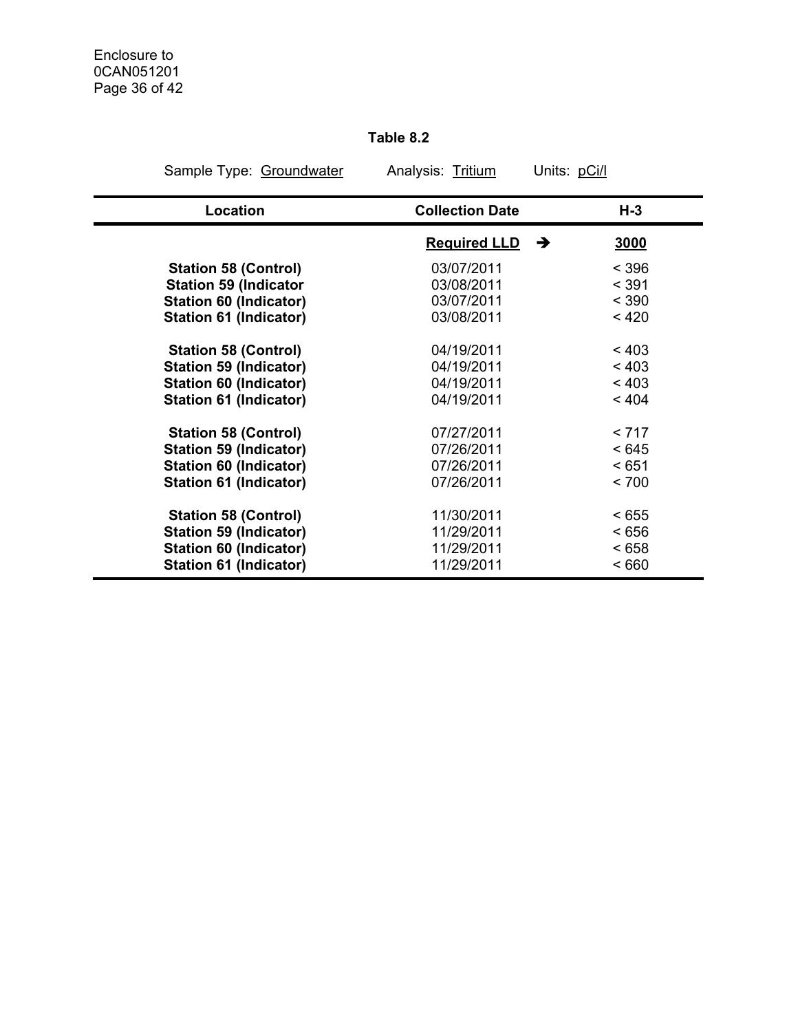**Table 8.2**

Sample Type: Groundwater Analysis: Tritium Units: pCi/l

| Location | Collection Date | H-3 |
|---|---|---|
| | **Required LLD** ➔ | **3000** |
| **Station 58 (Control)** | 03/07/2011 | < 396 |
| **Station 59 (Indicator** | 03/08/2011 | < 391 |
| **Station 60 (Indicator)** | 03/07/2011 | < 390 |
| **Station 61 (Indicator)** | 03/08/2011 | < 420 |
| **Station 58 (Control)** | 04/19/2011 | < 403 |
| **Station 59 (Indicator)** | 04/19/2011 | < 403 |
| **Station 60 (Indicator)** | 04/19/2011 | < 403 |
| **Station 61 (Indicator)** | 04/19/2011 | < 404 |
| **Station 58 (Control)** | 07/27/2011 | < 717 |
| **Station 59 (Indicator)** | 07/26/2011 | < 645 |
| **Station 60 (Indicator)** | 07/26/2011 | < 651 |
| **Station 61 (Indicator)** | 07/26/2011 | < 700 |
| **Station 58 (Control)** | 11/30/2011 | < 655 |
| **Station 59 (Indicator)** | 11/29/2011 | < 656 |
| **Station 60 (Indicator)** | 11/29/2011 | < 658 |
| **Station 61 (Indicator)** | 11/29/2011 | < 660 |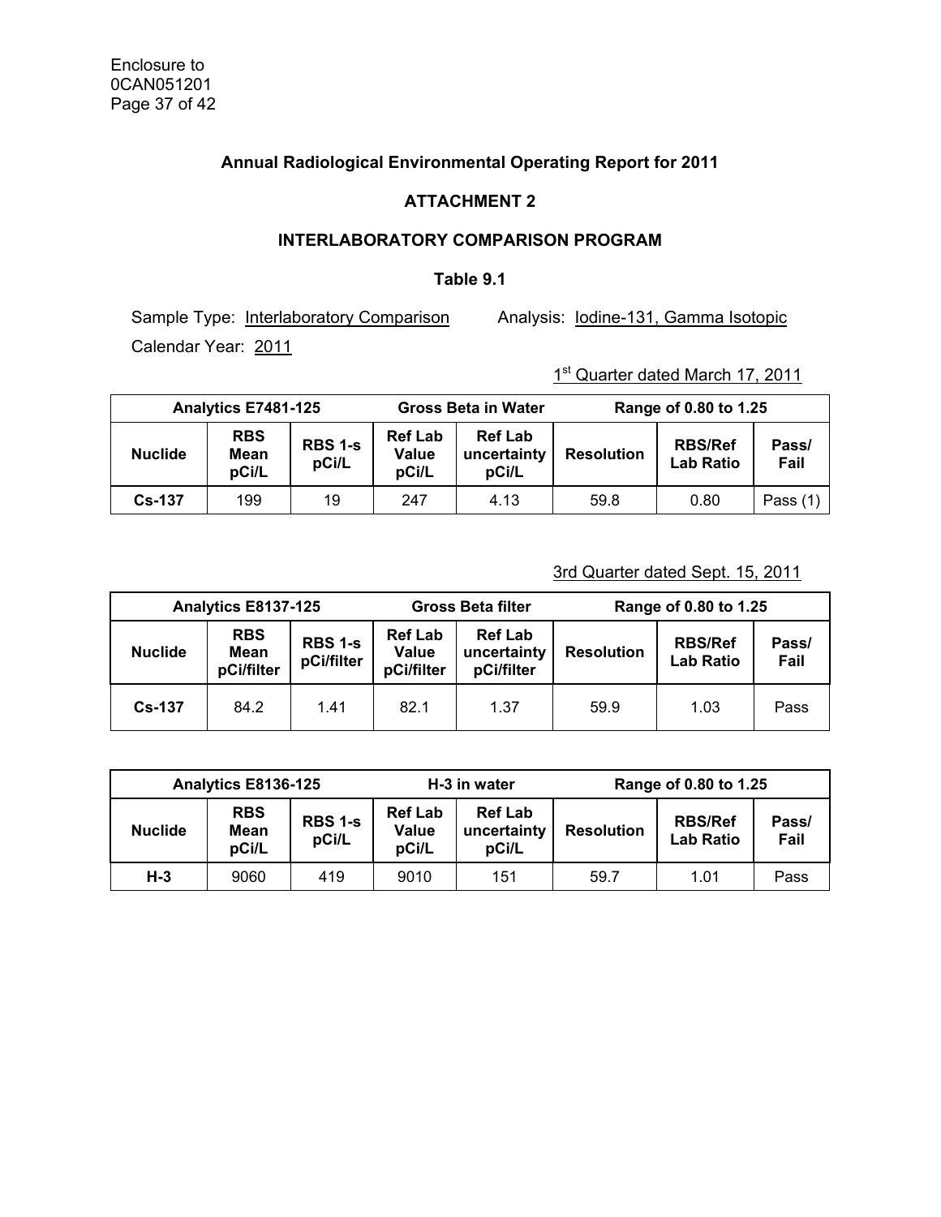Enclosure to
0CAN051201
Page 37 of 42

## Annual Radiological Environmental Operating Report for 2011

### ATTACHMENT 2

### INTERLABORATORY COMPARISON PROGRAM

#### Table 9.1

Sample Type: Interlaboratory Comparison Analysis: Iodine-131, Gamma Isotopic

Calendar Year: 2011

1st Quarter dated March 17, 2011

| Analytics E7481-125 | | | Gross Beta in Water | | Range of 0.80 to 1.25 | | |
|---|---|---|---|---|---|---|---|
| **Nuclide** | **RBS Mean pCi/L** | **RBS 1-s pCi/L** | **Ref Lab Value pCi/L** | **Ref Lab uncertainty pCi/L** | **Resolution** | **RBS/Ref Lab Ratio** | **Pass/ Fail** |
| **Cs-137** | 199 | 19 | 247 | 4.13 | 59.8 | 0.80 | Pass (1) |

3rd Quarter dated Sept. 15, 2011

| Analytics E8137-125 | | | Gross Beta filter | | Range of 0.80 to 1.25 | | |
|---|---|---|---|---|---|---|---|
| **Nuclide** | **RBS Mean pCi/filter** | **RBS 1-s pCi/filter** | **Ref Lab Value pCi/filter** | **Ref Lab uncertainty pCi/filter** | **Resolution** | **RBS/Ref Lab Ratio** | **Pass/ Fail** |
| **Cs-137** | 84.2 | 1.41 | 82.1 | 1.37 | 59.9 | 1.03 | Pass |

| Analytics E8136-125 | | | H-3 in water | | Range of 0.80 to 1.25 | | |
|---|---|---|---|---|---|---|---|
| **Nuclide** | **RBS Mean pCi/L** | **RBS 1-s pCi/L** | **Ref Lab Value pCi/L** | **Ref Lab uncertainty pCi/L** | **Resolution** | **RBS/Ref Lab Ratio** | **Pass/ Fail** |
| **H-3** | 9060 | 419 | 9010 | 151 | 59.7 | 1.01 | Pass |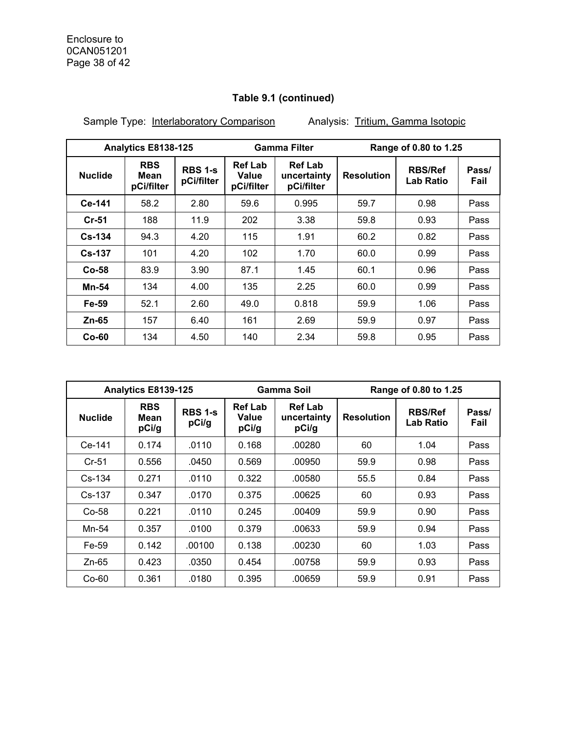### Table 9.1 (continued)

Sample Type: Interlaboratory Comparison          Analysis: Tritium, Gamma Isotopic

| Analytics E8138-125 | | | Gamma Filter | | Range of 0.80 to 1.25 | | |
|---|---|---|---|---|---|---|---|
| **Nuclide** | **RBS Mean pCi/filter** | **RBS 1-s pCi/filter** | **Ref Lab Value pCi/filter** | **Ref Lab uncertainty pCi/filter** | **Resolution** | **RBS/Ref Lab Ratio** | **Pass/ Fail** |
| **Ce-141** | 58.2 | 2.80 | 59.6 | 0.995 | 59.7 | 0.98 | Pass |
| **Cr-51** | 188 | 11.9 | 202 | 3.38 | 59.8 | 0.93 | Pass |
| **Cs-134** | 94.3 | 4.20 | 115 | 1.91 | 60.2 | 0.82 | Pass |
| **Cs-137** | 101 | 4.20 | 102 | 1.70 | 60.0 | 0.99 | Pass |
| **Co-58** | 83.9 | 3.90 | 87.1 | 1.45 | 60.1 | 0.96 | Pass |
| **Mn-54** | 134 | 4.00 | 135 | 2.25 | 60.0 | 0.99 | Pass |
| **Fe-59** | 52.1 | 2.60 | 49.0 | 0.818 | 59.9 | 1.06 | Pass |
| **Zn-65** | 157 | 6.40 | 161 | 2.69 | 59.9 | 0.97 | Pass |
| **Co-60** | 134 | 4.50 | 140 | 2.34 | 59.8 | 0.95 | Pass |

| Analytics E8139-125 | | | Gamma Soil | | Range of 0.80 to 1.25 | | |
|---|---|---|---|---|---|---|---|
| **Nuclide** | **RBS Mean pCi/g** | **RBS 1-s pCi/g** | **Ref Lab Value pCi/g** | **Ref Lab uncertainty pCi/g** | **Resolution** | **RBS/Ref Lab Ratio** | **Pass/ Fail** |
| Ce-141 | 0.174 | .0110 | 0.168 | .00280 | 60 | 1.04 | Pass |
| Cr-51 | 0.556 | .0450 | 0.569 | .00950 | 59.9 | 0.98 | Pass |
| Cs-134 | 0.271 | .0110 | 0.322 | .00580 | 55.5 | 0.84 | Pass |
| Cs-137 | 0.347 | .0170 | 0.375 | .00625 | 60 | 0.93 | Pass |
| Co-58 | 0.221 | .0110 | 0.245 | .00409 | 59.9 | 0.90 | Pass |
| Mn-54 | 0.357 | .0100 | 0.379 | .00633 | 59.9 | 0.94 | Pass |
| Fe-59 | 0.142 | .00100 | 0.138 | .00230 | 60 | 1.03 | Pass |
| Zn-65 | 0.423 | .0350 | 0.454 | .00758 | 59.9 | 0.93 | Pass |
| Co-60 | 0.361 | .0180 | 0.395 | .00659 | 59.9 | 0.91 | Pass |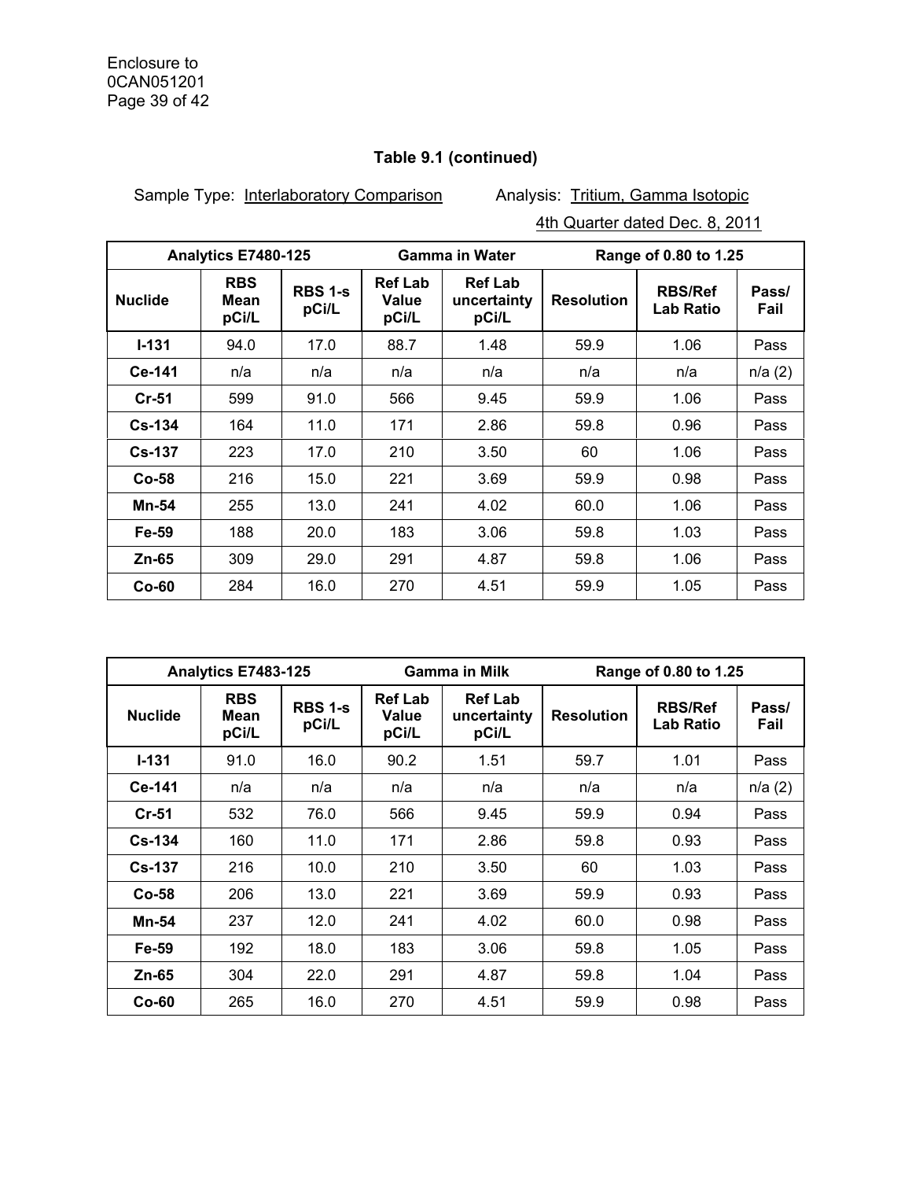### Table 9.1 (continued)

Sample Type: Interlaboratory Comparison Analysis: Tritium, Gamma Isotopic

4th Quarter dated Dec. 8, 2011

| Analytics E7480-125 | | | Gamma in Water | | Range of 0.80 to 1.25 | | |
|---|---|---|---|---|---|---|---|
| **Nuclide** | **RBS Mean pCi/L** | **RBS 1-s pCi/L** | **Ref Lab Value pCi/L** | **Ref Lab uncertainty pCi/L** | **Resolution** | **RBS/Ref Lab Ratio** | **Pass/ Fail** |
| **I-131** | 94.0 | 17.0 | 88.7 | 1.48 | 59.9 | 1.06 | Pass |
| **Ce-141** | n/a | n/a | n/a | n/a | n/a | n/a | n/a (2) |
| **Cr-51** | 599 | 91.0 | 566 | 9.45 | 59.9 | 1.06 | Pass |
| **Cs-134** | 164 | 11.0 | 171 | 2.86 | 59.8 | 0.96 | Pass |
| **Cs-137** | 223 | 17.0 | 210 | 3.50 | 60 | 1.06 | Pass |
| **Co-58** | 216 | 15.0 | 221 | 3.69 | 59.9 | 0.98 | Pass |
| **Mn-54** | 255 | 13.0 | 241 | 4.02 | 60.0 | 1.06 | Pass |
| **Fe-59** | 188 | 20.0 | 183 | 3.06 | 59.8 | 1.03 | Pass |
| **Zn-65** | 309 | 29.0 | 291 | 4.87 | 59.8 | 1.06 | Pass |
| **Co-60** | 284 | 16.0 | 270 | 4.51 | 59.9 | 1.05 | Pass |

| Analytics E7483-125 | | | Gamma in Milk | | Range of 0.80 to 1.25 | | |
|---|---|---|---|---|---|---|---|
| **Nuclide** | **RBS Mean pCi/L** | **RBS 1-s pCi/L** | **Ref Lab Value pCi/L** | **Ref Lab uncertainty pCi/L** | **Resolution** | **RBS/Ref Lab Ratio** | **Pass/ Fail** |
| **I-131** | 91.0 | 16.0 | 90.2 | 1.51 | 59.7 | 1.01 | Pass |
| **Ce-141** | n/a | n/a | n/a | n/a | n/a | n/a | n/a (2) |
| **Cr-51** | 532 | 76.0 | 566 | 9.45 | 59.9 | 0.94 | Pass |
| **Cs-134** | 160 | 11.0 | 171 | 2.86 | 59.8 | 0.93 | Pass |
| **Cs-137** | 216 | 10.0 | 210 | 3.50 | 60 | 1.03 | Pass |
| **Co-58** | 206 | 13.0 | 221 | 3.69 | 59.9 | 0.93 | Pass |
| **Mn-54** | 237 | 12.0 | 241 | 4.02 | 60.0 | 0.98 | Pass |
| **Fe-59** | 192 | 18.0 | 183 | 3.06 | 59.8 | 1.05 | Pass |
| **Zn-65** | 304 | 22.0 | 291 | 4.87 | 59.8 | 1.04 | Pass |
| **Co-60** | 265 | 16.0 | 270 | 4.51 | 59.9 | 0.98 | Pass |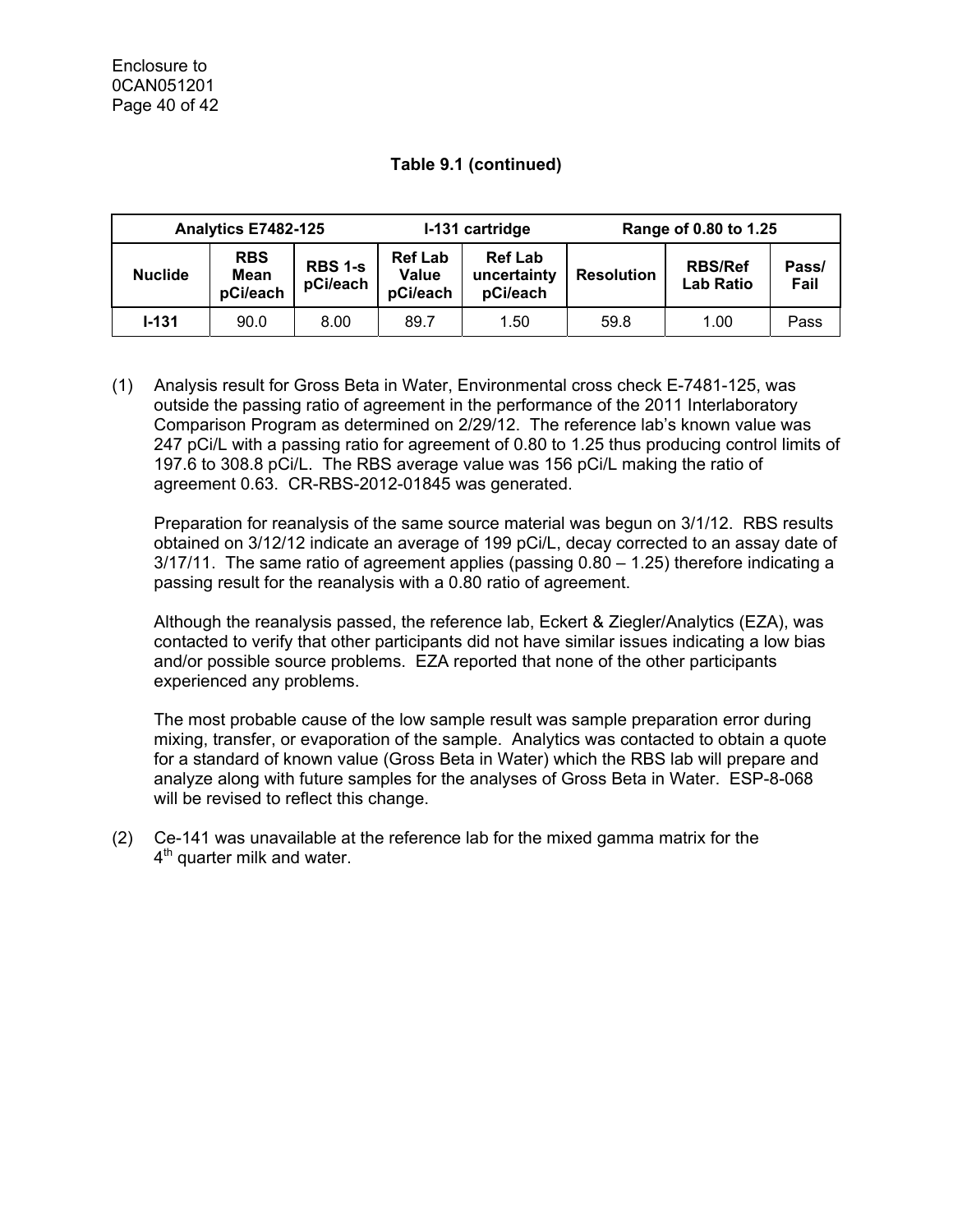### Table 9.1 (continued)

| Analytics E7482-125 | | | I-131 cartridge | | Range of 0.80 to 1.25 | | |
|---|---|---|---|---|---|---|---|
| **Nuclide** | **RBS Mean pCi/each** | **RBS 1-s pCi/each** | **Ref Lab Value pCi/each** | **Ref Lab uncertainty pCi/each** | **Resolution** | **RBS/Ref Lab Ratio** | **Pass/ Fail** |
| **I-131** | 90.0 | 8.00 | 89.7 | 1.50 | 59.8 | 1.00 | Pass |

(1) Analysis result for Gross Beta in Water, Environmental cross check E-7481-125, was outside the passing ratio of agreement in the performance of the 2011 Interlaboratory Comparison Program as determined on 2/29/12. The reference lab's known value was 247 pCi/L with a passing ratio for agreement of 0.80 to 1.25 thus producing control limits of 197.6 to 308.8 pCi/L. The RBS average value was 156 pCi/L making the ratio of agreement 0.63. CR-RBS-2012-01845 was generated.

Preparation for reanalysis of the same source material was begun on 3/1/12. RBS results obtained on 3/12/12 indicate an average of 199 pCi/L, decay corrected to an assay date of 3/17/11. The same ratio of agreement applies (passing 0.80 – 1.25) therefore indicating a passing result for the reanalysis with a 0.80 ratio of agreement.

Although the reanalysis passed, the reference lab, Eckert & Ziegler/Analytics (EZA), was contacted to verify that other participants did not have similar issues indicating a low bias and/or possible source problems. EZA reported that none of the other participants experienced any problems.

The most probable cause of the low sample result was sample preparation error during mixing, transfer, or evaporation of the sample. Analytics was contacted to obtain a quote for a standard of known value (Gross Beta in Water) which the RBS lab will prepare and analyze along with future samples for the analyses of Gross Beta in Water. ESP-8-068 will be revised to reflect this change.

(2) Ce-141 was unavailable at the reference lab for the mixed gamma matrix for the 4th quarter milk and water.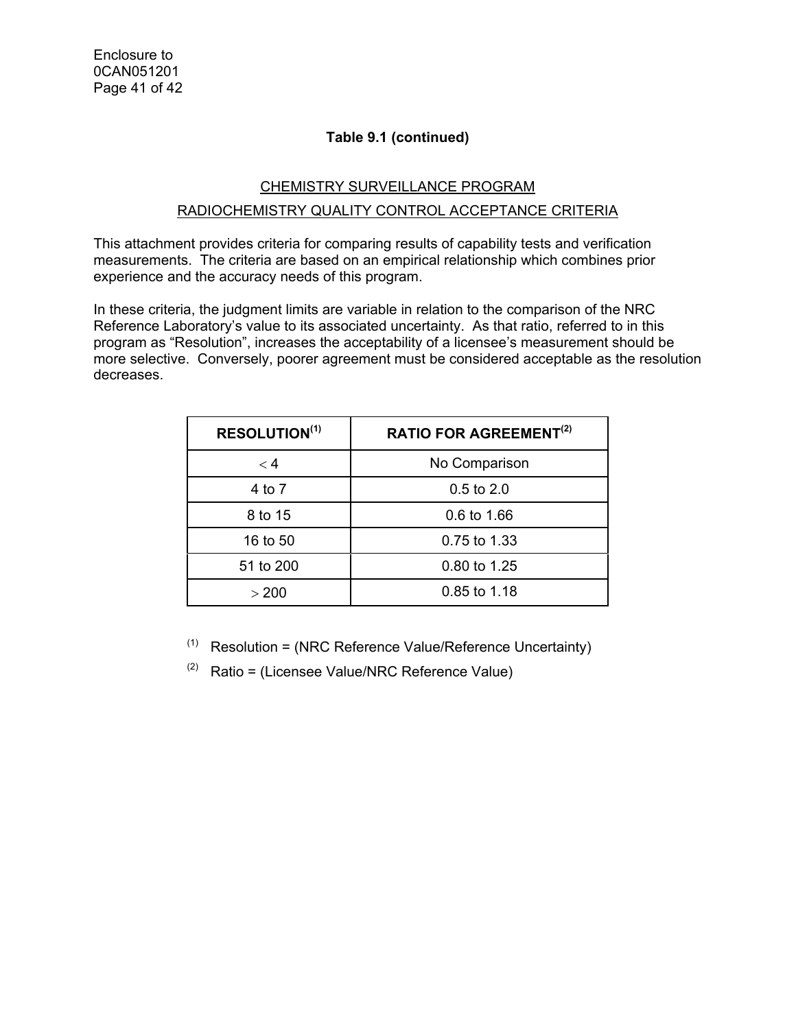**Table 9.1 (continued)**

CHEMISTRY SURVEILLANCE PROGRAM

RADIOCHEMISTRY QUALITY CONTROL ACCEPTANCE CRITERIA

This attachment provides criteria for comparing results of capability tests and verification measurements. The criteria are based on an empirical relationship which combines prior experience and the accuracy needs of this program.

In these criteria, the judgment limits are variable in relation to the comparison of the NRC Reference Laboratory's value to its associated uncertainty. As that ratio, referred to in this program as "Resolution", increases the acceptability of a licensee's measurement should be more selective. Conversely, poorer agreement must be considered acceptable as the resolution decreases.

| RESOLUTION(1) | RATIO FOR AGREEMENT(2) |
|---|---|
| $<$ 4 | No Comparison |
| 4 to 7 | 0.5 to 2.0 |
| 8 to 15 | 0.6 to 1.66 |
| 16 to 50 | 0.75 to 1.33 |
| 51 to 200 | 0.80 to 1.25 |
| $>$ 200 | 0.85 to 1.18 |

(1) Resolution = (NRC Reference Value/Reference Uncertainty)

(2) Ratio = (Licensee Value/NRC Reference Value)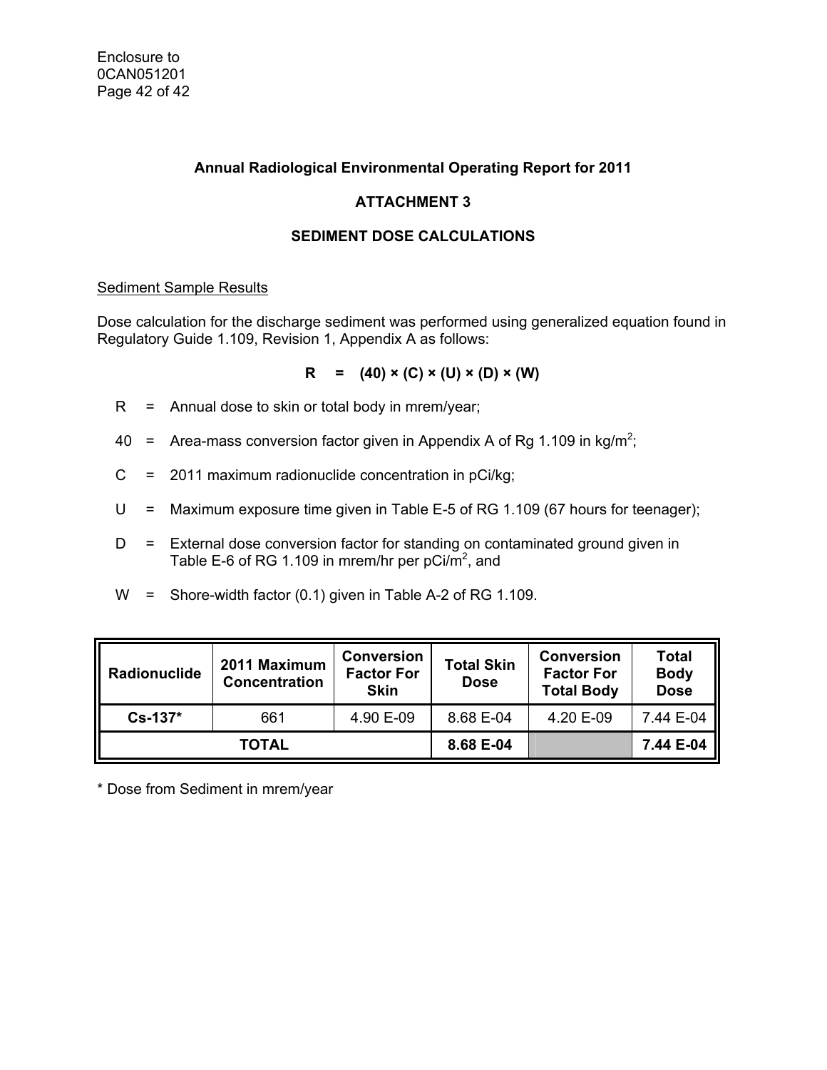## Annual Radiological Environmental Operating Report for 2011

## ATTACHMENT 3

## SEDIMENT DOSE CALCULATIONS

Sediment Sample Results

Dose calculation for the discharge sediment was performed using generalized equation found in Regulatory Guide 1.109, Revision 1, Appendix A as follows:

$$R = (40) \times (C) \times (U) \times (D) \times (W)$$

- R = Annual dose to skin or total body in mrem/year;
- 40 = Area-mass conversion factor given in Appendix A of Rg 1.109 in kg/m$^2$;
- C = 2011 maximum radionuclide concentration in pCi/kg;
- U = Maximum exposure time given in Table E-5 of RG 1.109 (67 hours for teenager);
- D = External dose conversion factor for standing on contaminated ground given in Table E-6 of RG 1.109 in mrem/hr per pCi/m$^2$, and
- W = Shore-width factor (0.1) given in Table A-2 of RG 1.109.

| Radionuclide | 2011 Maximum Concentration | Conversion Factor For Skin | Total Skin Dose | Conversion Factor For Total Body | Total Body Dose |
|---|---|---|---|---|---|
| **Cs-137*** | 661 | 4.90 E-09 | 8.68 E-04 | 4.20 E-09 | 7.44 E-04 |
| **TOTAL** | | | **8.68 E-04** | | **7.44 E-04** |

* Dose from Sediment in mrem/year